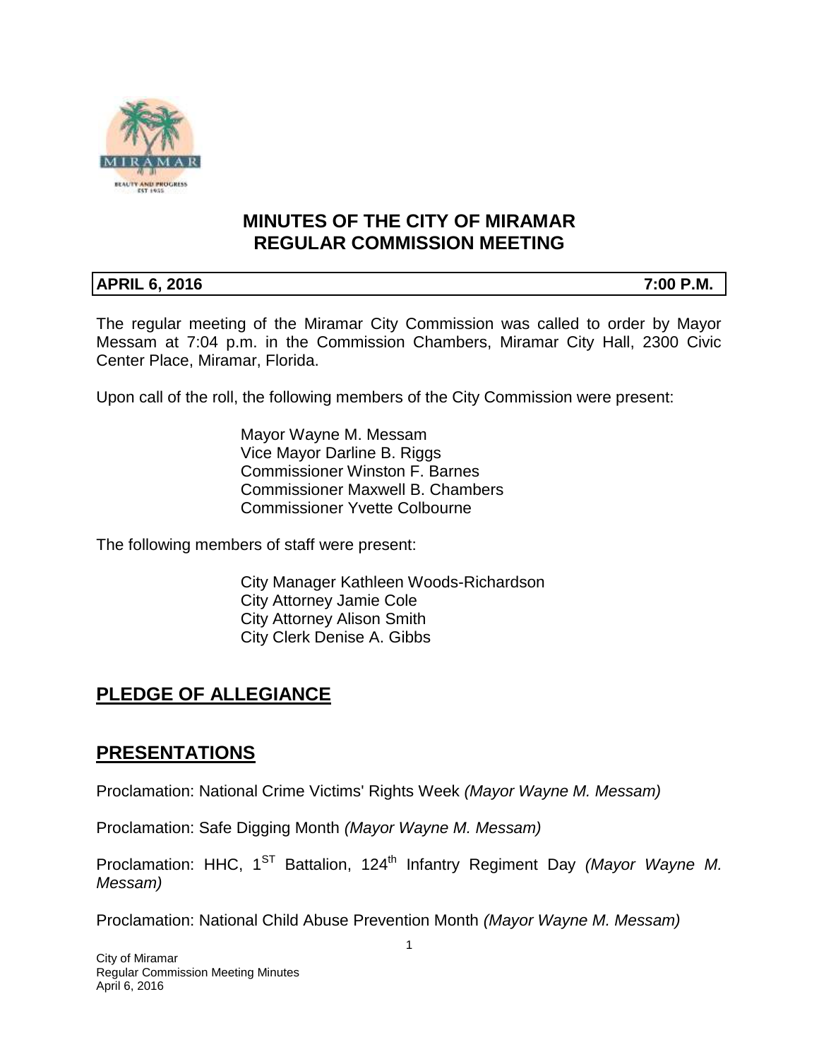# MINUTES OF THE CITY OF MIRAMAR REGULAR COMMISSION MEETING

**APRIL 6, 2016** **7:00 P.M.**

The regular meeting of the Miramar City Commission was called to order by Mayor Messam at 7:04 p.m. in the Commission Chambers, Miramar City Hall, 2300 Civic Center Place, Miramar, Florida.

Upon call of the roll, the following members of the City Commission were present:

Mayor Wayne M. Messam
Vice Mayor Darline B. Riggs
Commissioner Winston F. Barnes
Commissioner Maxwell B. Chambers
Commissioner Yvette Colbourne

The following members of staff were present:

City Manager Kathleen Woods-Richardson
City Attorney Jamie Cole
City Attorney Alison Smith
City Clerk Denise A. Gibbs

## PLEDGE OF ALLEGIANCE

## PRESENTATIONS

Proclamation: National Crime Victims' Rights Week *(Mayor Wayne M. Messam)*

Proclamation: Safe Digging Month *(Mayor Wayne M. Messam)*

Proclamation: HHC, 1ST Battalion, 124th Infantry Regiment Day *(Mayor Wayne M. Messam)*

Proclamation: National Child Abuse Prevention Month *(Mayor Wayne M. Messam)*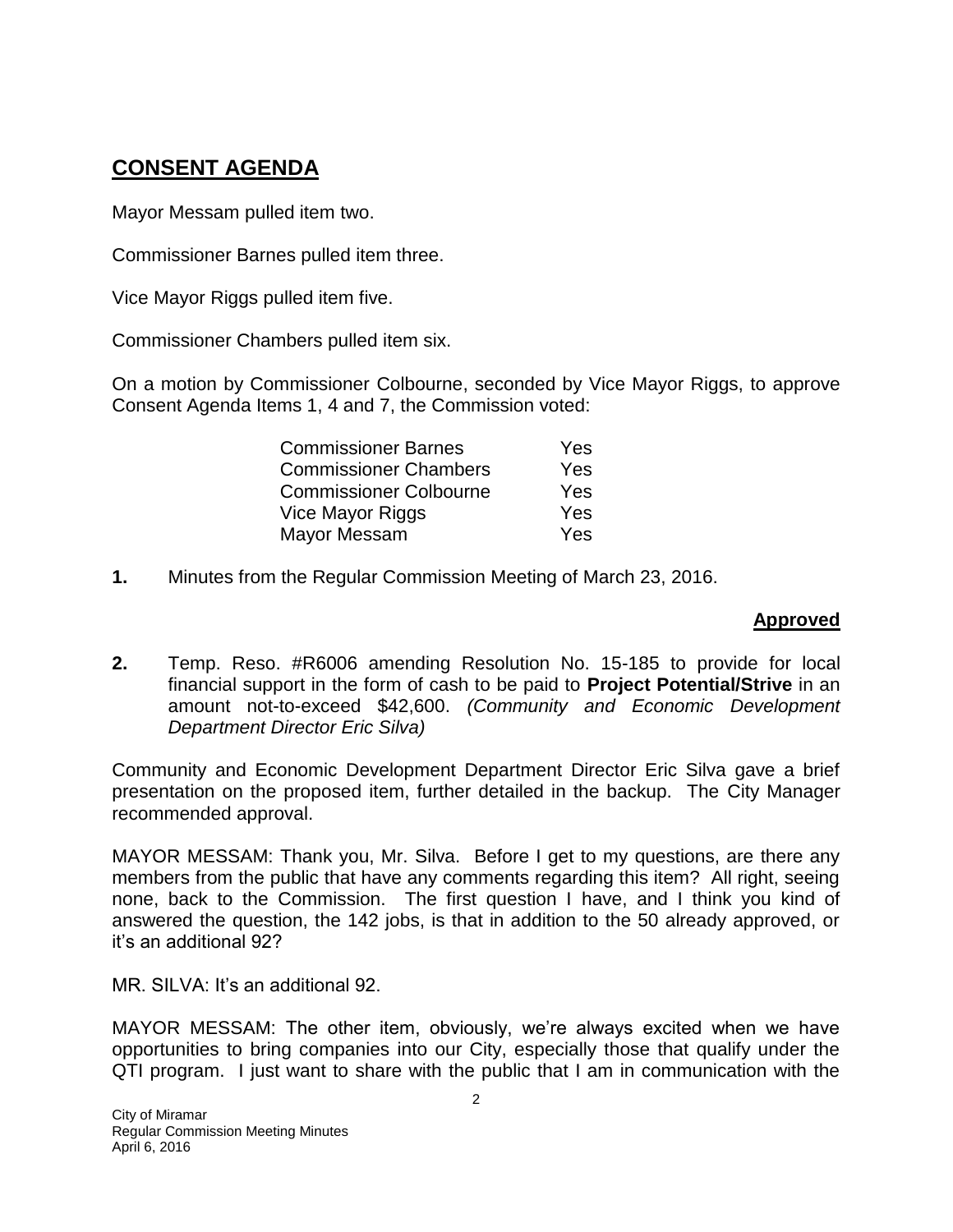## CONSENT AGENDA

Mayor Messam pulled item two.

Commissioner Barnes pulled item three.

Vice Mayor Riggs pulled item five.

Commissioner Chambers pulled item six.

On a motion by Commissioner Colbourne, seconded by Vice Mayor Riggs, to approve Consent Agenda Items 1, 4 and 7, the Commission voted:

| | |
|---|---|
| Commissioner Barnes | Yes |
| Commissioner Chambers | Yes |
| Commissioner Colbourne | Yes |
| Vice Mayor Riggs | Yes |
| Mayor Messam | Yes |

**1.** Minutes from the Regular Commission Meeting of March 23, 2016.

**Approved**

**2.** Temp. Reso. #R6006 amending Resolution No. 15-185 to provide for local financial support in the form of cash to be paid to **Project Potential/Strive** in an amount not-to-exceed $42,600. *(Community and Economic Development Department Director Eric Silva)*

Community and Economic Development Department Director Eric Silva gave a brief presentation on the proposed item, further detailed in the backup. The City Manager recommended approval.

MAYOR MESSAM: Thank you, Mr. Silva. Before I get to my questions, are there any members from the public that have any comments regarding this item? All right, seeing none, back to the Commission. The first question I have, and I think you kind of answered the question, the 142 jobs, is that in addition to the 50 already approved, or it's an additional 92?

MR. SILVA: It's an additional 92.

MAYOR MESSAM: The other item, obviously, we're always excited when we have opportunities to bring companies into our City, especially those that qualify under the QTI program. I just want to share with the public that I am in communication with the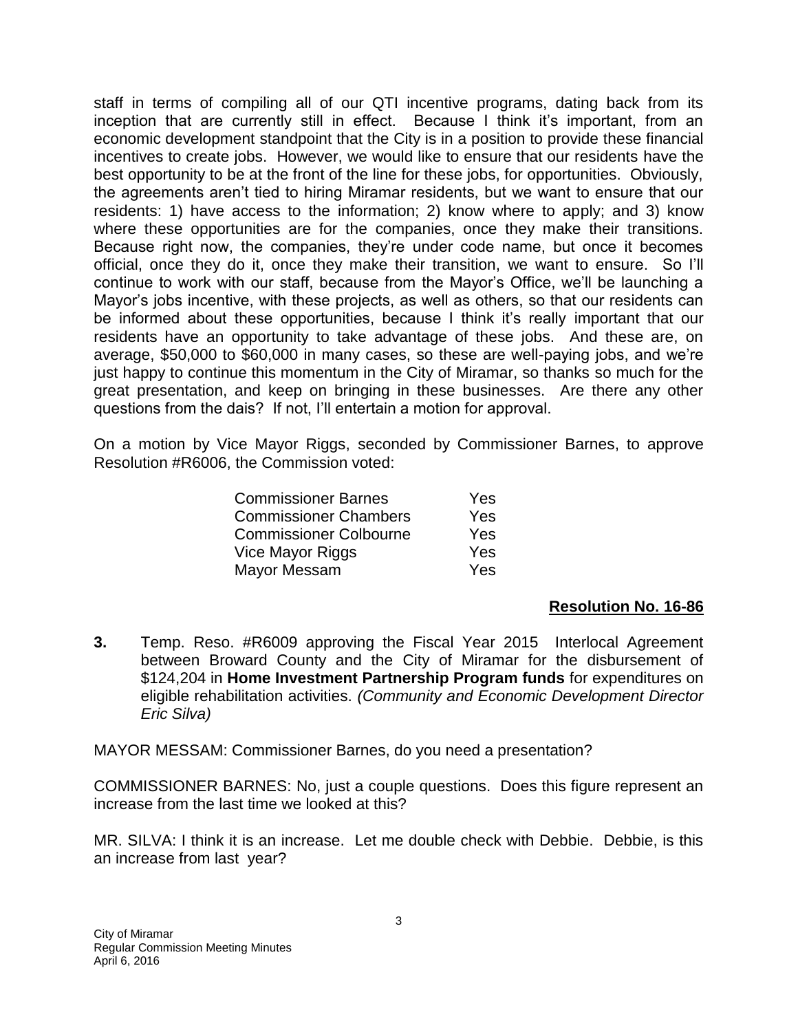staff in terms of compiling all of our QTI incentive programs, dating back from its inception that are currently still in effect. Because I think it's important, from an economic development standpoint that the City is in a position to provide these financial incentives to create jobs. However, we would like to ensure that our residents have the best opportunity to be at the front of the line for these jobs, for opportunities. Obviously, the agreements aren't tied to hiring Miramar residents, but we want to ensure that our residents: 1) have access to the information; 2) know where to apply; and 3) know where these opportunities are for the companies, once they make their transitions. Because right now, the companies, they're under code name, but once it becomes official, once they do it, once they make their transition, we want to ensure. So I'll continue to work with our staff, because from the Mayor's Office, we'll be launching a Mayor's jobs incentive, with these projects, as well as others, so that our residents can be informed about these opportunities, because I think it's really important that our residents have an opportunity to take advantage of these jobs. And these are, on average, $50,000 to $60,000 in many cases, so these are well-paying jobs, and we're just happy to continue this momentum in the City of Miramar, so thanks so much for the great presentation, and keep on bringing in these businesses. Are there any other questions from the dais? If not, I'll entertain a motion for approval.

On a motion by Vice Mayor Riggs, seconded by Commissioner Barnes, to approve Resolution #R6006, the Commission voted:

| | |
|---|---|
| Commissioner Barnes | Yes |
| Commissioner Chambers | Yes |
| Commissioner Colbourne | Yes |
| Vice Mayor Riggs | Yes |
| Mayor Messam | Yes |

**Resolution No. 16-86**

**3.** Temp. Reso. #R6009 approving the Fiscal Year 2015 Interlocal Agreement between Broward County and the City of Miramar for the disbursement of $124,204 in **Home Investment Partnership Program funds** for expenditures on eligible rehabilitation activities. *(Community and Economic Development Director Eric Silva)*

MAYOR MESSAM: Commissioner Barnes, do you need a presentation?

COMMISSIONER BARNES: No, just a couple questions. Does this figure represent an increase from the last time we looked at this?

MR. SILVA: I think it is an increase. Let me double check with Debbie. Debbie, is this an increase from last year?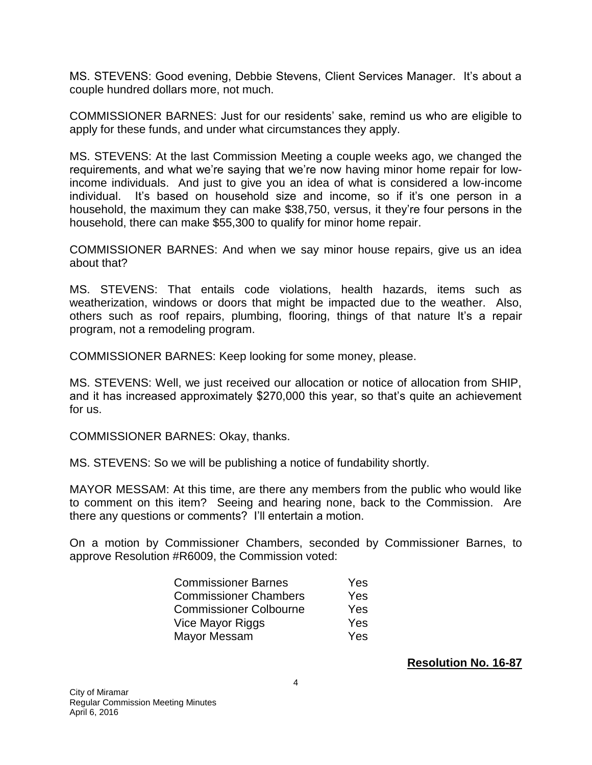MS. STEVENS: Good evening, Debbie Stevens, Client Services Manager. It's about a couple hundred dollars more, not much.

COMMISSIONER BARNES: Just for our residents' sake, remind us who are eligible to apply for these funds, and under what circumstances they apply.

MS. STEVENS: At the last Commission Meeting a couple weeks ago, we changed the requirements, and what we're saying that we're now having minor home repair for low-income individuals. And just to give you an idea of what is considered a low-income individual. It's based on household size and income, so if it's one person in a household, the maximum they can make $38,750, versus, it they're four persons in the household, there can make $55,300 to qualify for minor home repair.

COMMISSIONER BARNES: And when we say minor house repairs, give us an idea about that?

MS. STEVENS: That entails code violations, health hazards, items such as weatherization, windows or doors that might be impacted due to the weather. Also, others such as roof repairs, plumbing, flooring, things of that nature It's a repair program, not a remodeling program.

COMMISSIONER BARNES: Keep looking for some money, please.

MS. STEVENS: Well, we just received our allocation or notice of allocation from SHIP, and it has increased approximately $270,000 this year, so that's quite an achievement for us.

COMMISSIONER BARNES: Okay, thanks.

MS. STEVENS: So we will be publishing a notice of fundability shortly.

MAYOR MESSAM: At this time, are there any members from the public who would like to comment on this item? Seeing and hearing none, back to the Commission. Are there any questions or comments? I'll entertain a motion.

On a motion by Commissioner Chambers, seconded by Commissioner Barnes, to approve Resolution #R6009, the Commission voted:

| | |
|---|---|
| Commissioner Barnes | Yes |
| Commissioner Chambers | Yes |
| Commissioner Colbourne | Yes |
| Vice Mayor Riggs | Yes |
| Mayor Messam | Yes |

**Resolution No. 16-87**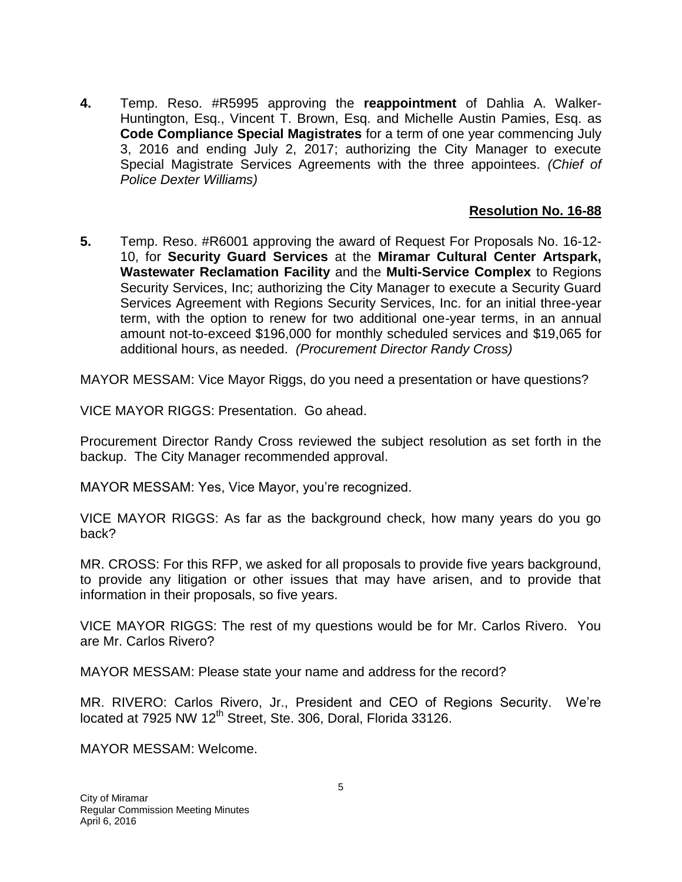**4.** Temp. Reso. #R5995 approving the **reappointment** of Dahlia A. Walker-Huntington, Esq., Vincent T. Brown, Esq. and Michelle Austin Pamies, Esq. as **Code Compliance Special Magistrates** for a term of one year commencing July 3, 2016 and ending July 2, 2017; authorizing the City Manager to execute Special Magistrate Services Agreements with the three appointees. *(Chief of Police Dexter Williams)*

**Resolution No. 16-88**

**5.** Temp. Reso. #R6001 approving the award of Request For Proposals No. 16-12-10, for **Security Guard Services** at the **Miramar Cultural Center Artspark, Wastewater Reclamation Facility** and the **Multi-Service Complex** to Regions Security Services, Inc; authorizing the City Manager to execute a Security Guard Services Agreement with Regions Security Services, Inc. for an initial three-year term, with the option to renew for two additional one-year terms, in an annual amount not-to-exceed \$196,000 for monthly scheduled services and \$19,065 for additional hours, as needed. *(Procurement Director Randy Cross)*

MAYOR MESSAM: Vice Mayor Riggs, do you need a presentation or have questions?

VICE MAYOR RIGGS: Presentation. Go ahead.

Procurement Director Randy Cross reviewed the subject resolution as set forth in the backup. The City Manager recommended approval.

MAYOR MESSAM: Yes, Vice Mayor, you're recognized.

VICE MAYOR RIGGS: As far as the background check, how many years do you go back?

MR. CROSS: For this RFP, we asked for all proposals to provide five years background, to provide any litigation or other issues that may have arisen, and to provide that information in their proposals, so five years.

VICE MAYOR RIGGS: The rest of my questions would be for Mr. Carlos Rivero. You are Mr. Carlos Rivero?

MAYOR MESSAM: Please state your name and address for the record?

MR. RIVERO: Carlos Rivero, Jr., President and CEO of Regions Security. We're located at 7925 NW 12th Street, Ste. 306, Doral, Florida 33126.

MAYOR MESSAM: Welcome.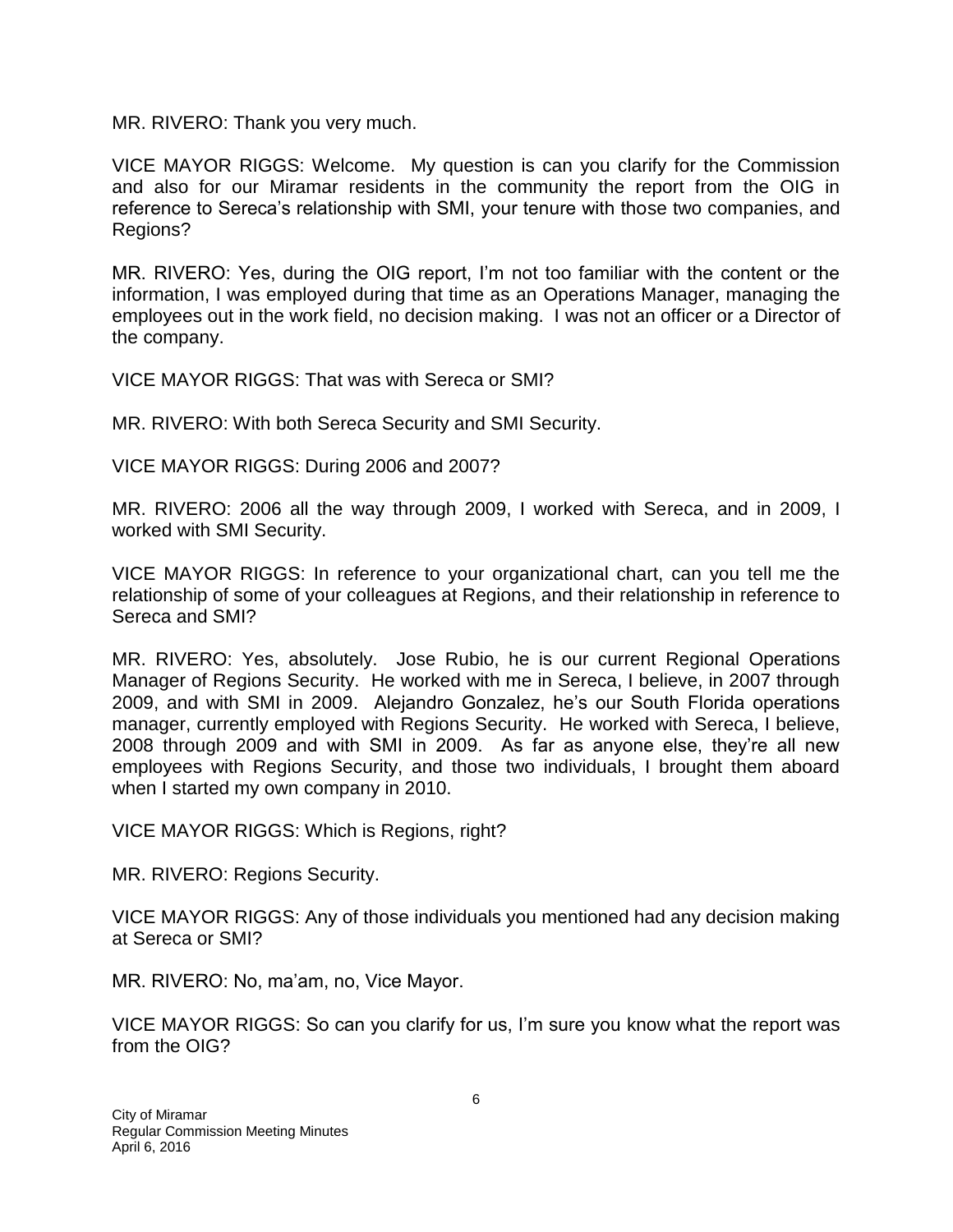MR. RIVERO: Thank you very much.

VICE MAYOR RIGGS: Welcome. My question is can you clarify for the Commission and also for our Miramar residents in the community the report from the OIG in reference to Sereca's relationship with SMI, your tenure with those two companies, and Regions?

MR. RIVERO: Yes, during the OIG report, I'm not too familiar with the content or the information, I was employed during that time as an Operations Manager, managing the employees out in the work field, no decision making. I was not an officer or a Director of the company.

VICE MAYOR RIGGS: That was with Sereca or SMI?

MR. RIVERO: With both Sereca Security and SMI Security.

VICE MAYOR RIGGS: During 2006 and 2007?

MR. RIVERO: 2006 all the way through 2009, I worked with Sereca, and in 2009, I worked with SMI Security.

VICE MAYOR RIGGS: In reference to your organizational chart, can you tell me the relationship of some of your colleagues at Regions, and their relationship in reference to Sereca and SMI?

MR. RIVERO: Yes, absolutely. Jose Rubio, he is our current Regional Operations Manager of Regions Security. He worked with me in Sereca, I believe, in 2007 through 2009, and with SMI in 2009. Alejandro Gonzalez, he's our South Florida operations manager, currently employed with Regions Security. He worked with Sereca, I believe, 2008 through 2009 and with SMI in 2009. As far as anyone else, they're all new employees with Regions Security, and those two individuals, I brought them aboard when I started my own company in 2010.

VICE MAYOR RIGGS: Which is Regions, right?

MR. RIVERO: Regions Security.

VICE MAYOR RIGGS: Any of those individuals you mentioned had any decision making at Sereca or SMI?

MR. RIVERO: No, ma'am, no, Vice Mayor.

VICE MAYOR RIGGS: So can you clarify for us, I'm sure you know what the report was from the OIG?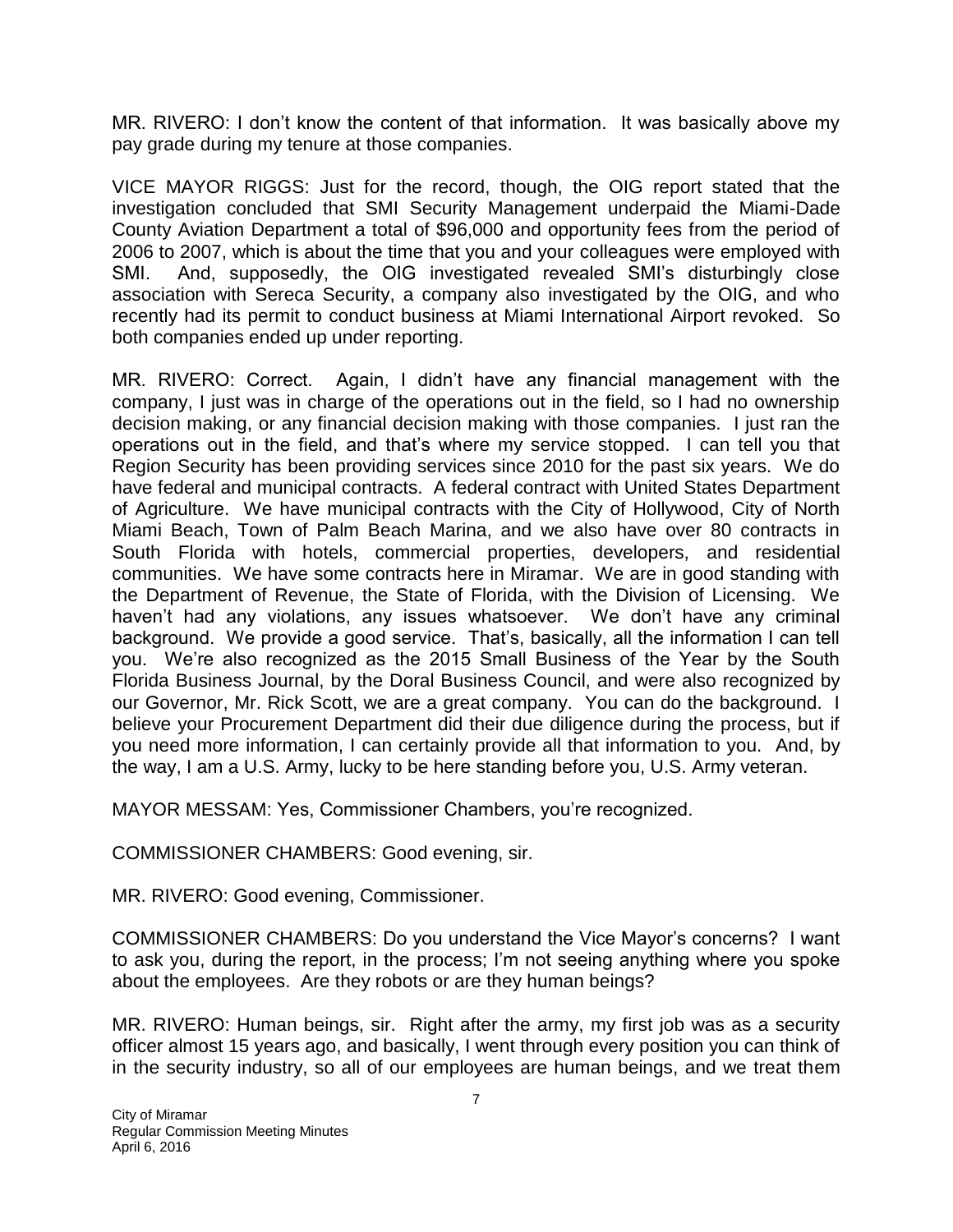MR. RIVERO: I don't know the content of that information. It was basically above my pay grade during my tenure at those companies.

VICE MAYOR RIGGS: Just for the record, though, the OIG report stated that the investigation concluded that SMI Security Management underpaid the Miami-Dade County Aviation Department a total of $96,000 and opportunity fees from the period of 2006 to 2007, which is about the time that you and your colleagues were employed with SMI. And, supposedly, the OIG investigated revealed SMI's disturbingly close association with Sereca Security, a company also investigated by the OIG, and who recently had its permit to conduct business at Miami International Airport revoked. So both companies ended up under reporting.

MR. RIVERO: Correct. Again, I didn't have any financial management with the company, I just was in charge of the operations out in the field, so I had no ownership decision making, or any financial decision making with those companies. I just ran the operations out in the field, and that's where my service stopped. I can tell you that Region Security has been providing services since 2010 for the past six years. We do have federal and municipal contracts. A federal contract with United States Department of Agriculture. We have municipal contracts with the City of Hollywood, City of North Miami Beach, Town of Palm Beach Marina, and we also have over 80 contracts in South Florida with hotels, commercial properties, developers, and residential communities. We have some contracts here in Miramar. We are in good standing with the Department of Revenue, the State of Florida, with the Division of Licensing. We haven't had any violations, any issues whatsoever. We don't have any criminal background. We provide a good service. That's, basically, all the information I can tell you. We're also recognized as the 2015 Small Business of the Year by the South Florida Business Journal, by the Doral Business Council, and were also recognized by our Governor, Mr. Rick Scott, we are a great company. You can do the background. I believe your Procurement Department did their due diligence during the process, but if you need more information, I can certainly provide all that information to you. And, by the way, I am a U.S. Army, lucky to be here standing before you, U.S. Army veteran.

MAYOR MESSAM: Yes, Commissioner Chambers, you're recognized.

COMMISSIONER CHAMBERS: Good evening, sir.

MR. RIVERO: Good evening, Commissioner.

COMMISSIONER CHAMBERS: Do you understand the Vice Mayor's concerns? I want to ask you, during the report, in the process; I'm not seeing anything where you spoke about the employees. Are they robots or are they human beings?

MR. RIVERO: Human beings, sir. Right after the army, my first job was as a security officer almost 15 years ago, and basically, I went through every position you can think of in the security industry, so all of our employees are human beings, and we treat them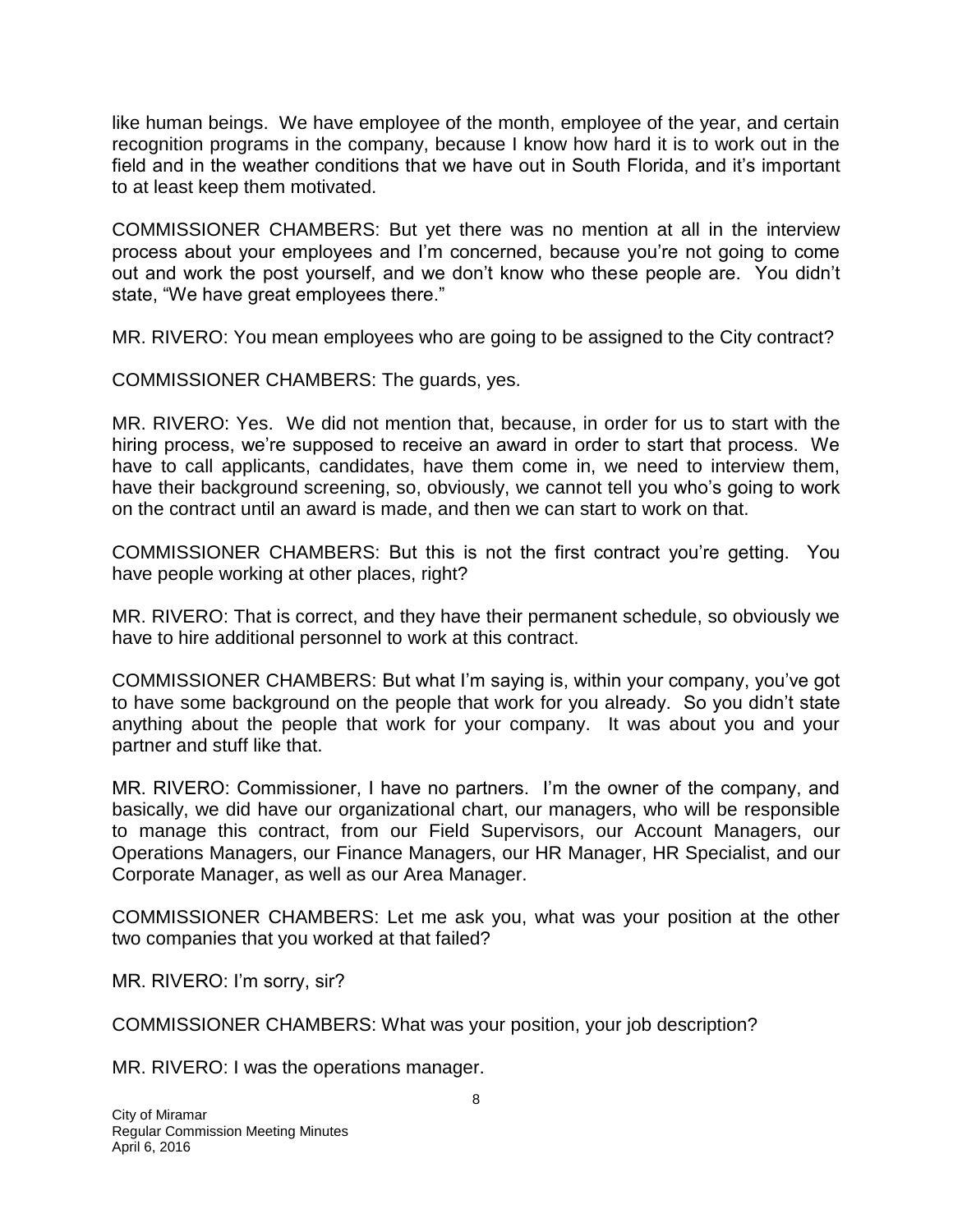like human beings. We have employee of the month, employee of the year, and certain recognition programs in the company, because I know how hard it is to work out in the field and in the weather conditions that we have out in South Florida, and it's important to at least keep them motivated.

COMMISSIONER CHAMBERS: But yet there was no mention at all in the interview process about your employees and I'm concerned, because you're not going to come out and work the post yourself, and we don't know who these people are. You didn't state, "We have great employees there."

MR. RIVERO: You mean employees who are going to be assigned to the City contract?

COMMISSIONER CHAMBERS: The guards, yes.

MR. RIVERO: Yes. We did not mention that, because, in order for us to start with the hiring process, we're supposed to receive an award in order to start that process. We have to call applicants, candidates, have them come in, we need to interview them, have their background screening, so, obviously, we cannot tell you who's going to work on the contract until an award is made, and then we can start to work on that.

COMMISSIONER CHAMBERS: But this is not the first contract you're getting. You have people working at other places, right?

MR. RIVERO: That is correct, and they have their permanent schedule, so obviously we have to hire additional personnel to work at this contract.

COMMISSIONER CHAMBERS: But what I'm saying is, within your company, you've got to have some background on the people that work for you already. So you didn't state anything about the people that work for your company. It was about you and your partner and stuff like that.

MR. RIVERO: Commissioner, I have no partners. I'm the owner of the company, and basically, we did have our organizational chart, our managers, who will be responsible to manage this contract, from our Field Supervisors, our Account Managers, our Operations Managers, our Finance Managers, our HR Manager, HR Specialist, and our Corporate Manager, as well as our Area Manager.

COMMISSIONER CHAMBERS: Let me ask you, what was your position at the other two companies that you worked at that failed?

MR. RIVERO: I'm sorry, sir?

COMMISSIONER CHAMBERS: What was your position, your job description?

MR. RIVERO: I was the operations manager.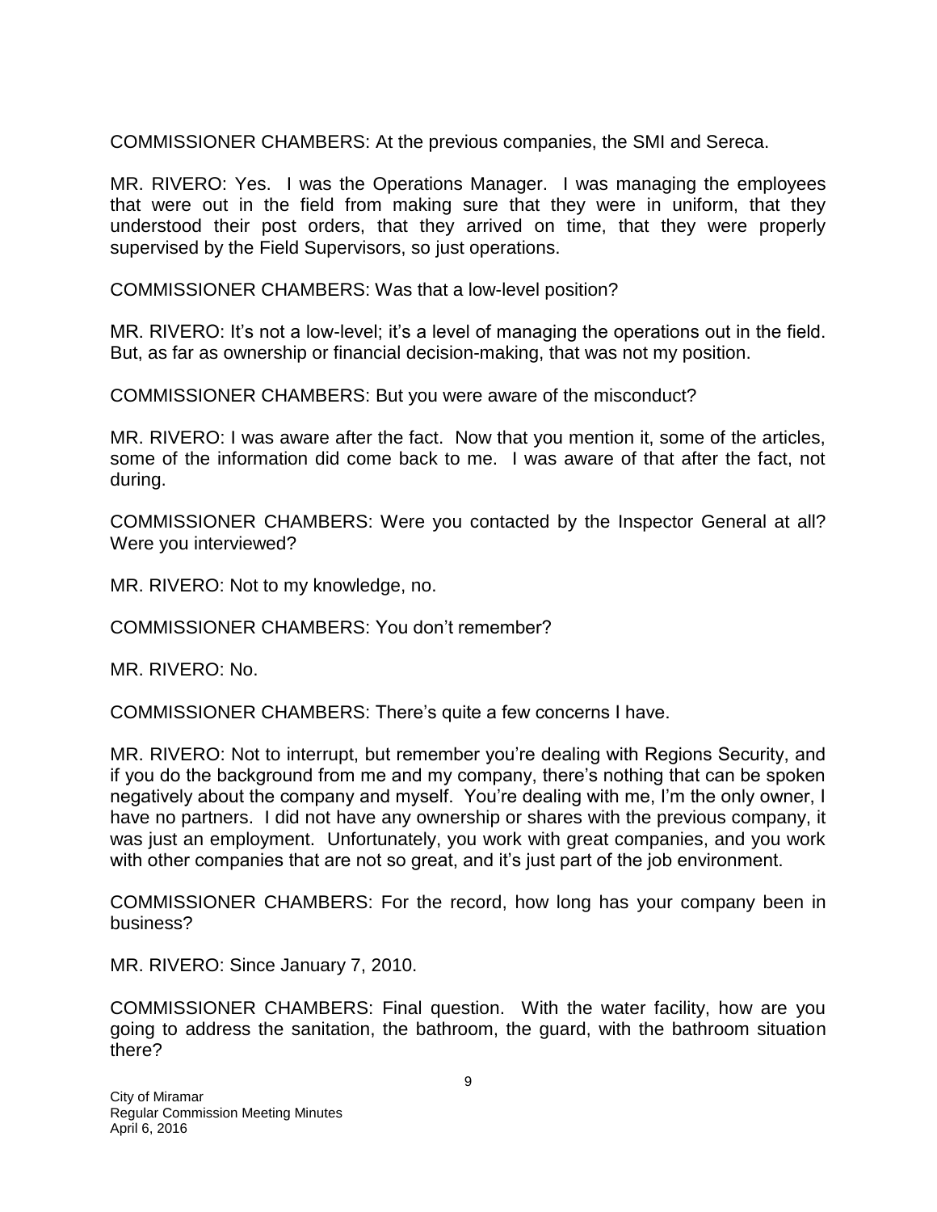COMMISSIONER CHAMBERS: At the previous companies, the SMI and Sereca.

MR. RIVERO: Yes. I was the Operations Manager. I was managing the employees that were out in the field from making sure that they were in uniform, that they understood their post orders, that they arrived on time, that they were properly supervised by the Field Supervisors, so just operations.

COMMISSIONER CHAMBERS: Was that a low-level position?

MR. RIVERO: It's not a low-level; it's a level of managing the operations out in the field. But, as far as ownership or financial decision-making, that was not my position.

COMMISSIONER CHAMBERS: But you were aware of the misconduct?

MR. RIVERO: I was aware after the fact. Now that you mention it, some of the articles, some of the information did come back to me. I was aware of that after the fact, not during.

COMMISSIONER CHAMBERS: Were you contacted by the Inspector General at all? Were you interviewed?

MR. RIVERO: Not to my knowledge, no.

COMMISSIONER CHAMBERS: You don't remember?

MR. RIVERO: No.

COMMISSIONER CHAMBERS: There's quite a few concerns I have.

MR. RIVERO: Not to interrupt, but remember you're dealing with Regions Security, and if you do the background from me and my company, there's nothing that can be spoken negatively about the company and myself. You're dealing with me, I'm the only owner, I have no partners. I did not have any ownership or shares with the previous company, it was just an employment. Unfortunately, you work with great companies, and you work with other companies that are not so great, and it's just part of the job environment.

COMMISSIONER CHAMBERS: For the record, how long has your company been in business?

MR. RIVERO: Since January 7, 2010.

COMMISSIONER CHAMBERS: Final question. With the water facility, how are you going to address the sanitation, the bathroom, the guard, with the bathroom situation there?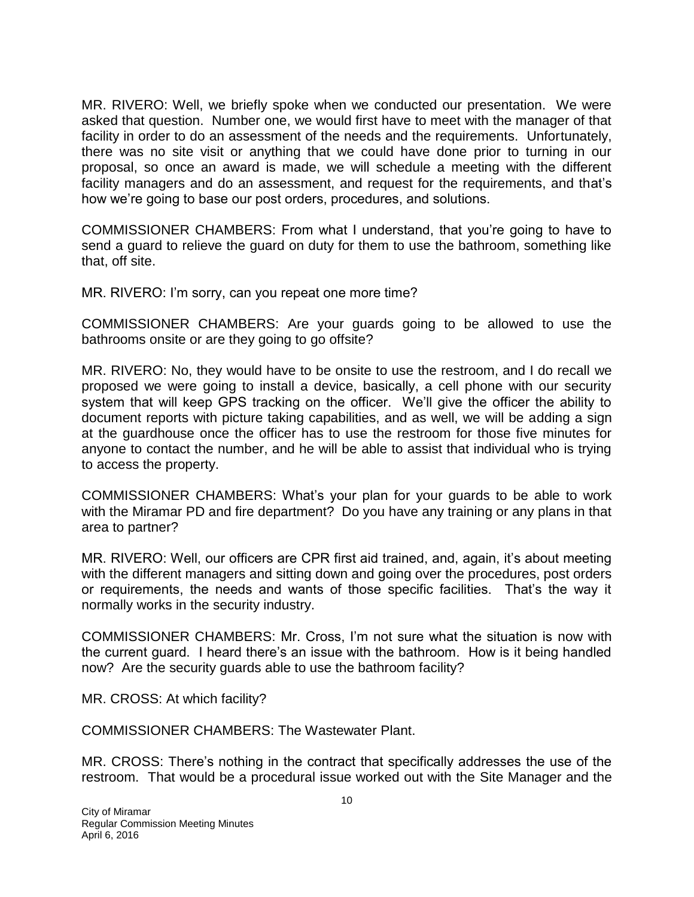MR. RIVERO: Well, we briefly spoke when we conducted our presentation. We were asked that question. Number one, we would first have to meet with the manager of that facility in order to do an assessment of the needs and the requirements. Unfortunately, there was no site visit or anything that we could have done prior to turning in our proposal, so once an award is made, we will schedule a meeting with the different facility managers and do an assessment, and request for the requirements, and that's how we're going to base our post orders, procedures, and solutions.

COMMISSIONER CHAMBERS: From what I understand, that you're going to have to send a guard to relieve the guard on duty for them to use the bathroom, something like that, off site.

MR. RIVERO: I'm sorry, can you repeat one more time?

COMMISSIONER CHAMBERS: Are your guards going to be allowed to use the bathrooms onsite or are they going to go offsite?

MR. RIVERO: No, they would have to be onsite to use the restroom, and I do recall we proposed we were going to install a device, basically, a cell phone with our security system that will keep GPS tracking on the officer. We'll give the officer the ability to document reports with picture taking capabilities, and as well, we will be adding a sign at the guardhouse once the officer has to use the restroom for those five minutes for anyone to contact the number, and he will be able to assist that individual who is trying to access the property.

COMMISSIONER CHAMBERS: What's your plan for your guards to be able to work with the Miramar PD and fire department? Do you have any training or any plans in that area to partner?

MR. RIVERO: Well, our officers are CPR first aid trained, and, again, it's about meeting with the different managers and sitting down and going over the procedures, post orders or requirements, the needs and wants of those specific facilities. That's the way it normally works in the security industry.

COMMISSIONER CHAMBERS: Mr. Cross, I'm not sure what the situation is now with the current guard. I heard there's an issue with the bathroom. How is it being handled now? Are the security guards able to use the bathroom facility?

MR. CROSS: At which facility?

COMMISSIONER CHAMBERS: The Wastewater Plant.

MR. CROSS: There's nothing in the contract that specifically addresses the use of the restroom. That would be a procedural issue worked out with the Site Manager and the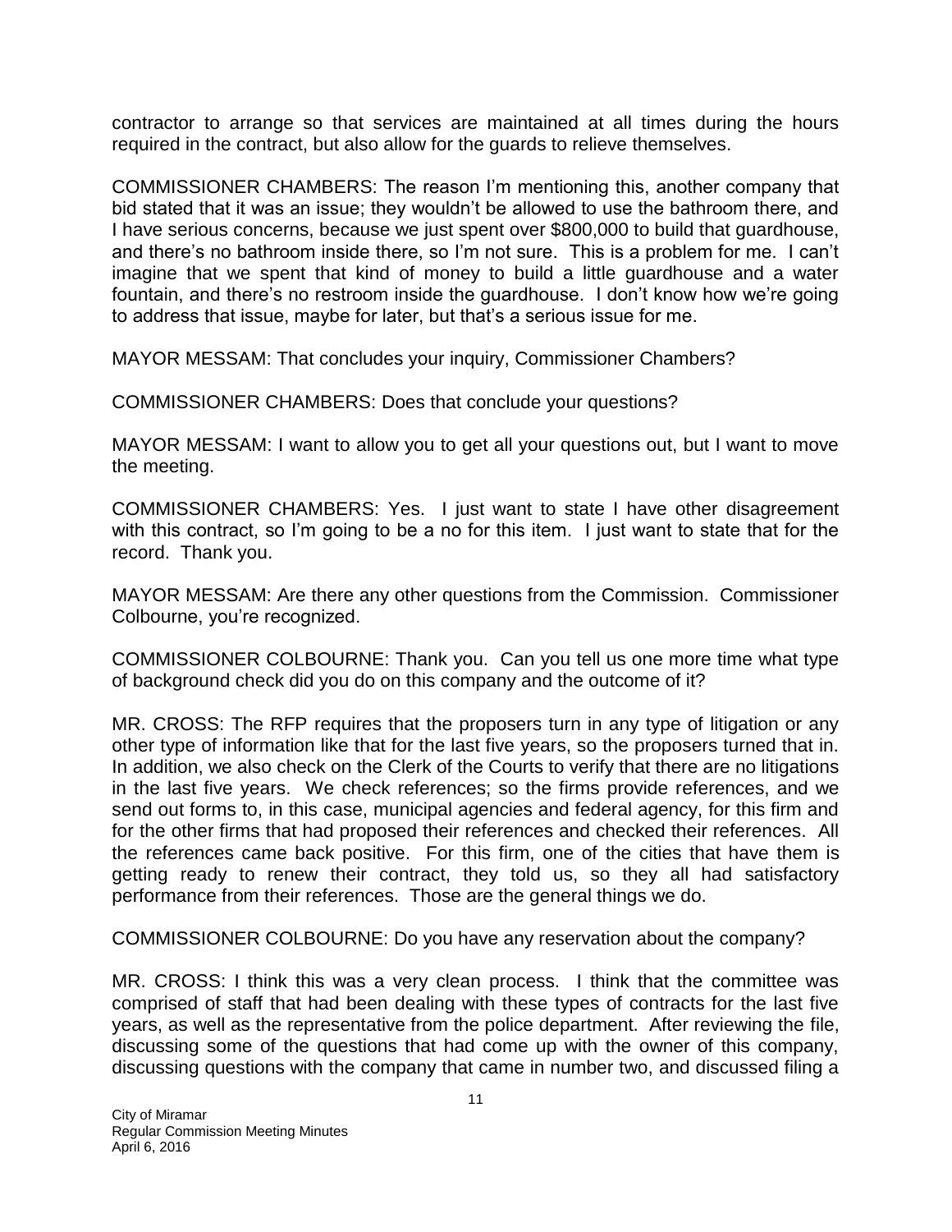contractor to arrange so that services are maintained at all times during the hours required in the contract, but also allow for the guards to relieve themselves.

COMMISSIONER CHAMBERS: The reason I'm mentioning this, another company that bid stated that it was an issue; they wouldn't be allowed to use the bathroom there, and I have serious concerns, because we just spent over $800,000 to build that guardhouse, and there's no bathroom inside there, so I'm not sure. This is a problem for me. I can't imagine that we spent that kind of money to build a little guardhouse and a water fountain, and there's no restroom inside the guardhouse. I don't know how we're going to address that issue, maybe for later, but that's a serious issue for me.

MAYOR MESSAM: That concludes your inquiry, Commissioner Chambers?

COMMISSIONER CHAMBERS: Does that conclude your questions?

MAYOR MESSAM: I want to allow you to get all your questions out, but I want to move the meeting.

COMMISSIONER CHAMBERS: Yes. I just want to state I have other disagreement with this contract, so I'm going to be a no for this item. I just want to state that for the record. Thank you.

MAYOR MESSAM: Are there any other questions from the Commission. Commissioner Colbourne, you're recognized.

COMMISSIONER COLBOURNE: Thank you. Can you tell us one more time what type of background check did you do on this company and the outcome of it?

MR. CROSS: The RFP requires that the proposers turn in any type of litigation or any other type of information like that for the last five years, so the proposers turned that in. In addition, we also check on the Clerk of the Courts to verify that there are no litigations in the last five years. We check references; so the firms provide references, and we send out forms to, in this case, municipal agencies and federal agency, for this firm and for the other firms that had proposed their references and checked their references. All the references came back positive. For this firm, one of the cities that have them is getting ready to renew their contract, they told us, so they all had satisfactory performance from their references. Those are the general things we do.

COMMISSIONER COLBOURNE: Do you have any reservation about the company?

MR. CROSS: I think this was a very clean process. I think that the committee was comprised of staff that had been dealing with these types of contracts for the last five years, as well as the representative from the police department. After reviewing the file, discussing some of the questions that had come up with the owner of this company, discussing questions with the company that came in number two, and discussed filing a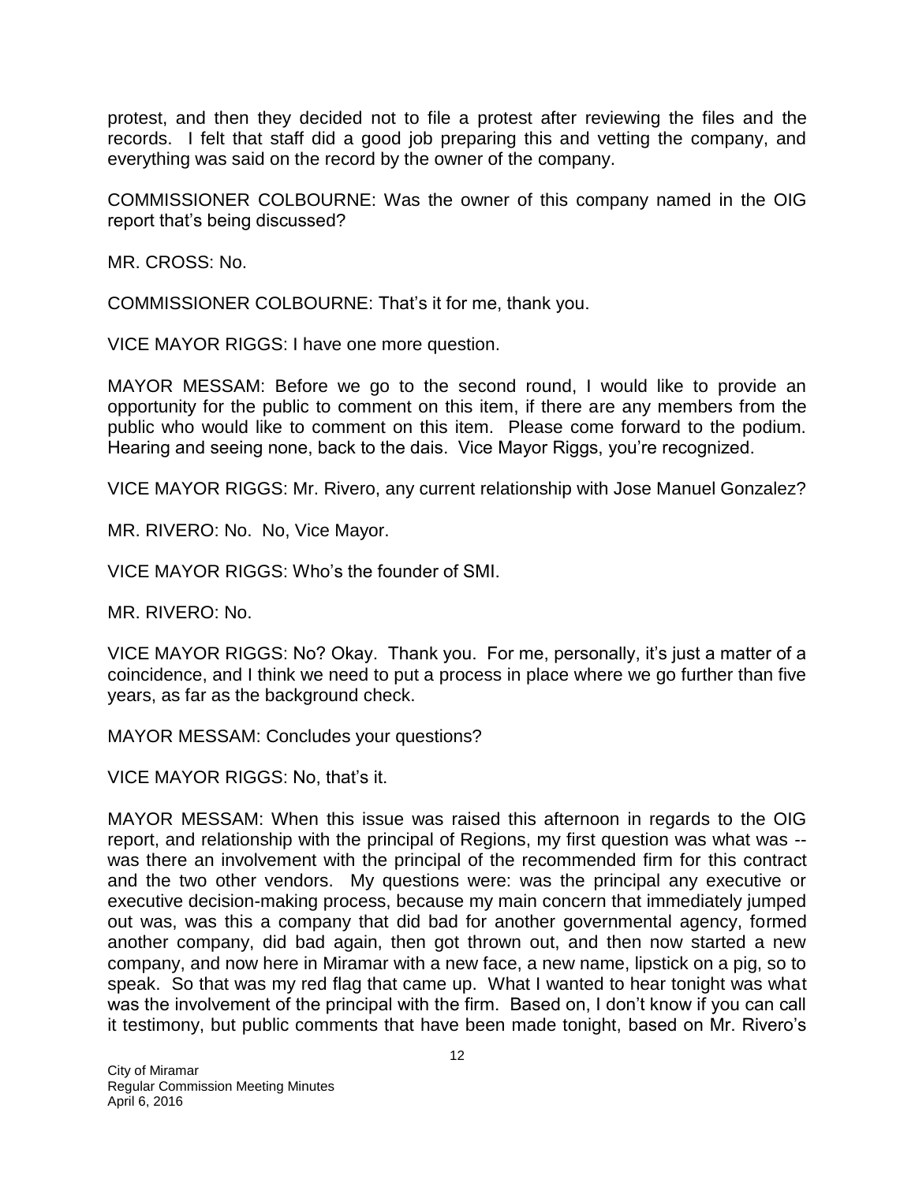protest, and then they decided not to file a protest after reviewing the files and the records. I felt that staff did a good job preparing this and vetting the company, and everything was said on the record by the owner of the company.

COMMISSIONER COLBOURNE: Was the owner of this company named in the OIG report that's being discussed?

MR. CROSS: No.

COMMISSIONER COLBOURNE: That's it for me, thank you.

VICE MAYOR RIGGS: I have one more question.

MAYOR MESSAM: Before we go to the second round, I would like to provide an opportunity for the public to comment on this item, if there are any members from the public who would like to comment on this item. Please come forward to the podium. Hearing and seeing none, back to the dais. Vice Mayor Riggs, you're recognized.

VICE MAYOR RIGGS: Mr. Rivero, any current relationship with Jose Manuel Gonzalez?

MR. RIVERO: No. No, Vice Mayor.

VICE MAYOR RIGGS: Who's the founder of SMI.

MR. RIVERO: No.

VICE MAYOR RIGGS: No? Okay. Thank you. For me, personally, it's just a matter of a coincidence, and I think we need to put a process in place where we go further than five years, as far as the background check.

MAYOR MESSAM: Concludes your questions?

VICE MAYOR RIGGS: No, that's it.

MAYOR MESSAM: When this issue was raised this afternoon in regards to the OIG report, and relationship with the principal of Regions, my first question was what was -- was there an involvement with the principal of the recommended firm for this contract and the two other vendors. My questions were: was the principal any executive or executive decision-making process, because my main concern that immediately jumped out was, was this a company that did bad for another governmental agency, formed another company, did bad again, then got thrown out, and then now started a new company, and now here in Miramar with a new face, a new name, lipstick on a pig, so to speak. So that was my red flag that came up. What I wanted to hear tonight was what was the involvement of the principal with the firm. Based on, I don't know if you can call it testimony, but public comments that have been made tonight, based on Mr. Rivero's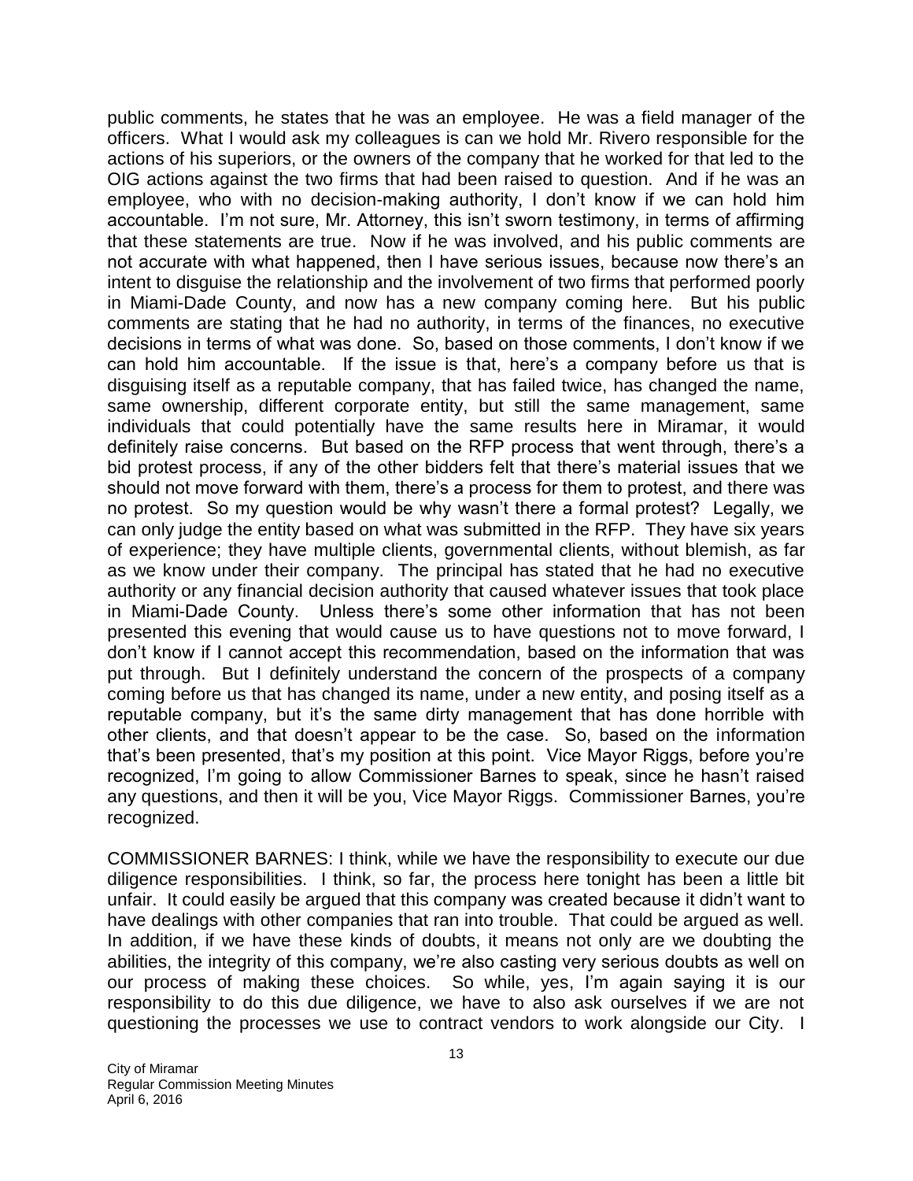public comments, he states that he was an employee. He was a field manager of the officers. What I would ask my colleagues is can we hold Mr. Rivero responsible for the actions of his superiors, or the owners of the company that he worked for that led to the OIG actions against the two firms that had been raised to question. And if he was an employee, who with no decision-making authority, I don't know if we can hold him accountable. I'm not sure, Mr. Attorney, this isn't sworn testimony, in terms of affirming that these statements are true. Now if he was involved, and his public comments are not accurate with what happened, then I have serious issues, because now there's an intent to disguise the relationship and the involvement of two firms that performed poorly in Miami-Dade County, and now has a new company coming here. But his public comments are stating that he had no authority, in terms of the finances, no executive decisions in terms of what was done. So, based on those comments, I don't know if we can hold him accountable. If the issue is that, here's a company before us that is disguising itself as a reputable company, that has failed twice, has changed the name, same ownership, different corporate entity, but still the same management, same individuals that could potentially have the same results here in Miramar, it would definitely raise concerns. But based on the RFP process that went through, there's a bid protest process, if any of the other bidders felt that there's material issues that we should not move forward with them, there's a process for them to protest, and there was no protest. So my question would be why wasn't there a formal protest? Legally, we can only judge the entity based on what was submitted in the RFP. They have six years of experience; they have multiple clients, governmental clients, without blemish, as far as we know under their company. The principal has stated that he had no executive authority or any financial decision authority that caused whatever issues that took place in Miami-Dade County. Unless there's some other information that has not been presented this evening that would cause us to have questions not to move forward, I don't know if I cannot accept this recommendation, based on the information that was put through. But I definitely understand the concern of the prospects of a company coming before us that has changed its name, under a new entity, and posing itself as a reputable company, but it's the same dirty management that has done horrible with other clients, and that doesn't appear to be the case. So, based on the information that's been presented, that's my position at this point. Vice Mayor Riggs, before you're recognized, I'm going to allow Commissioner Barnes to speak, since he hasn't raised any questions, and then it will be you, Vice Mayor Riggs. Commissioner Barnes, you're recognized.

COMMISSIONER BARNES: I think, while we have the responsibility to execute our due diligence responsibilities. I think, so far, the process here tonight has been a little bit unfair. It could easily be argued that this company was created because it didn't want to have dealings with other companies that ran into trouble. That could be argued as well. In addition, if we have these kinds of doubts, it means not only are we doubting the abilities, the integrity of this company, we're also casting very serious doubts as well on our process of making these choices. So while, yes, I'm again saying it is our responsibility to do this due diligence, we have to also ask ourselves if we are not questioning the processes we use to contract vendors to work alongside our City. I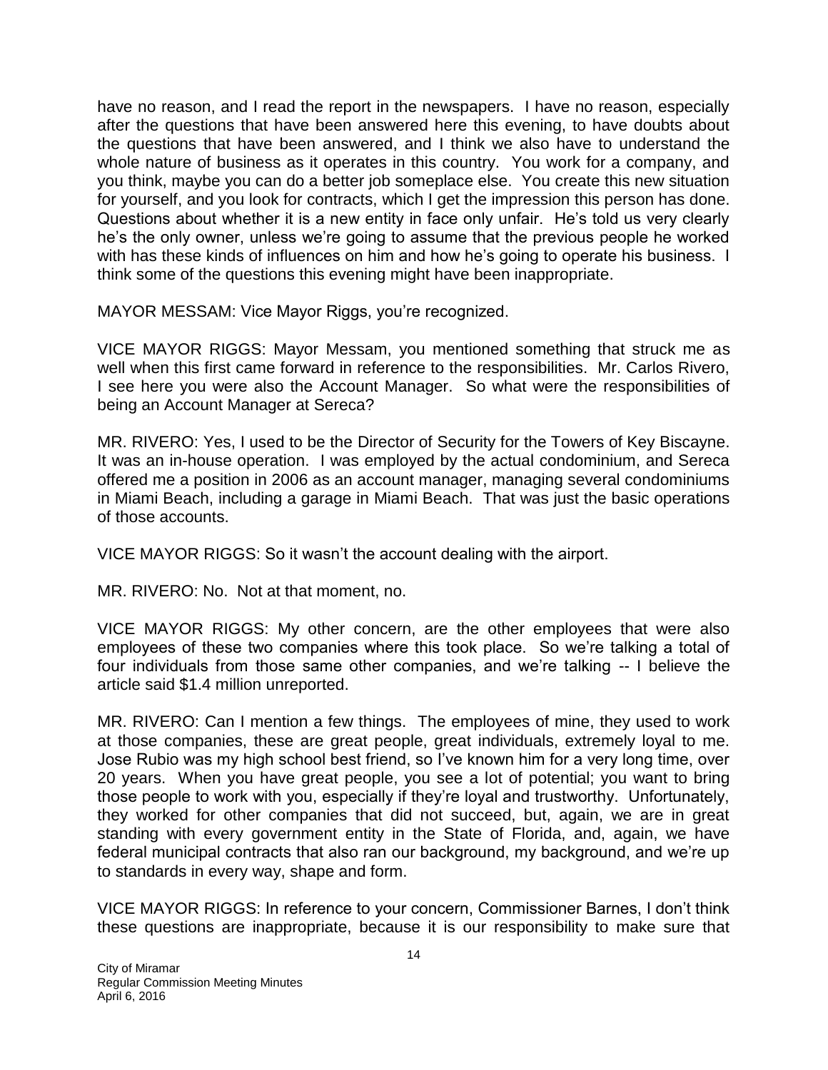have no reason, and I read the report in the newspapers. I have no reason, especially after the questions that have been answered here this evening, to have doubts about the questions that have been answered, and I think we also have to understand the whole nature of business as it operates in this country. You work for a company, and you think, maybe you can do a better job someplace else. You create this new situation for yourself, and you look for contracts, which I get the impression this person has done. Questions about whether it is a new entity in face only unfair. He's told us very clearly he's the only owner, unless we're going to assume that the previous people he worked with has these kinds of influences on him and how he's going to operate his business. I think some of the questions this evening might have been inappropriate.

MAYOR MESSAM: Vice Mayor Riggs, you're recognized.

VICE MAYOR RIGGS: Mayor Messam, you mentioned something that struck me as well when this first came forward in reference to the responsibilities. Mr. Carlos Rivero, I see here you were also the Account Manager. So what were the responsibilities of being an Account Manager at Sereca?

MR. RIVERO: Yes, I used to be the Director of Security for the Towers of Key Biscayne. It was an in-house operation. I was employed by the actual condominium, and Sereca offered me a position in 2006 as an account manager, managing several condominiums in Miami Beach, including a garage in Miami Beach. That was just the basic operations of those accounts.

VICE MAYOR RIGGS: So it wasn't the account dealing with the airport.

MR. RIVERO: No. Not at that moment, no.

VICE MAYOR RIGGS: My other concern, are the other employees that were also employees of these two companies where this took place. So we're talking a total of four individuals from those same other companies, and we're talking -- I believe the article said $1.4 million unreported.

MR. RIVERO: Can I mention a few things. The employees of mine, they used to work at those companies, these are great people, great individuals, extremely loyal to me. Jose Rubio was my high school best friend, so I've known him for a very long time, over 20 years. When you have great people, you see a lot of potential; you want to bring those people to work with you, especially if they're loyal and trustworthy. Unfortunately, they worked for other companies that did not succeed, but, again, we are in great standing with every government entity in the State of Florida, and, again, we have federal municipal contracts that also ran our background, my background, and we're up to standards in every way, shape and form.

VICE MAYOR RIGGS: In reference to your concern, Commissioner Barnes, I don't think these questions are inappropriate, because it is our responsibility to make sure that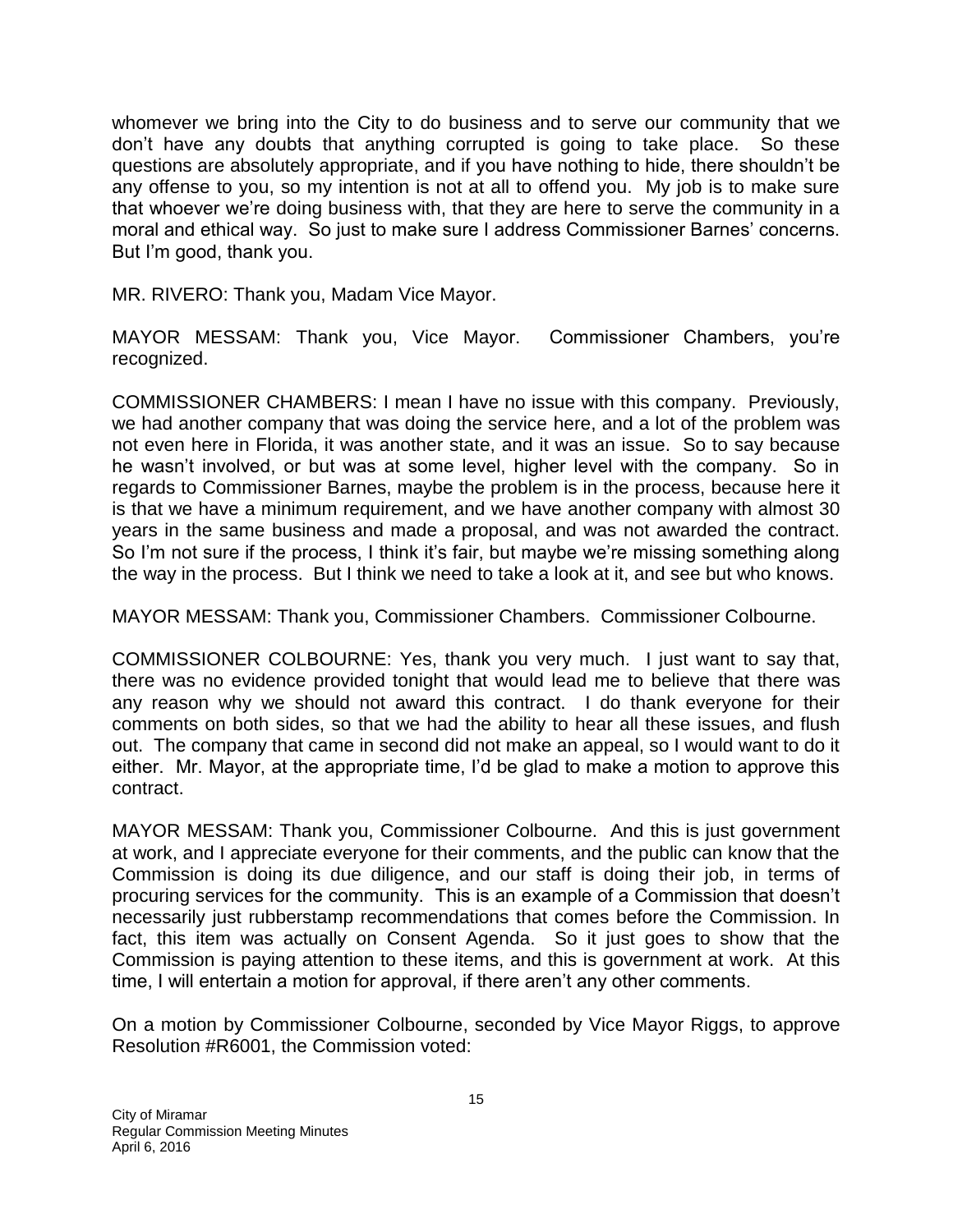whomever we bring into the City to do business and to serve our community that we don't have any doubts that anything corrupted is going to take place. So these questions are absolutely appropriate, and if you have nothing to hide, there shouldn't be any offense to you, so my intention is not at all to offend you. My job is to make sure that whoever we're doing business with, that they are here to serve the community in a moral and ethical way. So just to make sure I address Commissioner Barnes' concerns. But I'm good, thank you.

MR. RIVERO: Thank you, Madam Vice Mayor.

MAYOR MESSAM: Thank you, Vice Mayor. Commissioner Chambers, you're recognized.

COMMISSIONER CHAMBERS: I mean I have no issue with this company. Previously, we had another company that was doing the service here, and a lot of the problem was not even here in Florida, it was another state, and it was an issue. So to say because he wasn't involved, or but was at some level, higher level with the company. So in regards to Commissioner Barnes, maybe the problem is in the process, because here it is that we have a minimum requirement, and we have another company with almost 30 years in the same business and made a proposal, and was not awarded the contract. So I'm not sure if the process, I think it's fair, but maybe we're missing something along the way in the process. But I think we need to take a look at it, and see but who knows.

MAYOR MESSAM: Thank you, Commissioner Chambers. Commissioner Colbourne.

COMMISSIONER COLBOURNE: Yes, thank you very much. I just want to say that, there was no evidence provided tonight that would lead me to believe that there was any reason why we should not award this contract. I do thank everyone for their comments on both sides, so that we had the ability to hear all these issues, and flush out. The company that came in second did not make an appeal, so I would want to do it either. Mr. Mayor, at the appropriate time, I'd be glad to make a motion to approve this contract.

MAYOR MESSAM: Thank you, Commissioner Colbourne. And this is just government at work, and I appreciate everyone for their comments, and the public can know that the Commission is doing its due diligence, and our staff is doing their job, in terms of procuring services for the community. This is an example of a Commission that doesn't necessarily just rubberstamp recommendations that comes before the Commission. In fact, this item was actually on Consent Agenda. So it just goes to show that the Commission is paying attention to these items, and this is government at work. At this time, I will entertain a motion for approval, if there aren't any other comments.

On a motion by Commissioner Colbourne, seconded by Vice Mayor Riggs, to approve Resolution #R6001, the Commission voted: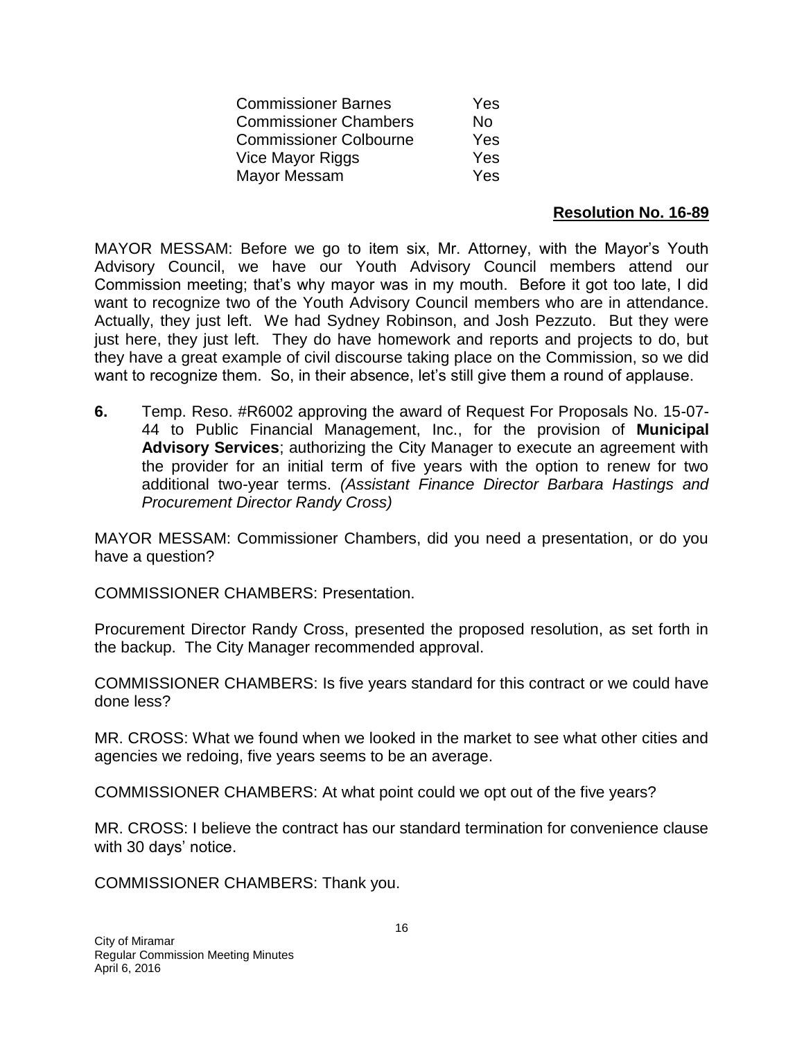| | |
|---|---|
| Commissioner Barnes | Yes |
| Commissioner Chambers | No |
| Commissioner Colbourne | Yes |
| Vice Mayor Riggs | Yes |
| Mayor Messam | Yes |

**Resolution No. 16-89**

MAYOR MESSAM: Before we go to item six, Mr. Attorney, with the Mayor's Youth Advisory Council, we have our Youth Advisory Council members attend our Commission meeting; that's why mayor was in my mouth. Before it got too late, I did want to recognize two of the Youth Advisory Council members who are in attendance. Actually, they just left. We had Sydney Robinson, and Josh Pezzuto. But they were just here, they just left. They do have homework and reports and projects to do, but they have a great example of civil discourse taking place on the Commission, so we did want to recognize them. So, in their absence, let's still give them a round of applause.

**6.** Temp. Reso. #R6002 approving the award of Request For Proposals No. 15-07-44 to Public Financial Management, Inc., for the provision of **Municipal Advisory Services**; authorizing the City Manager to execute an agreement with the provider for an initial term of five years with the option to renew for two additional two-year terms. *(Assistant Finance Director Barbara Hastings and Procurement Director Randy Cross)*

MAYOR MESSAM: Commissioner Chambers, did you need a presentation, or do you have a question?

COMMISSIONER CHAMBERS: Presentation.

Procurement Director Randy Cross, presented the proposed resolution, as set forth in the backup. The City Manager recommended approval.

COMMISSIONER CHAMBERS: Is five years standard for this contract or we could have done less?

MR. CROSS: What we found when we looked in the market to see what other cities and agencies we redoing, five years seems to be an average.

COMMISSIONER CHAMBERS: At what point could we opt out of the five years?

MR. CROSS: I believe the contract has our standard termination for convenience clause with 30 days' notice.

COMMISSIONER CHAMBERS: Thank you.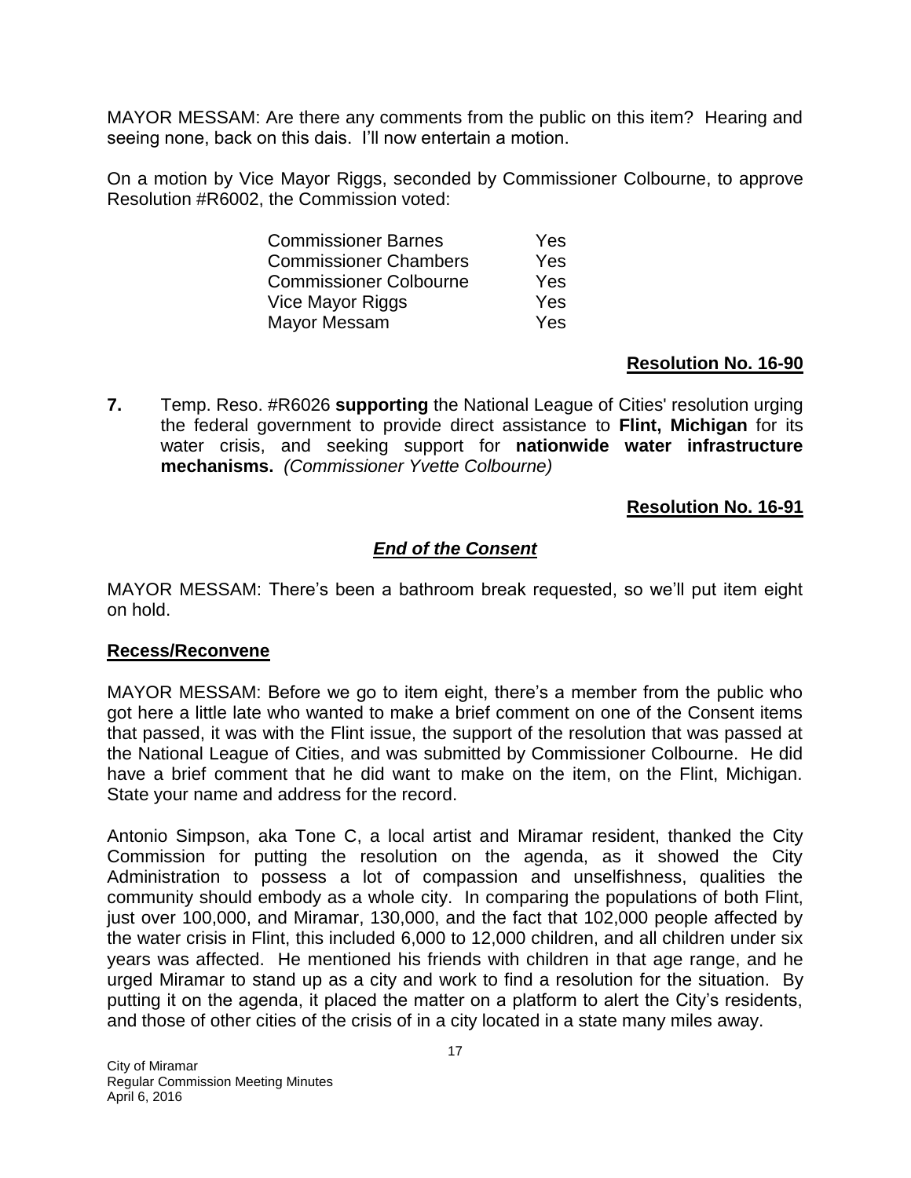MAYOR MESSAM: Are there any comments from the public on this item? Hearing and seeing none, back on this dais. I'll now entertain a motion.

On a motion by Vice Mayor Riggs, seconded by Commissioner Colbourne, to approve Resolution #R6002, the Commission voted:

| | |
|---|---|
| Commissioner Barnes | Yes |
| Commissioner Chambers | Yes |
| Commissioner Colbourne | Yes |
| Vice Mayor Riggs | Yes |
| Mayor Messam | Yes |

**Resolution No. 16-90**

**7.** Temp. Reso. #R6026 **supporting** the National League of Cities' resolution urging the federal government to provide direct assistance to **Flint, Michigan** for its water crisis, and seeking support for **nationwide water infrastructure mechanisms.** *(Commissioner Yvette Colbourne)*

**Resolution No. 16-91**

***End of the Consent***

MAYOR MESSAM: There's been a bathroom break requested, so we'll put item eight on hold.

**Recess/Reconvene**

MAYOR MESSAM: Before we go to item eight, there's a member from the public who got here a little late who wanted to make a brief comment on one of the Consent items that passed, it was with the Flint issue, the support of the resolution that was passed at the National League of Cities, and was submitted by Commissioner Colbourne. He did have a brief comment that he did want to make on the item, on the Flint, Michigan. State your name and address for the record.

Antonio Simpson, aka Tone C, a local artist and Miramar resident, thanked the City Commission for putting the resolution on the agenda, as it showed the City Administration to possess a lot of compassion and unselfishness, qualities the community should embody as a whole city. In comparing the populations of both Flint, just over 100,000, and Miramar, 130,000, and the fact that 102,000 people affected by the water crisis in Flint, this included 6,000 to 12,000 children, and all children under six years was affected. He mentioned his friends with children in that age range, and he urged Miramar to stand up as a city and work to find a resolution for the situation. By putting it on the agenda, it placed the matter on a platform to alert the City's residents, and those of other cities of the crisis of in a city located in a state many miles away.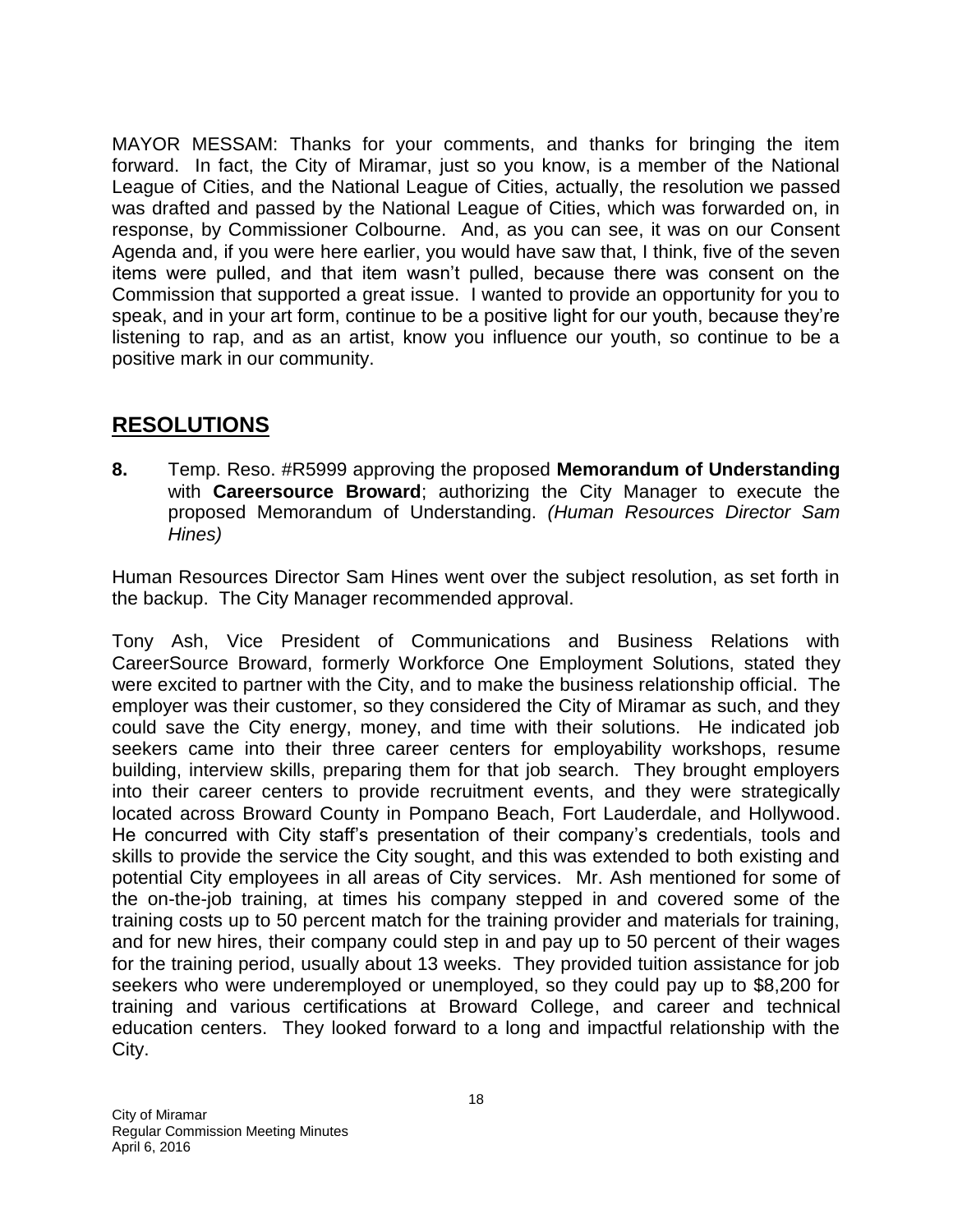MAYOR MESSAM: Thanks for your comments, and thanks for bringing the item forward. In fact, the City of Miramar, just so you know, is a member of the National League of Cities, and the National League of Cities, actually, the resolution we passed was drafted and passed by the National League of Cities, which was forwarded on, in response, by Commissioner Colbourne. And, as you can see, it was on our Consent Agenda and, if you were here earlier, you would have saw that, I think, five of the seven items were pulled, and that item wasn't pulled, because there was consent on the Commission that supported a great issue. I wanted to provide an opportunity for you to speak, and in your art form, continue to be a positive light for our youth, because they're listening to rap, and as an artist, know you influence our youth, so continue to be a positive mark in our community.

## RESOLUTIONS

**8.** Temp. Reso. #R5999 approving the proposed **Memorandum of Understanding** with **Careersource Broward**; authorizing the City Manager to execute the proposed Memorandum of Understanding. *(Human Resources Director Sam Hines)*

Human Resources Director Sam Hines went over the subject resolution, as set forth in the backup. The City Manager recommended approval.

Tony Ash, Vice President of Communications and Business Relations with CareerSource Broward, formerly Workforce One Employment Solutions, stated they were excited to partner with the City, and to make the business relationship official. The employer was their customer, so they considered the City of Miramar as such, and they could save the City energy, money, and time with their solutions. He indicated job seekers came into their three career centers for employability workshops, resume building, interview skills, preparing them for that job search. They brought employers into their career centers to provide recruitment events, and they were strategically located across Broward County in Pompano Beach, Fort Lauderdale, and Hollywood. He concurred with City staff's presentation of their company's credentials, tools and skills to provide the service the City sought, and this was extended to both existing and potential City employees in all areas of City services. Mr. Ash mentioned for some of the on-the-job training, at times his company stepped in and covered some of the training costs up to 50 percent match for the training provider and materials for training, and for new hires, their company could step in and pay up to 50 percent of their wages for the training period, usually about 13 weeks. They provided tuition assistance for job seekers who were underemployed or unemployed, so they could pay up to $8,200 for training and various certifications at Broward College, and career and technical education centers. They looked forward to a long and impactful relationship with the City.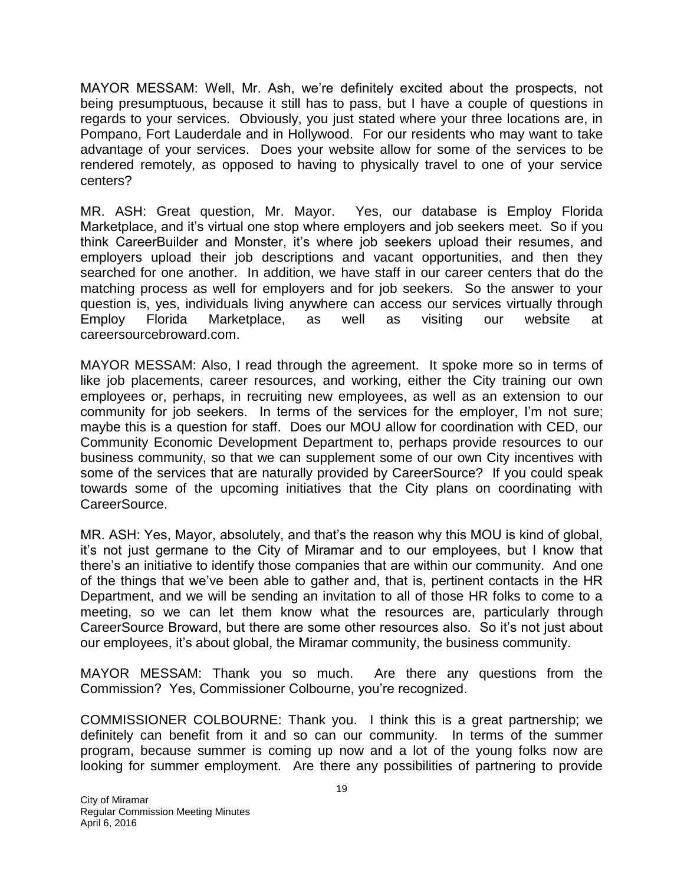MAYOR MESSAM: Well, Mr. Ash, we're definitely excited about the prospects, not being presumptuous, because it still has to pass, but I have a couple of questions in regards to your services. Obviously, you just stated where your three locations are, in Pompano, Fort Lauderdale and in Hollywood. For our residents who may want to take advantage of your services. Does your website allow for some of the services to be rendered remotely, as opposed to having to physically travel to one of your service centers?

MR. ASH: Great question, Mr. Mayor. Yes, our database is Employ Florida Marketplace, and it's virtual one stop where employers and job seekers meet. So if you think CareerBuilder and Monster, it's where job seekers upload their resumes, and employers upload their job descriptions and vacant opportunities, and then they searched for one another. In addition, we have staff in our career centers that do the matching process as well for employers and for job seekers. So the answer to your question is, yes, individuals living anywhere can access our services virtually through Employ Florida Marketplace, as well as visiting our website at careersourcebroward.com.

MAYOR MESSAM: Also, I read through the agreement. It spoke more so in terms of like job placements, career resources, and working, either the City training our own employees or, perhaps, in recruiting new employees, as well as an extension to our community for job seekers. In terms of the services for the employer, I'm not sure; maybe this is a question for staff. Does our MOU allow for coordination with CED, our Community Economic Development Department to, perhaps provide resources to our business community, so that we can supplement some of our own City incentives with some of the services that are naturally provided by CareerSource? If you could speak towards some of the upcoming initiatives that the City plans on coordinating with CareerSource.

MR. ASH: Yes, Mayor, absolutely, and that's the reason why this MOU is kind of global, it's not just germane to the City of Miramar and to our employees, but I know that there's an initiative to identify those companies that are within our community. And one of the things that we've been able to gather and, that is, pertinent contacts in the HR Department, and we will be sending an invitation to all of those HR folks to come to a meeting, so we can let them know what the resources are, particularly through CareerSource Broward, but there are some other resources also. So it's not just about our employees, it's about global, the Miramar community, the business community.

MAYOR MESSAM: Thank you so much. Are there any questions from the Commission? Yes, Commissioner Colbourne, you're recognized.

COMMISSIONER COLBOURNE: Thank you. I think this is a great partnership; we definitely can benefit from it and so can our community. In terms of the summer program, because summer is coming up now and a lot of the young folks now are looking for summer employment. Are there any possibilities of partnering to provide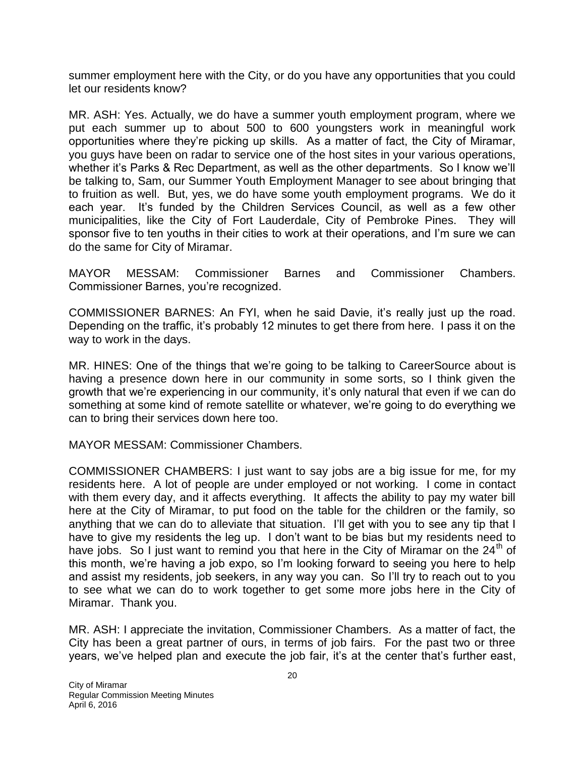summer employment here with the City, or do you have any opportunities that you could let our residents know?

MR. ASH: Yes. Actually, we do have a summer youth employment program, where we put each summer up to about 500 to 600 youngsters work in meaningful work opportunities where they're picking up skills. As a matter of fact, the City of Miramar, you guys have been on radar to service one of the host sites in your various operations, whether it's Parks & Rec Department, as well as the other departments. So I know we'll be talking to, Sam, our Summer Youth Employment Manager to see about bringing that to fruition as well. But, yes, we do have some youth employment programs. We do it each year. It's funded by the Children Services Council, as well as a few other municipalities, like the City of Fort Lauderdale, City of Pembroke Pines. They will sponsor five to ten youths in their cities to work at their operations, and I'm sure we can do the same for City of Miramar.

MAYOR MESSAM: Commissioner Barnes and Commissioner Chambers. Commissioner Barnes, you're recognized.

COMMISSIONER BARNES: An FYI, when he said Davie, it's really just up the road. Depending on the traffic, it's probably 12 minutes to get there from here. I pass it on the way to work in the days.

MR. HINES: One of the things that we're going to be talking to CareerSource about is having a presence down here in our community in some sorts, so I think given the growth that we're experiencing in our community, it's only natural that even if we can do something at some kind of remote satellite or whatever, we're going to do everything we can to bring their services down here too.

MAYOR MESSAM: Commissioner Chambers.

COMMISSIONER CHAMBERS: I just want to say jobs are a big issue for me, for my residents here. A lot of people are under employed or not working. I come in contact with them every day, and it affects everything. It affects the ability to pay my water bill here at the City of Miramar, to put food on the table for the children or the family, so anything that we can do to alleviate that situation. I'll get with you to see any tip that I have to give my residents the leg up. I don't want to be bias but my residents need to have jobs. So I just want to remind you that here in the City of Miramar on the 24th of this month, we're having a job expo, so I'm looking forward to seeing you here to help and assist my residents, job seekers, in any way you can. So I'll try to reach out to you to see what we can do to work together to get some more jobs here in the City of Miramar. Thank you.

MR. ASH: I appreciate the invitation, Commissioner Chambers. As a matter of fact, the City has been a great partner of ours, in terms of job fairs. For the past two or three years, we've helped plan and execute the job fair, it's at the center that's further east,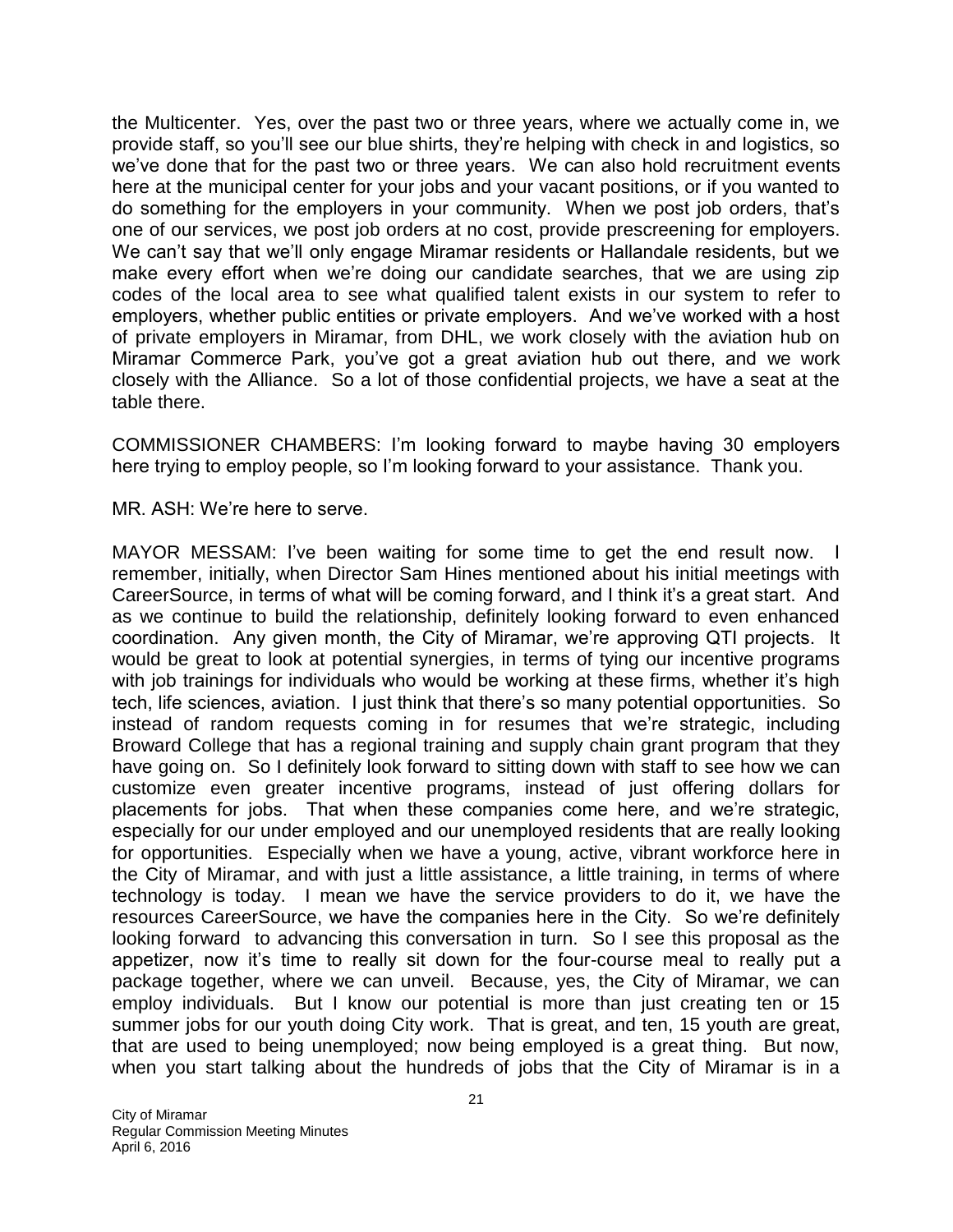the Multicenter. Yes, over the past two or three years, where we actually come in, we provide staff, so you'll see our blue shirts, they're helping with check in and logistics, so we've done that for the past two or three years. We can also hold recruitment events here at the municipal center for your jobs and your vacant positions, or if you wanted to do something for the employers in your community. When we post job orders, that's one of our services, we post job orders at no cost, provide prescreening for employers. We can't say that we'll only engage Miramar residents or Hallandale residents, but we make every effort when we're doing our candidate searches, that we are using zip codes of the local area to see what qualified talent exists in our system to refer to employers, whether public entities or private employers. And we've worked with a host of private employers in Miramar, from DHL, we work closely with the aviation hub on Miramar Commerce Park, you've got a great aviation hub out there, and we work closely with the Alliance. So a lot of those confidential projects, we have a seat at the table there.

COMMISSIONER CHAMBERS: I'm looking forward to maybe having 30 employers here trying to employ people, so I'm looking forward to your assistance. Thank you.

MR. ASH: We're here to serve.

MAYOR MESSAM: I've been waiting for some time to get the end result now. I remember, initially, when Director Sam Hines mentioned about his initial meetings with CareerSource, in terms of what will be coming forward, and I think it's a great start. And as we continue to build the relationship, definitely looking forward to even enhanced coordination. Any given month, the City of Miramar, we're approving QTI projects. It would be great to look at potential synergies, in terms of tying our incentive programs with job trainings for individuals who would be working at these firms, whether it's high tech, life sciences, aviation. I just think that there's so many potential opportunities. So instead of random requests coming in for resumes that we're strategic, including Broward College that has a regional training and supply chain grant program that they have going on. So I definitely look forward to sitting down with staff to see how we can customize even greater incentive programs, instead of just offering dollars for placements for jobs. That when these companies come here, and we're strategic, especially for our under employed and our unemployed residents that are really looking for opportunities. Especially when we have a young, active, vibrant workforce here in the City of Miramar, and with just a little assistance, a little training, in terms of where technology is today. I mean we have the service providers to do it, we have the resources CareerSource, we have the companies here in the City. So we're definitely looking forward to advancing this conversation in turn. So I see this proposal as the appetizer, now it's time to really sit down for the four-course meal to really put a package together, where we can unveil. Because, yes, the City of Miramar, we can employ individuals. But I know our potential is more than just creating ten or 15 summer jobs for our youth doing City work. That is great, and ten, 15 youth are great, that are used to being unemployed; now being employed is a great thing. But now, when you start talking about the hundreds of jobs that the City of Miramar is in a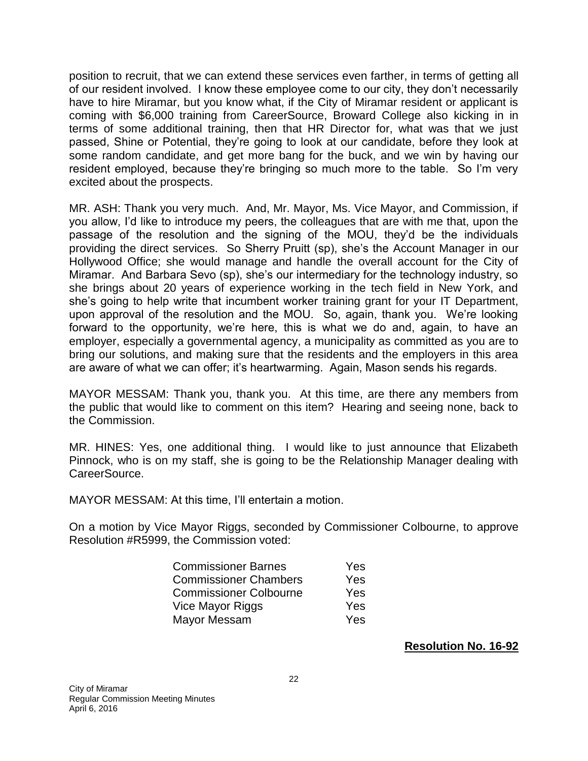position to recruit, that we can extend these services even farther, in terms of getting all of our resident involved. I know these employee come to our city, they don't necessarily have to hire Miramar, but you know what, if the City of Miramar resident or applicant is coming with $6,000 training from CareerSource, Broward College also kicking in in terms of some additional training, then that HR Director for, what was that we just passed, Shine or Potential, they're going to look at our candidate, before they look at some random candidate, and get more bang for the buck, and we win by having our resident employed, because they're bringing so much more to the table. So I'm very excited about the prospects.

MR. ASH: Thank you very much. And, Mr. Mayor, Ms. Vice Mayor, and Commission, if you allow, I'd like to introduce my peers, the colleagues that are with me that, upon the passage of the resolution and the signing of the MOU, they'd be the individuals providing the direct services. So Sherry Pruitt (sp), she's the Account Manager in our Hollywood Office; she would manage and handle the overall account for the City of Miramar. And Barbara Sevo (sp), she's our intermediary for the technology industry, so she brings about 20 years of experience working in the tech field in New York, and she's going to help write that incumbent worker training grant for your IT Department, upon approval of the resolution and the MOU. So, again, thank you. We're looking forward to the opportunity, we're here, this is what we do and, again, to have an employer, especially a governmental agency, a municipality as committed as you are to bring our solutions, and making sure that the residents and the employers in this area are aware of what we can offer; it's heartwarming. Again, Mason sends his regards.

MAYOR MESSAM: Thank you, thank you. At this time, are there any members from the public that would like to comment on this item? Hearing and seeing none, back to the Commission.

MR. HINES: Yes, one additional thing. I would like to just announce that Elizabeth Pinnock, who is on my staff, she is going to be the Relationship Manager dealing with CareerSource.

MAYOR MESSAM: At this time, I'll entertain a motion.

On a motion by Vice Mayor Riggs, seconded by Commissioner Colbourne, to approve Resolution #R5999, the Commission voted:

| | |
|---|---|
| Commissioner Barnes | Yes |
| Commissioner Chambers | Yes |
| Commissioner Colbourne | Yes |
| Vice Mayor Riggs | Yes |
| Mayor Messam | Yes |

**Resolution No. 16-92**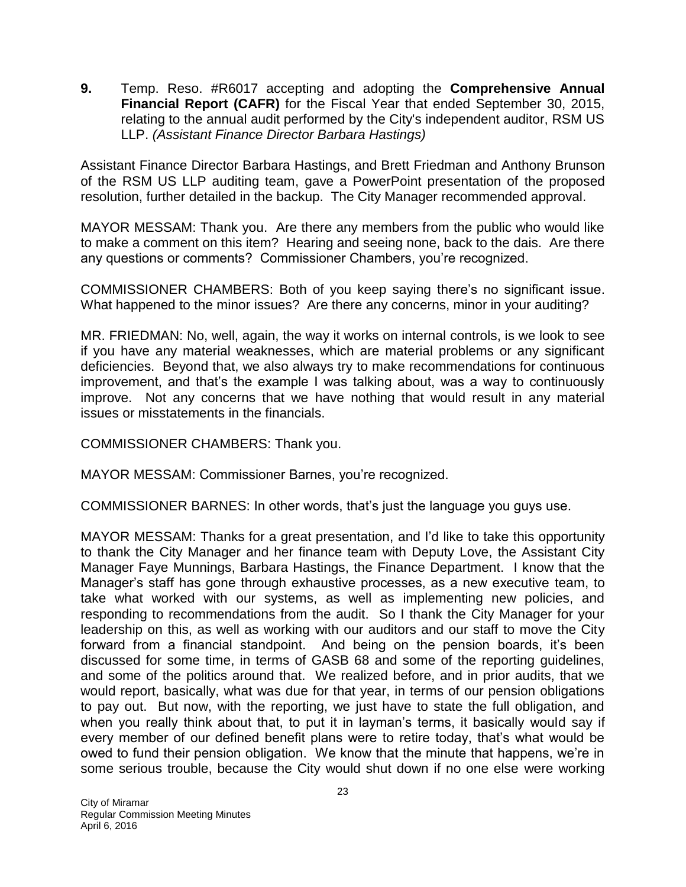**9.** Temp. Reso. #R6017 accepting and adopting the **Comprehensive Annual Financial Report (CAFR)** for the Fiscal Year that ended September 30, 2015, relating to the annual audit performed by the City's independent auditor, RSM US LLP. *(Assistant Finance Director Barbara Hastings)*

Assistant Finance Director Barbara Hastings, and Brett Friedman and Anthony Brunson of the RSM US LLP auditing team, gave a PowerPoint presentation of the proposed resolution, further detailed in the backup. The City Manager recommended approval.

MAYOR MESSAM: Thank you. Are there any members from the public who would like to make a comment on this item? Hearing and seeing none, back to the dais. Are there any questions or comments? Commissioner Chambers, you're recognized.

COMMISSIONER CHAMBERS: Both of you keep saying there's no significant issue. What happened to the minor issues? Are there any concerns, minor in your auditing?

MR. FRIEDMAN: No, well, again, the way it works on internal controls, is we look to see if you have any material weaknesses, which are material problems or any significant deficiencies. Beyond that, we also always try to make recommendations for continuous improvement, and that's the example I was talking about, was a way to continuously improve. Not any concerns that we have nothing that would result in any material issues or misstatements in the financials.

COMMISSIONER CHAMBERS: Thank you.

MAYOR MESSAM: Commissioner Barnes, you're recognized.

COMMISSIONER BARNES: In other words, that's just the language you guys use.

MAYOR MESSAM: Thanks for a great presentation, and I'd like to take this opportunity to thank the City Manager and her finance team with Deputy Love, the Assistant City Manager Faye Munnings, Barbara Hastings, the Finance Department. I know that the Manager's staff has gone through exhaustive processes, as a new executive team, to take what worked with our systems, as well as implementing new policies, and responding to recommendations from the audit. So I thank the City Manager for your leadership on this, as well as working with our auditors and our staff to move the City forward from a financial standpoint. And being on the pension boards, it's been discussed for some time, in terms of GASB 68 and some of the reporting guidelines, and some of the politics around that. We realized before, and in prior audits, that we would report, basically, what was due for that year, in terms of our pension obligations to pay out. But now, with the reporting, we just have to state the full obligation, and when you really think about that, to put it in layman's terms, it basically would say if every member of our defined benefit plans were to retire today, that's what would be owed to fund their pension obligation. We know that the minute that happens, we're in some serious trouble, because the City would shut down if no one else were working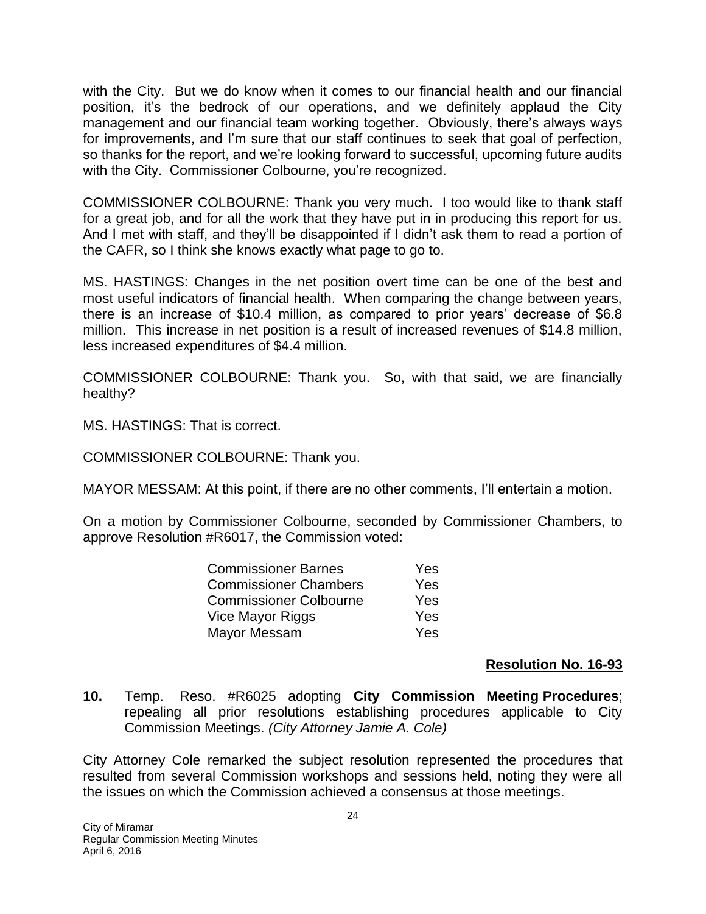with the City. But we do know when it comes to our financial health and our financial position, it's the bedrock of our operations, and we definitely applaud the City management and our financial team working together. Obviously, there's always ways for improvements, and I'm sure that our staff continues to seek that goal of perfection, so thanks for the report, and we're looking forward to successful, upcoming future audits with the City. Commissioner Colbourne, you're recognized.

COMMISSIONER COLBOURNE: Thank you very much. I too would like to thank staff for a great job, and for all the work that they have put in in producing this report for us. And I met with staff, and they'll be disappointed if I didn't ask them to read a portion of the CAFR, so I think she knows exactly what page to go to.

MS. HASTINGS: Changes in the net position overt time can be one of the best and most useful indicators of financial health. When comparing the change between years, there is an increase of $10.4 million, as compared to prior years' decrease of $6.8 million. This increase in net position is a result of increased revenues of $14.8 million, less increased expenditures of $4.4 million.

COMMISSIONER COLBOURNE: Thank you. So, with that said, we are financially healthy?

MS. HASTINGS: That is correct.

COMMISSIONER COLBOURNE: Thank you.

MAYOR MESSAM: At this point, if there are no other comments, I'll entertain a motion.

On a motion by Commissioner Colbourne, seconded by Commissioner Chambers, to approve Resolution #R6017, the Commission voted:

| | |
|---|---|
| Commissioner Barnes | Yes |
| Commissioner Chambers | Yes |
| Commissioner Colbourne | Yes |
| Vice Mayor Riggs | Yes |
| Mayor Messam | Yes |

**Resolution No. 16-93**

**10.** Temp. Reso. #R6025 adopting **City Commission Meeting Procedures**; repealing all prior resolutions establishing procedures applicable to City Commission Meetings. *(City Attorney Jamie A. Cole)*

City Attorney Cole remarked the subject resolution represented the procedures that resulted from several Commission workshops and sessions held, noting they were all the issues on which the Commission achieved a consensus at those meetings.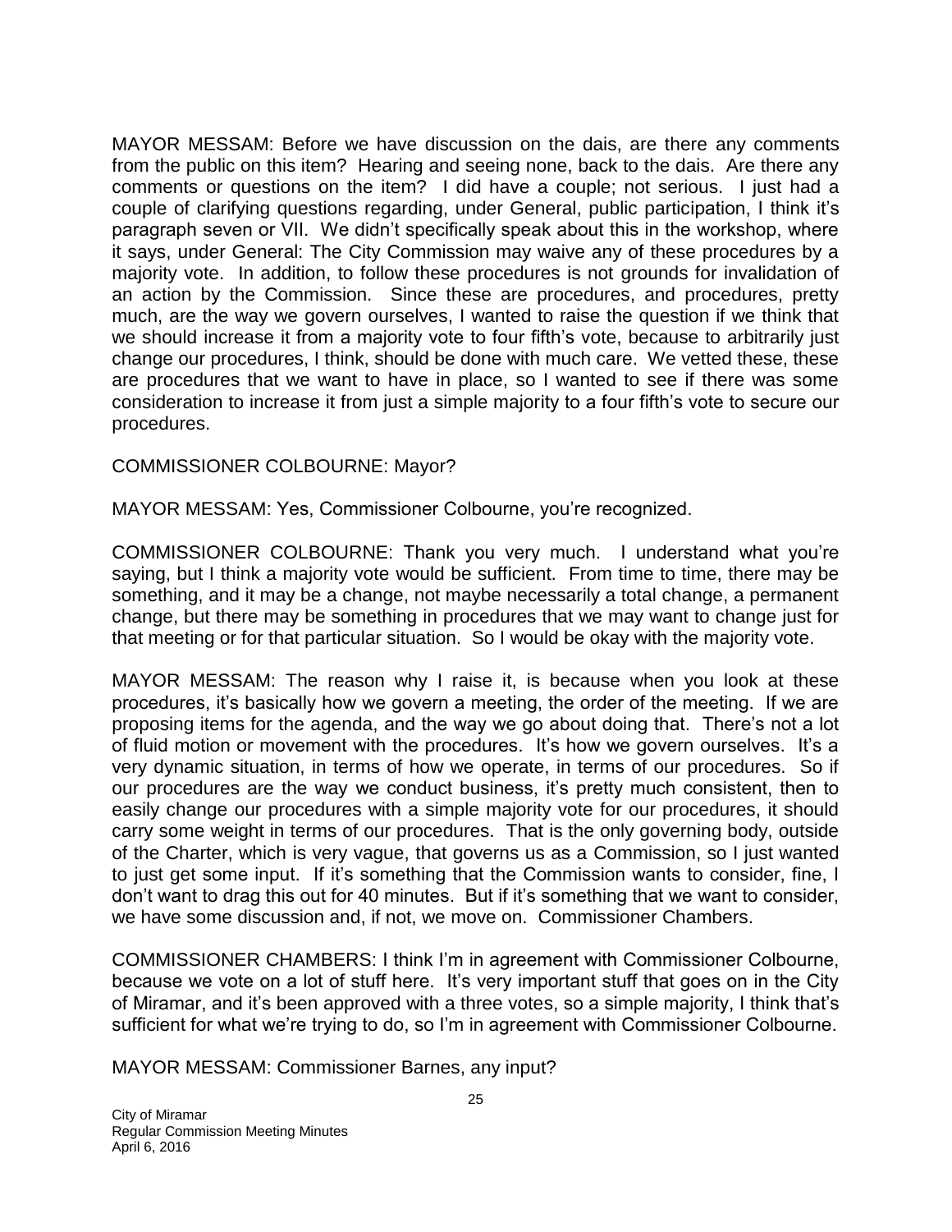MAYOR MESSAM: Before we have discussion on the dais, are there any comments from the public on this item? Hearing and seeing none, back to the dais. Are there any comments or questions on the item? I did have a couple; not serious. I just had a couple of clarifying questions regarding, under General, public participation, I think it's paragraph seven or VII. We didn't specifically speak about this in the workshop, where it says, under General: The City Commission may waive any of these procedures by a majority vote. In addition, to follow these procedures is not grounds for invalidation of an action by the Commission. Since these are procedures, and procedures, pretty much, are the way we govern ourselves, I wanted to raise the question if we think that we should increase it from a majority vote to four fifth's vote, because to arbitrarily just change our procedures, I think, should be done with much care. We vetted these, these are procedures that we want to have in place, so I wanted to see if there was some consideration to increase it from just a simple majority to a four fifth's vote to secure our procedures.

COMMISSIONER COLBOURNE: Mayor?

MAYOR MESSAM: Yes, Commissioner Colbourne, you're recognized.

COMMISSIONER COLBOURNE: Thank you very much. I understand what you're saying, but I think a majority vote would be sufficient. From time to time, there may be something, and it may be a change, not maybe necessarily a total change, a permanent change, but there may be something in procedures that we may want to change just for that meeting or for that particular situation. So I would be okay with the majority vote.

MAYOR MESSAM: The reason why I raise it, is because when you look at these procedures, it's basically how we govern a meeting, the order of the meeting. If we are proposing items for the agenda, and the way we go about doing that. There's not a lot of fluid motion or movement with the procedures. It's how we govern ourselves. It's a very dynamic situation, in terms of how we operate, in terms of our procedures. So if our procedures are the way we conduct business, it's pretty much consistent, then to easily change our procedures with a simple majority vote for our procedures, it should carry some weight in terms of our procedures. That is the only governing body, outside of the Charter, which is very vague, that governs us as a Commission, so I just wanted to just get some input. If it's something that the Commission wants to consider, fine, I don't want to drag this out for 40 minutes. But if it's something that we want to consider, we have some discussion and, if not, we move on. Commissioner Chambers.

COMMISSIONER CHAMBERS: I think I'm in agreement with Commissioner Colbourne, because we vote on a lot of stuff here. It's very important stuff that goes on in the City of Miramar, and it's been approved with a three votes, so a simple majority, I think that's sufficient for what we're trying to do, so I'm in agreement with Commissioner Colbourne.

MAYOR MESSAM: Commissioner Barnes, any input?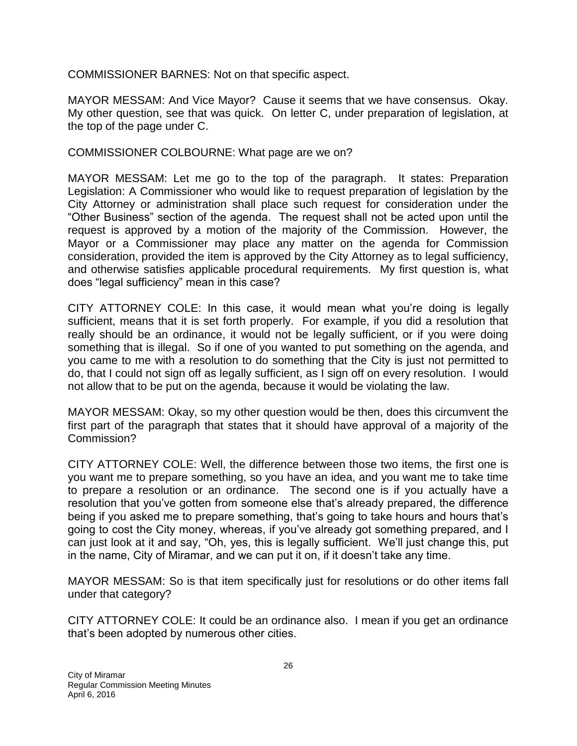COMMISSIONER BARNES: Not on that specific aspect.

MAYOR MESSAM: And Vice Mayor? Cause it seems that we have consensus. Okay. My other question, see that was quick. On letter C, under preparation of legislation, at the top of the page under C.

COMMISSIONER COLBOURNE: What page are we on?

MAYOR MESSAM: Let me go to the top of the paragraph. It states: Preparation Legislation: A Commissioner who would like to request preparation of legislation by the City Attorney or administration shall place such request for consideration under the "Other Business" section of the agenda. The request shall not be acted upon until the request is approved by a motion of the majority of the Commission. However, the Mayor or a Commissioner may place any matter on the agenda for Commission consideration, provided the item is approved by the City Attorney as to legal sufficiency, and otherwise satisfies applicable procedural requirements. My first question is, what does "legal sufficiency" mean in this case?

CITY ATTORNEY COLE: In this case, it would mean what you're doing is legally sufficient, means that it is set forth properly. For example, if you did a resolution that really should be an ordinance, it would not be legally sufficient, or if you were doing something that is illegal. So if one of you wanted to put something on the agenda, and you came to me with a resolution to do something that the City is just not permitted to do, that I could not sign off as legally sufficient, as I sign off on every resolution. I would not allow that to be put on the agenda, because it would be violating the law.

MAYOR MESSAM: Okay, so my other question would be then, does this circumvent the first part of the paragraph that states that it should have approval of a majority of the Commission?

CITY ATTORNEY COLE: Well, the difference between those two items, the first one is you want me to prepare something, so you have an idea, and you want me to take time to prepare a resolution or an ordinance. The second one is if you actually have a resolution that you've gotten from someone else that's already prepared, the difference being if you asked me to prepare something, that's going to take hours and hours that's going to cost the City money, whereas, if you've already got something prepared, and I can just look at it and say, "Oh, yes, this is legally sufficient. We'll just change this, put in the name, City of Miramar, and we can put it on, if it doesn't take any time.

MAYOR MESSAM: So is that item specifically just for resolutions or do other items fall under that category?

CITY ATTORNEY COLE: It could be an ordinance also. I mean if you get an ordinance that's been adopted by numerous other cities.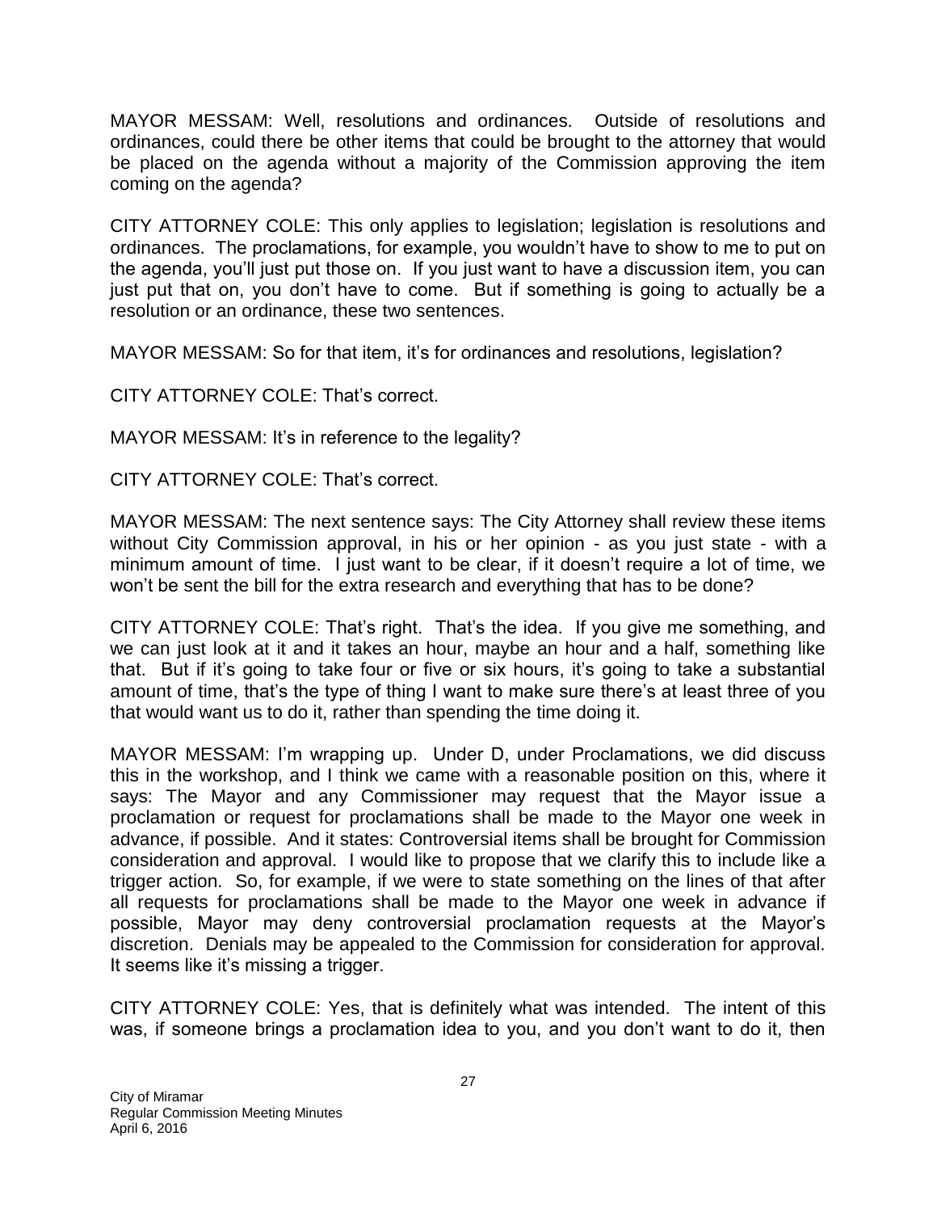MAYOR MESSAM: Well, resolutions and ordinances. Outside of resolutions and ordinances, could there be other items that could be brought to the attorney that would be placed on the agenda without a majority of the Commission approving the item coming on the agenda?

CITY ATTORNEY COLE: This only applies to legislation; legislation is resolutions and ordinances. The proclamations, for example, you wouldn't have to show to me to put on the agenda, you'll just put those on. If you just want to have a discussion item, you can just put that on, you don't have to come. But if something is going to actually be a resolution or an ordinance, these two sentences.

MAYOR MESSAM: So for that item, it's for ordinances and resolutions, legislation?

CITY ATTORNEY COLE: That's correct.

MAYOR MESSAM: It's in reference to the legality?

CITY ATTORNEY COLE: That's correct.

MAYOR MESSAM: The next sentence says: The City Attorney shall review these items without City Commission approval, in his or her opinion - as you just state - with a minimum amount of time. I just want to be clear, if it doesn't require a lot of time, we won't be sent the bill for the extra research and everything that has to be done?

CITY ATTORNEY COLE: That's right. That's the idea. If you give me something, and we can just look at it and it takes an hour, maybe an hour and a half, something like that. But if it's going to take four or five or six hours, it's going to take a substantial amount of time, that's the type of thing I want to make sure there's at least three of you that would want us to do it, rather than spending the time doing it.

MAYOR MESSAM: I'm wrapping up. Under D, under Proclamations, we did discuss this in the workshop, and I think we came with a reasonable position on this, where it says: The Mayor and any Commissioner may request that the Mayor issue a proclamation or request for proclamations shall be made to the Mayor one week in advance, if possible. And it states: Controversial items shall be brought for Commission consideration and approval. I would like to propose that we clarify this to include like a trigger action. So, for example, if we were to state something on the lines of that after all requests for proclamations shall be made to the Mayor one week in advance if possible, Mayor may deny controversial proclamation requests at the Mayor's discretion. Denials may be appealed to the Commission for consideration for approval. It seems like it's missing a trigger.

CITY ATTORNEY COLE: Yes, that is definitely what was intended. The intent of this was, if someone brings a proclamation idea to you, and you don't want to do it, then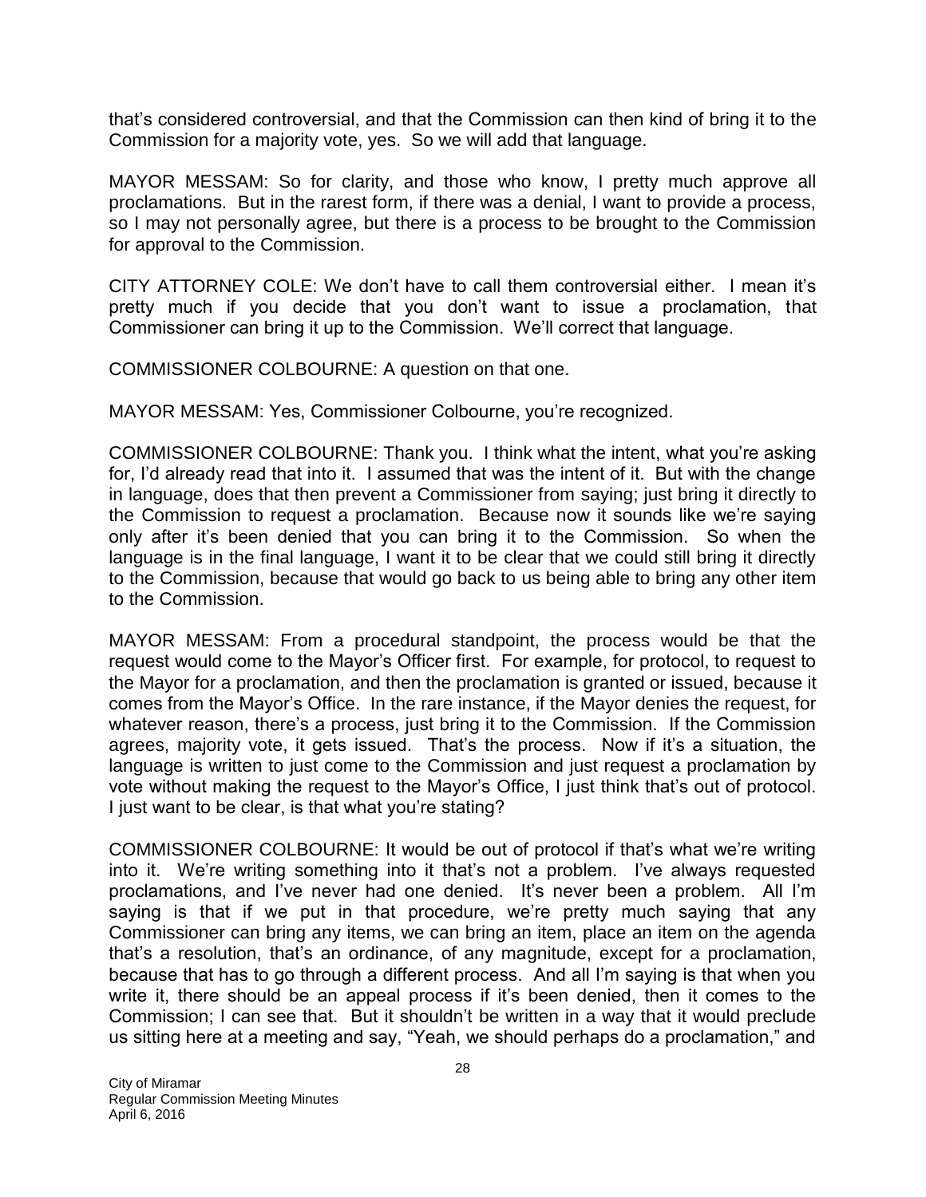that's considered controversial, and that the Commission can then kind of bring it to the Commission for a majority vote, yes. So we will add that language.

MAYOR MESSAM: So for clarity, and those who know, I pretty much approve all proclamations. But in the rarest form, if there was a denial, I want to provide a process, so I may not personally agree, but there is a process to be brought to the Commission for approval to the Commission.

CITY ATTORNEY COLE: We don't have to call them controversial either. I mean it's pretty much if you decide that you don't want to issue a proclamation, that Commissioner can bring it up to the Commission. We'll correct that language.

COMMISSIONER COLBOURNE: A question on that one.

MAYOR MESSAM: Yes, Commissioner Colbourne, you're recognized.

COMMISSIONER COLBOURNE: Thank you. I think what the intent, what you're asking for, I'd already read that into it. I assumed that was the intent of it. But with the change in language, does that then prevent a Commissioner from saying; just bring it directly to the Commission to request a proclamation. Because now it sounds like we're saying only after it's been denied that you can bring it to the Commission. So when the language is in the final language, I want it to be clear that we could still bring it directly to the Commission, because that would go back to us being able to bring any other item to the Commission.

MAYOR MESSAM: From a procedural standpoint, the process would be that the request would come to the Mayor's Officer first. For example, for protocol, to request to the Mayor for a proclamation, and then the proclamation is granted or issued, because it comes from the Mayor's Office. In the rare instance, if the Mayor denies the request, for whatever reason, there's a process, just bring it to the Commission. If the Commission agrees, majority vote, it gets issued. That's the process. Now if it's a situation, the language is written to just come to the Commission and just request a proclamation by vote without making the request to the Mayor's Office, I just think that's out of protocol. I just want to be clear, is that what you're stating?

COMMISSIONER COLBOURNE: It would be out of protocol if that's what we're writing into it. We're writing something into it that's not a problem. I've always requested proclamations, and I've never had one denied. It's never been a problem. All I'm saying is that if we put in that procedure, we're pretty much saying that any Commissioner can bring any items, we can bring an item, place an item on the agenda that's a resolution, that's an ordinance, of any magnitude, except for a proclamation, because that has to go through a different process. And all I'm saying is that when you write it, there should be an appeal process if it's been denied, then it comes to the Commission; I can see that. But it shouldn't be written in a way that it would preclude us sitting here at a meeting and say, "Yeah, we should perhaps do a proclamation," and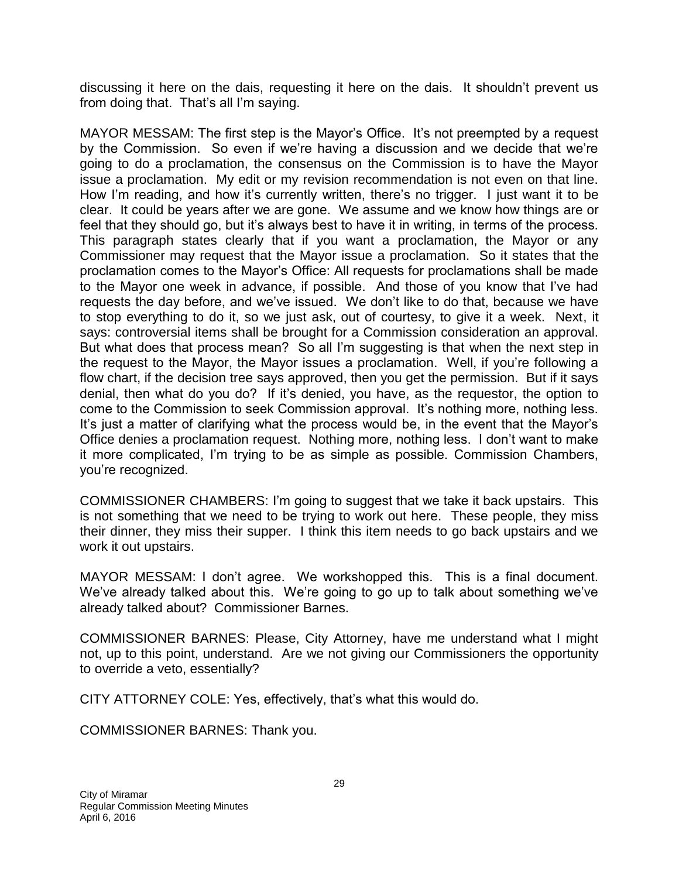discussing it here on the dais, requesting it here on the dais. It shouldn't prevent us from doing that. That's all I'm saying.

MAYOR MESSAM: The first step is the Mayor's Office. It's not preempted by a request by the Commission. So even if we're having a discussion and we decide that we're going to do a proclamation, the consensus on the Commission is to have the Mayor issue a proclamation. My edit or my revision recommendation is not even on that line. How I'm reading, and how it's currently written, there's no trigger. I just want it to be clear. It could be years after we are gone. We assume and we know how things are or feel that they should go, but it's always best to have it in writing, in terms of the process. This paragraph states clearly that if you want a proclamation, the Mayor or any Commissioner may request that the Mayor issue a proclamation. So it states that the proclamation comes to the Mayor's Office: All requests for proclamations shall be made to the Mayor one week in advance, if possible. And those of you know that I've had requests the day before, and we've issued. We don't like to do that, because we have to stop everything to do it, so we just ask, out of courtesy, to give it a week. Next, it says: controversial items shall be brought for a Commission consideration an approval. But what does that process mean? So all I'm suggesting is that when the next step in the request to the Mayor, the Mayor issues a proclamation. Well, if you're following a flow chart, if the decision tree says approved, then you get the permission. But if it says denial, then what do you do? If it's denied, you have, as the requestor, the option to come to the Commission to seek Commission approval. It's nothing more, nothing less. It's just a matter of clarifying what the process would be, in the event that the Mayor's Office denies a proclamation request. Nothing more, nothing less. I don't want to make it more complicated, I'm trying to be as simple as possible. Commission Chambers, you're recognized.

COMMISSIONER CHAMBERS: I'm going to suggest that we take it back upstairs. This is not something that we need to be trying to work out here. These people, they miss their dinner, they miss their supper. I think this item needs to go back upstairs and we work it out upstairs.

MAYOR MESSAM: I don't agree. We workshopped this. This is a final document. We've already talked about this. We're going to go up to talk about something we've already talked about? Commissioner Barnes.

COMMISSIONER BARNES: Please, City Attorney, have me understand what I might not, up to this point, understand. Are we not giving our Commissioners the opportunity to override a veto, essentially?

CITY ATTORNEY COLE: Yes, effectively, that's what this would do.

COMMISSIONER BARNES: Thank you.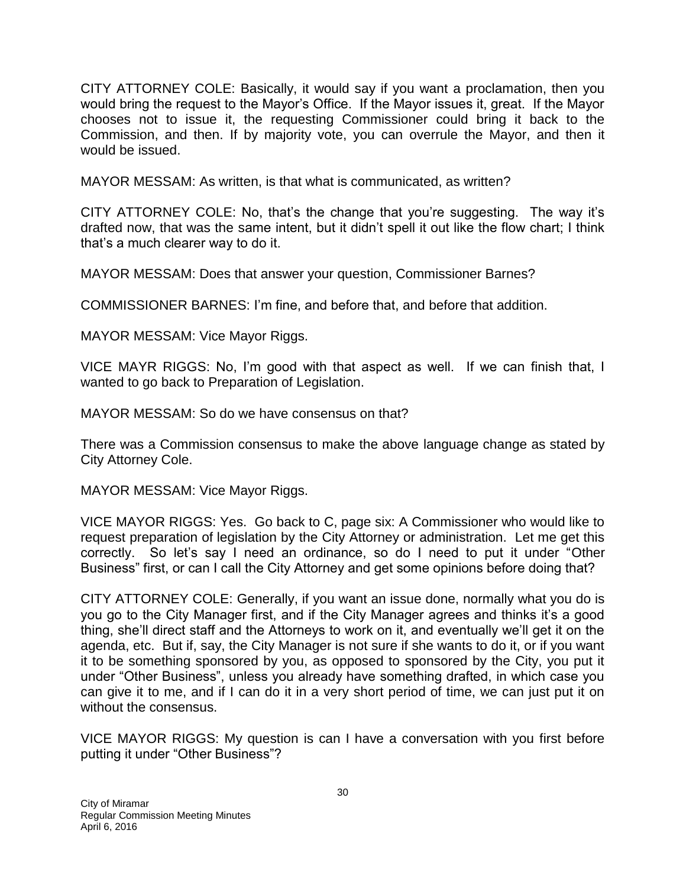CITY ATTORNEY COLE: Basically, it would say if you want a proclamation, then you would bring the request to the Mayor's Office. If the Mayor issues it, great. If the Mayor chooses not to issue it, the requesting Commissioner could bring it back to the Commission, and then. If by majority vote, you can overrule the Mayor, and then it would be issued.

MAYOR MESSAM: As written, is that what is communicated, as written?

CITY ATTORNEY COLE: No, that's the change that you're suggesting. The way it's drafted now, that was the same intent, but it didn't spell it out like the flow chart; I think that's a much clearer way to do it.

MAYOR MESSAM: Does that answer your question, Commissioner Barnes?

COMMISSIONER BARNES: I'm fine, and before that, and before that addition.

MAYOR MESSAM: Vice Mayor Riggs.

VICE MAYR RIGGS: No, I'm good with that aspect as well. If we can finish that, I wanted to go back to Preparation of Legislation.

MAYOR MESSAM: So do we have consensus on that?

There was a Commission consensus to make the above language change as stated by City Attorney Cole.

MAYOR MESSAM: Vice Mayor Riggs.

VICE MAYOR RIGGS: Yes. Go back to C, page six: A Commissioner who would like to request preparation of legislation by the City Attorney or administration. Let me get this correctly. So let's say I need an ordinance, so do I need to put it under "Other Business" first, or can I call the City Attorney and get some opinions before doing that?

CITY ATTORNEY COLE: Generally, if you want an issue done, normally what you do is you go to the City Manager first, and if the City Manager agrees and thinks it's a good thing, she'll direct staff and the Attorneys to work on it, and eventually we'll get it on the agenda, etc. But if, say, the City Manager is not sure if she wants to do it, or if you want it to be something sponsored by you, as opposed to sponsored by the City, you put it under "Other Business", unless you already have something drafted, in which case you can give it to me, and if I can do it in a very short period of time, we can just put it on without the consensus.

VICE MAYOR RIGGS: My question is can I have a conversation with you first before putting it under "Other Business"?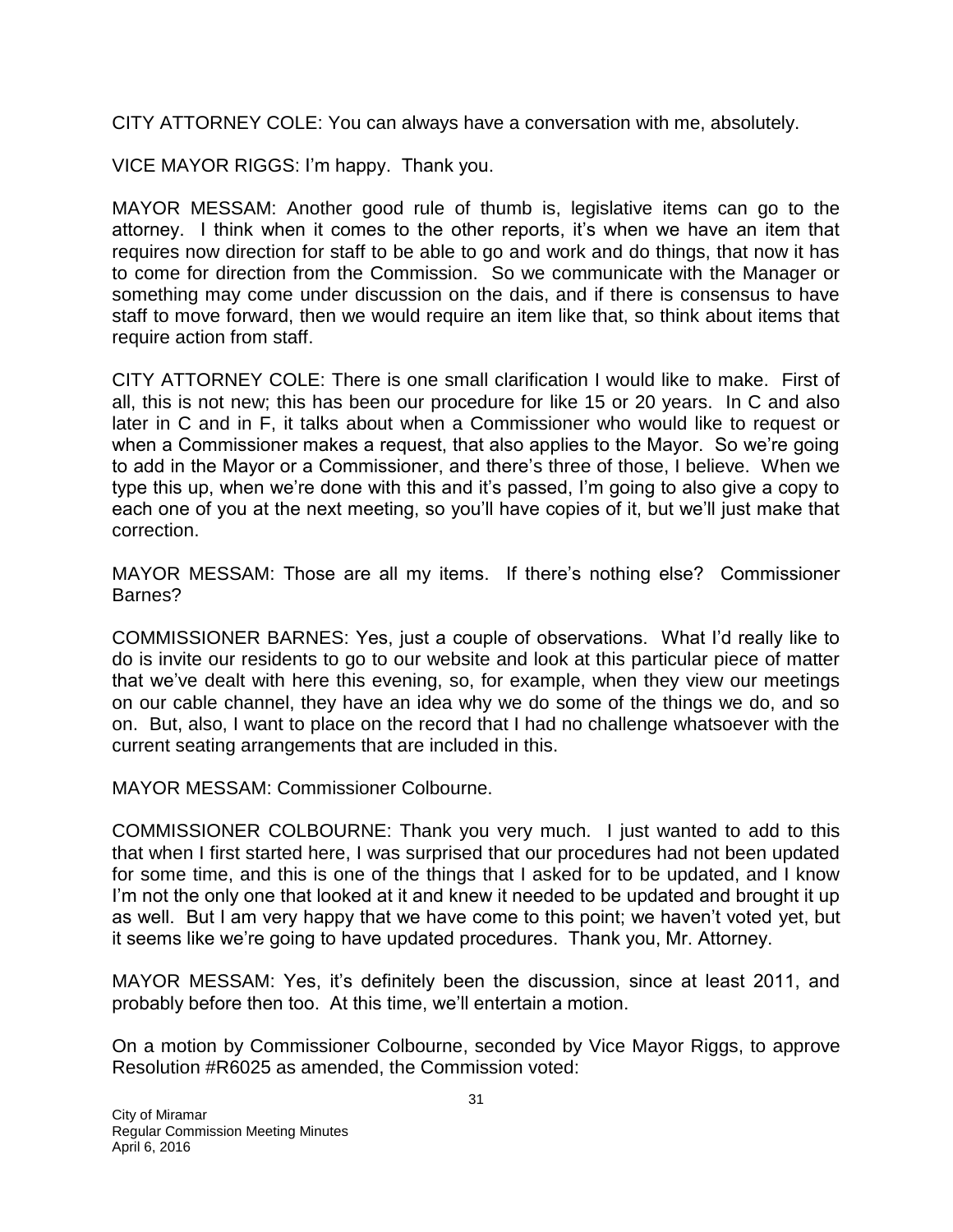CITY ATTORNEY COLE: You can always have a conversation with me, absolutely.

VICE MAYOR RIGGS: I'm happy. Thank you.

MAYOR MESSAM: Another good rule of thumb is, legislative items can go to the attorney. I think when it comes to the other reports, it's when we have an item that requires now direction for staff to be able to go and work and do things, that now it has to come for direction from the Commission. So we communicate with the Manager or something may come under discussion on the dais, and if there is consensus to have staff to move forward, then we would require an item like that, so think about items that require action from staff.

CITY ATTORNEY COLE: There is one small clarification I would like to make. First of all, this is not new; this has been our procedure for like 15 or 20 years. In C and also later in C and in F, it talks about when a Commissioner who would like to request or when a Commissioner makes a request, that also applies to the Mayor. So we're going to add in the Mayor or a Commissioner, and there's three of those, I believe. When we type this up, when we're done with this and it's passed, I'm going to also give a copy to each one of you at the next meeting, so you'll have copies of it, but we'll just make that correction.

MAYOR MESSAM: Those are all my items. If there's nothing else? Commissioner Barnes?

COMMISSIONER BARNES: Yes, just a couple of observations. What I'd really like to do is invite our residents to go to our website and look at this particular piece of matter that we've dealt with here this evening, so, for example, when they view our meetings on our cable channel, they have an idea why we do some of the things we do, and so on. But, also, I want to place on the record that I had no challenge whatsoever with the current seating arrangements that are included in this.

MAYOR MESSAM: Commissioner Colbourne.

COMMISSIONER COLBOURNE: Thank you very much. I just wanted to add to this that when I first started here, I was surprised that our procedures had not been updated for some time, and this is one of the things that I asked for to be updated, and I know I'm not the only one that looked at it and knew it needed to be updated and brought it up as well. But I am very happy that we have come to this point; we haven't voted yet, but it seems like we're going to have updated procedures. Thank you, Mr. Attorney.

MAYOR MESSAM: Yes, it's definitely been the discussion, since at least 2011, and probably before then too. At this time, we'll entertain a motion.

On a motion by Commissioner Colbourne, seconded by Vice Mayor Riggs, to approve Resolution #R6025 as amended, the Commission voted: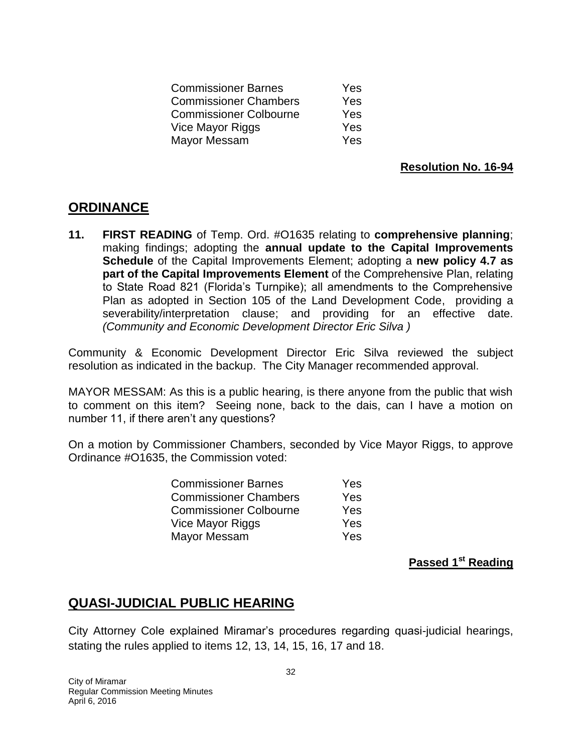| | |
|---|---|
| Commissioner Barnes | Yes |
| Commissioner Chambers | Yes |
| Commissioner Colbourne | Yes |
| Vice Mayor Riggs | Yes |
| Mayor Messam | Yes |

**Resolution No. 16-94**

## ORDINANCE

**11.** **FIRST READING** of Temp. Ord. #O1635 relating to **comprehensive planning**; making findings; adopting the **annual update to the Capital Improvements Schedule** of the Capital Improvements Element; adopting a **new policy 4.7 as part of the Capital Improvements Element** of the Comprehensive Plan, relating to State Road 821 (Florida's Turnpike); all amendments to the Comprehensive Plan as adopted in Section 105 of the Land Development Code, providing a severability/interpretation clause; and providing for an effective date. *(Community and Economic Development Director Eric Silva )*

Community & Economic Development Director Eric Silva reviewed the subject resolution as indicated in the backup. The City Manager recommended approval.

MAYOR MESSAM: As this is a public hearing, is there anyone from the public that wish to comment on this item? Seeing none, back to the dais, can I have a motion on number 11, if there aren't any questions?

On a motion by Commissioner Chambers, seconded by Vice Mayor Riggs, to approve Ordinance #O1635, the Commission voted:

| | |
|---|---|
| Commissioner Barnes | Yes |
| Commissioner Chambers | Yes |
| Commissioner Colbourne | Yes |
| Vice Mayor Riggs | Yes |
| Mayor Messam | Yes |

**Passed 1st Reading**

## QUASI-JUDICIAL PUBLIC HEARING

City Attorney Cole explained Miramar's procedures regarding quasi-judicial hearings, stating the rules applied to items 12, 13, 14, 15, 16, 17 and 18.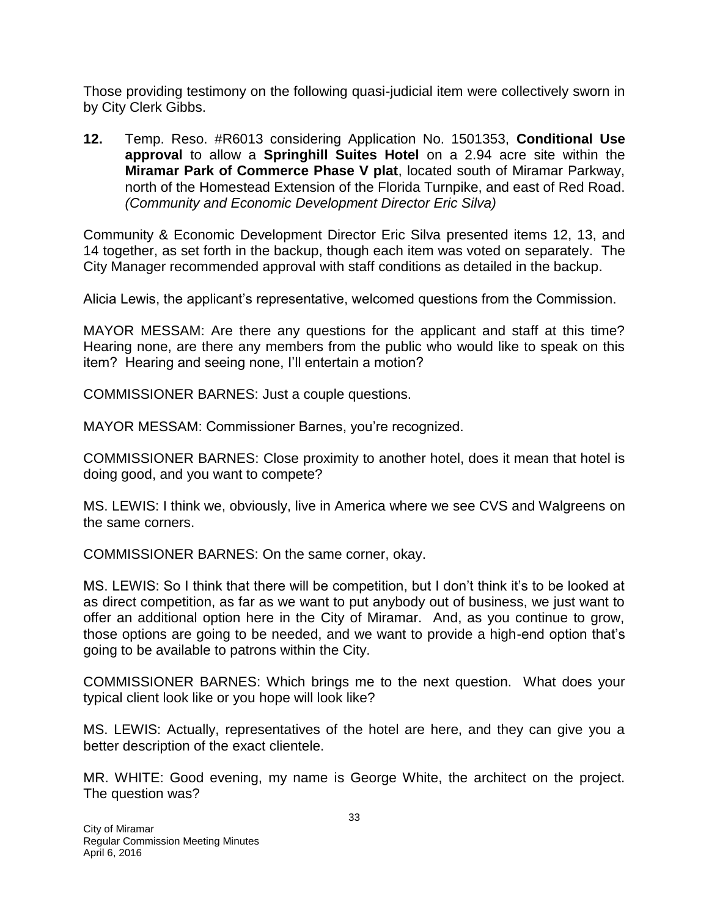Those providing testimony on the following quasi-judicial item were collectively sworn in by City Clerk Gibbs.

**12.** Temp. Reso. #R6013 considering Application No. 1501353, **Conditional Use approval** to allow a **Springhill Suites Hotel** on a 2.94 acre site within the **Miramar Park of Commerce Phase V plat**, located south of Miramar Parkway, north of the Homestead Extension of the Florida Turnpike, and east of Red Road. *(Community and Economic Development Director Eric Silva)*

Community & Economic Development Director Eric Silva presented items 12, 13, and 14 together, as set forth in the backup, though each item was voted on separately. The City Manager recommended approval with staff conditions as detailed in the backup.

Alicia Lewis, the applicant's representative, welcomed questions from the Commission.

MAYOR MESSAM: Are there any questions for the applicant and staff at this time? Hearing none, are there any members from the public who would like to speak on this item? Hearing and seeing none, I'll entertain a motion?

COMMISSIONER BARNES: Just a couple questions.

MAYOR MESSAM: Commissioner Barnes, you're recognized.

COMMISSIONER BARNES: Close proximity to another hotel, does it mean that hotel is doing good, and you want to compete?

MS. LEWIS: I think we, obviously, live in America where we see CVS and Walgreens on the same corners.

COMMISSIONER BARNES: On the same corner, okay.

MS. LEWIS: So I think that there will be competition, but I don't think it's to be looked at as direct competition, as far as we want to put anybody out of business, we just want to offer an additional option here in the City of Miramar. And, as you continue to grow, those options are going to be needed, and we want to provide a high-end option that's going to be available to patrons within the City.

COMMISSIONER BARNES: Which brings me to the next question. What does your typical client look like or you hope will look like?

MS. LEWIS: Actually, representatives of the hotel are here, and they can give you a better description of the exact clientele.

MR. WHITE: Good evening, my name is George White, the architect on the project. The question was?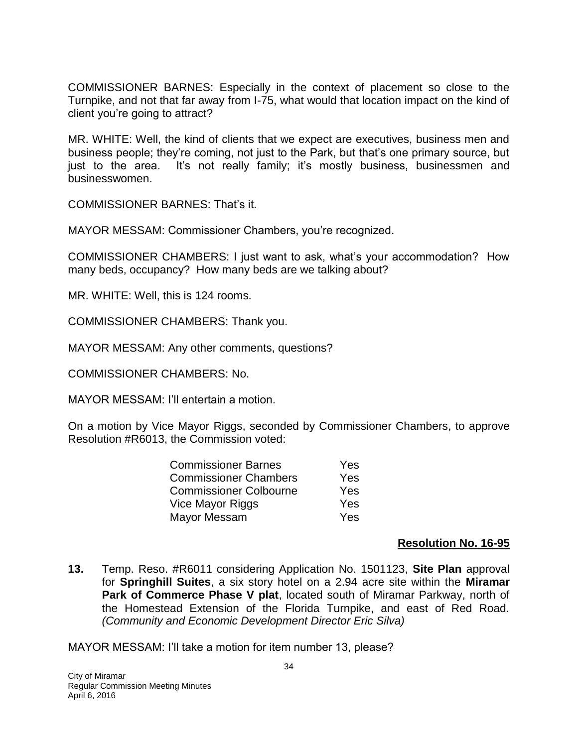COMMISSIONER BARNES: Especially in the context of placement so close to the Turnpike, and not that far away from I-75, what would that location impact on the kind of client you're going to attract?

MR. WHITE: Well, the kind of clients that we expect are executives, business men and business people; they're coming, not just to the Park, but that's one primary source, but just to the area. It's not really family; it's mostly business, businessmen and businesswomen.

COMMISSIONER BARNES: That's it.

MAYOR MESSAM: Commissioner Chambers, you're recognized.

COMMISSIONER CHAMBERS: I just want to ask, what's your accommodation? How many beds, occupancy? How many beds are we talking about?

MR. WHITE: Well, this is 124 rooms.

COMMISSIONER CHAMBERS: Thank you.

MAYOR MESSAM: Any other comments, questions?

COMMISSIONER CHAMBERS: No.

MAYOR MESSAM: I'll entertain a motion.

On a motion by Vice Mayor Riggs, seconded by Commissioner Chambers, to approve Resolution #R6013, the Commission voted:

| | |
|---|---|
| Commissioner Barnes | Yes |
| Commissioner Chambers | Yes |
| Commissioner Colbourne | Yes |
| Vice Mayor Riggs | Yes |
| Mayor Messam | Yes |

**Resolution No. 16-95**

**13.** Temp. Reso. #R6011 considering Application No. 1501123, **Site Plan** approval for **Springhill Suites**, a six story hotel on a 2.94 acre site within the **Miramar Park of Commerce Phase V plat**, located south of Miramar Parkway, north of the Homestead Extension of the Florida Turnpike, and east of Red Road. *(Community and Economic Development Director Eric Silva)*

MAYOR MESSAM: I'll take a motion for item number 13, please?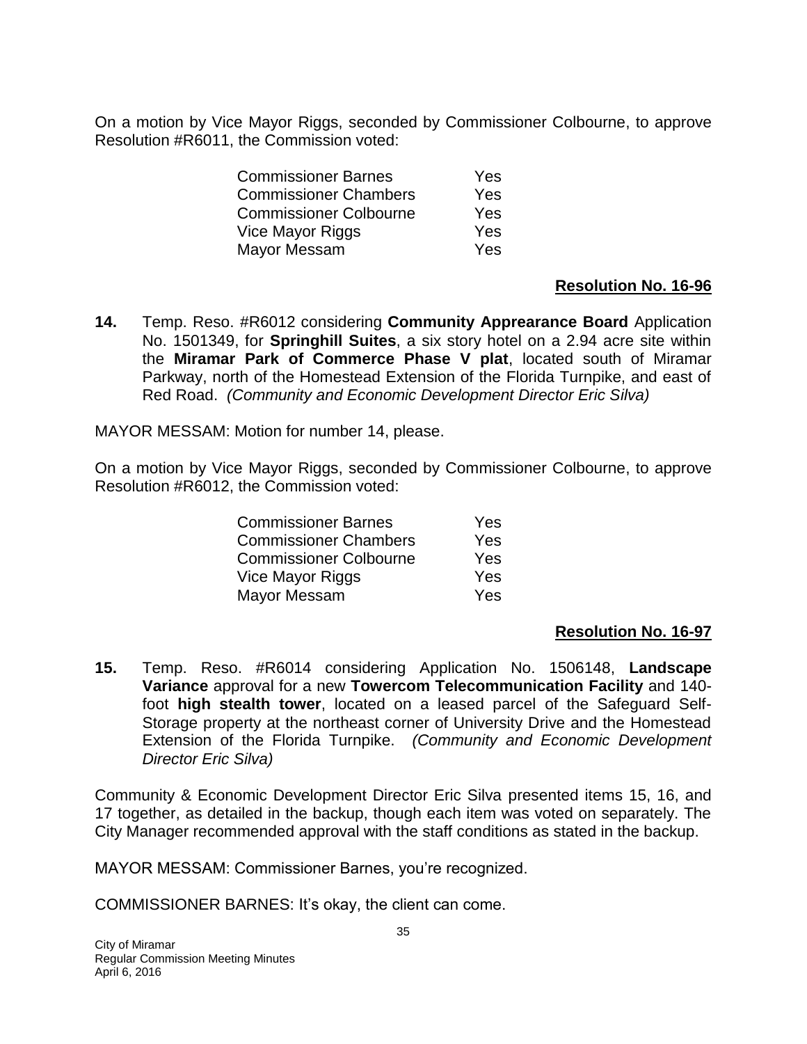On a motion by Vice Mayor Riggs, seconded by Commissioner Colbourne, to approve Resolution #R6011, the Commission voted:

| | |
|---|---|
| Commissioner Barnes | Yes |
| Commissioner Chambers | Yes |
| Commissioner Colbourne | Yes |
| Vice Mayor Riggs | Yes |
| Mayor Messam | Yes |

**Resolution No. 16-96**

**14.** Temp. Reso. #R6012 considering **Community Apprearance Board** Application No. 1501349, for **Springhill Suites**, a six story hotel on a 2.94 acre site within the **Miramar Park of Commerce Phase V plat**, located south of Miramar Parkway, north of the Homestead Extension of the Florida Turnpike, and east of Red Road. *(Community and Economic Development Director Eric Silva)*

MAYOR MESSAM: Motion for number 14, please.

On a motion by Vice Mayor Riggs, seconded by Commissioner Colbourne, to approve Resolution #R6012, the Commission voted:

| | |
|---|---|
| Commissioner Barnes | Yes |
| Commissioner Chambers | Yes |
| Commissioner Colbourne | Yes |
| Vice Mayor Riggs | Yes |
| Mayor Messam | Yes |

**Resolution No. 16-97**

**15.** Temp. Reso. #R6014 considering Application No. 1506148, **Landscape Variance** approval for a new **Towercom Telecommunication Facility** and 140-foot **high stealth tower**, located on a leased parcel of the Safeguard Self-Storage property at the northeast corner of University Drive and the Homestead Extension of the Florida Turnpike. *(Community and Economic Development Director Eric Silva)*

Community & Economic Development Director Eric Silva presented items 15, 16, and 17 together, as detailed in the backup, though each item was voted on separately. The City Manager recommended approval with the staff conditions as stated in the backup.

MAYOR MESSAM: Commissioner Barnes, you're recognized.

COMMISSIONER BARNES: It's okay, the client can come.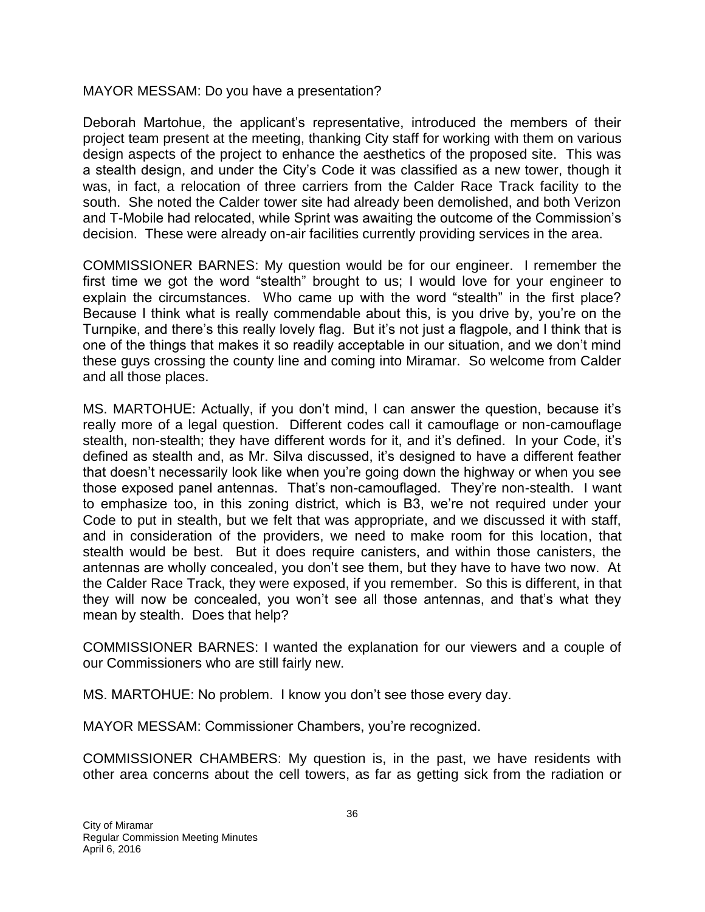MAYOR MESSAM: Do you have a presentation?

Deborah Martohue, the applicant's representative, introduced the members of their project team present at the meeting, thanking City staff for working with them on various design aspects of the project to enhance the aesthetics of the proposed site. This was a stealth design, and under the City's Code it was classified as a new tower, though it was, in fact, a relocation of three carriers from the Calder Race Track facility to the south. She noted the Calder tower site had already been demolished, and both Verizon and T-Mobile had relocated, while Sprint was awaiting the outcome of the Commission's decision. These were already on-air facilities currently providing services in the area.

COMMISSIONER BARNES: My question would be for our engineer. I remember the first time we got the word "stealth" brought to us; I would love for your engineer to explain the circumstances. Who came up with the word "stealth" in the first place? Because I think what is really commendable about this, is you drive by, you're on the Turnpike, and there's this really lovely flag. But it's not just a flagpole, and I think that is one of the things that makes it so readily acceptable in our situation, and we don't mind these guys crossing the county line and coming into Miramar. So welcome from Calder and all those places.

MS. MARTOHUE: Actually, if you don't mind, I can answer the question, because it's really more of a legal question. Different codes call it camouflage or non-camouflage stealth, non-stealth; they have different words for it, and it's defined. In your Code, it's defined as stealth and, as Mr. Silva discussed, it's designed to have a different feather that doesn't necessarily look like when you're going down the highway or when you see those exposed panel antennas. That's non-camouflaged. They're non-stealth. I want to emphasize too, in this zoning district, which is B3, we're not required under your Code to put in stealth, but we felt that was appropriate, and we discussed it with staff, and in consideration of the providers, we need to make room for this location, that stealth would be best. But it does require canisters, and within those canisters, the antennas are wholly concealed, you don't see them, but they have to have two now. At the Calder Race Track, they were exposed, if you remember. So this is different, in that they will now be concealed, you won't see all those antennas, and that's what they mean by stealth. Does that help?

COMMISSIONER BARNES: I wanted the explanation for our viewers and a couple of our Commissioners who are still fairly new.

MS. MARTOHUE: No problem. I know you don't see those every day.

MAYOR MESSAM: Commissioner Chambers, you're recognized.

COMMISSIONER CHAMBERS: My question is, in the past, we have residents with other area concerns about the cell towers, as far as getting sick from the radiation or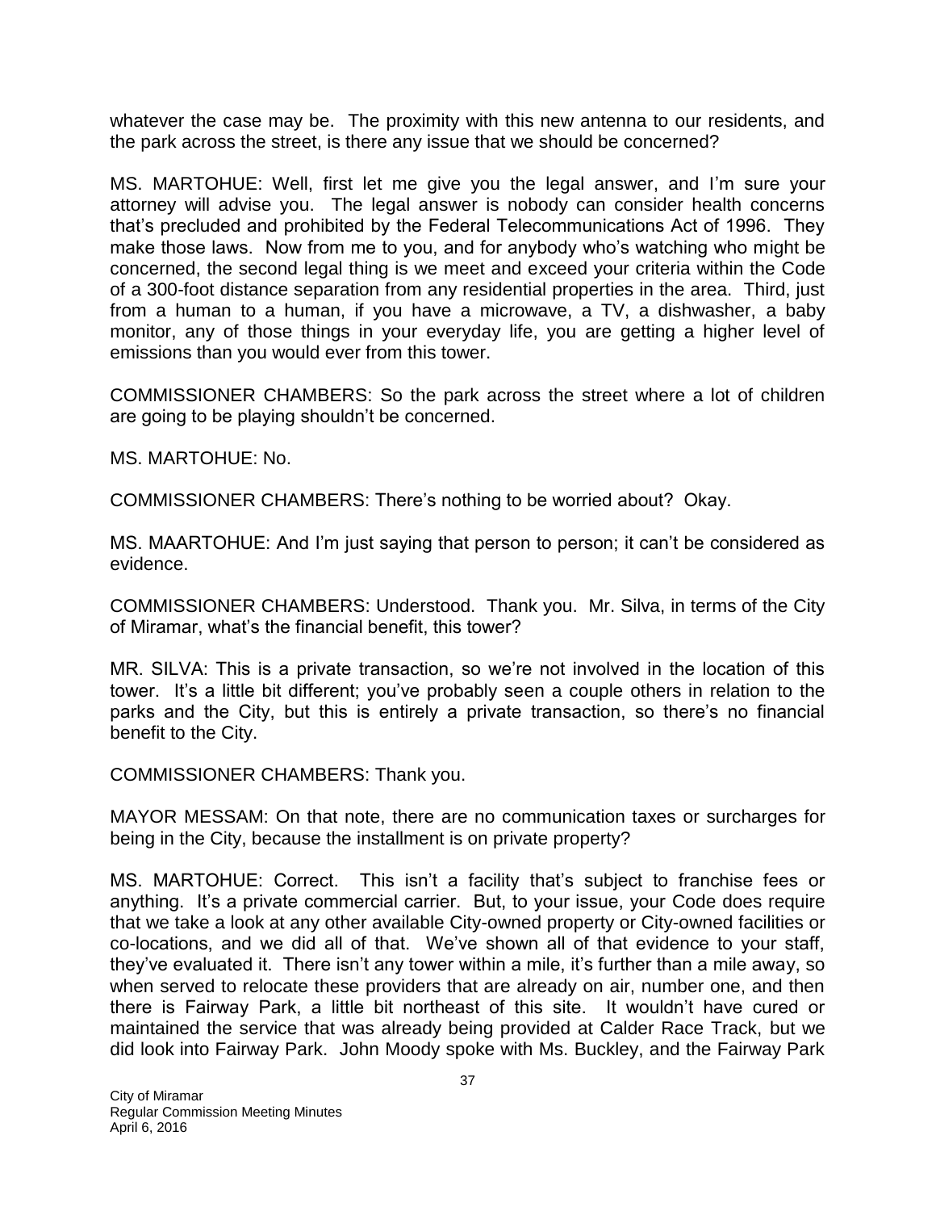whatever the case may be. The proximity with this new antenna to our residents, and the park across the street, is there any issue that we should be concerned?

MS. MARTOHUE: Well, first let me give you the legal answer, and I'm sure your attorney will advise you. The legal answer is nobody can consider health concerns that's precluded and prohibited by the Federal Telecommunications Act of 1996. They make those laws. Now from me to you, and for anybody who's watching who might be concerned, the second legal thing is we meet and exceed your criteria within the Code of a 300-foot distance separation from any residential properties in the area. Third, just from a human to a human, if you have a microwave, a TV, a dishwasher, a baby monitor, any of those things in your everyday life, you are getting a higher level of emissions than you would ever from this tower.

COMMISSIONER CHAMBERS: So the park across the street where a lot of children are going to be playing shouldn't be concerned.

MS. MARTOHUE: No.

COMMISSIONER CHAMBERS: There's nothing to be worried about? Okay.

MS. MAARTOHUE: And I'm just saying that person to person; it can't be considered as evidence.

COMMISSIONER CHAMBERS: Understood. Thank you. Mr. Silva, in terms of the City of Miramar, what's the financial benefit, this tower?

MR. SILVA: This is a private transaction, so we're not involved in the location of this tower. It's a little bit different; you've probably seen a couple others in relation to the parks and the City, but this is entirely a private transaction, so there's no financial benefit to the City.

COMMISSIONER CHAMBERS: Thank you.

MAYOR MESSAM: On that note, there are no communication taxes or surcharges for being in the City, because the installment is on private property?

MS. MARTOHUE: Correct. This isn't a facility that's subject to franchise fees or anything. It's a private commercial carrier. But, to your issue, your Code does require that we take a look at any other available City-owned property or City-owned facilities or co-locations, and we did all of that. We've shown all of that evidence to your staff, they've evaluated it. There isn't any tower within a mile, it's further than a mile away, so when served to relocate these providers that are already on air, number one, and then there is Fairway Park, a little bit northeast of this site. It wouldn't have cured or maintained the service that was already being provided at Calder Race Track, but we did look into Fairway Park. John Moody spoke with Ms. Buckley, and the Fairway Park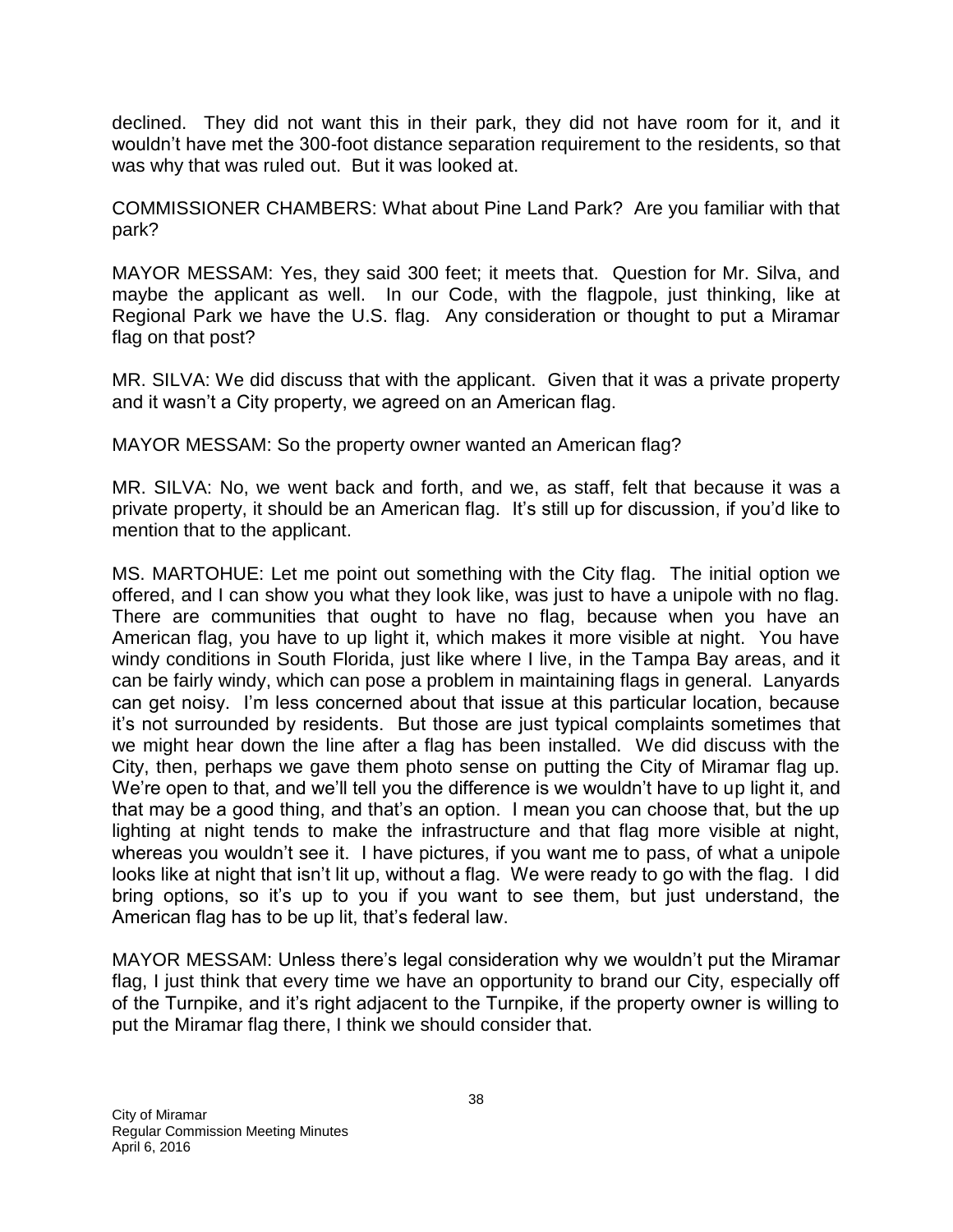declined. They did not want this in their park, they did not have room for it, and it wouldn't have met the 300-foot distance separation requirement to the residents, so that was why that was ruled out. But it was looked at.

COMMISSIONER CHAMBERS: What about Pine Land Park? Are you familiar with that park?

MAYOR MESSAM: Yes, they said 300 feet; it meets that. Question for Mr. Silva, and maybe the applicant as well. In our Code, with the flagpole, just thinking, like at Regional Park we have the U.S. flag. Any consideration or thought to put a Miramar flag on that post?

MR. SILVA: We did discuss that with the applicant. Given that it was a private property and it wasn't a City property, we agreed on an American flag.

MAYOR MESSAM: So the property owner wanted an American flag?

MR. SILVA: No, we went back and forth, and we, as staff, felt that because it was a private property, it should be an American flag. It's still up for discussion, if you'd like to mention that to the applicant.

MS. MARTOHUE: Let me point out something with the City flag. The initial option we offered, and I can show you what they look like, was just to have a unipole with no flag. There are communities that ought to have no flag, because when you have an American flag, you have to up light it, which makes it more visible at night. You have windy conditions in South Florida, just like where I live, in the Tampa Bay areas, and it can be fairly windy, which can pose a problem in maintaining flags in general. Lanyards can get noisy. I'm less concerned about that issue at this particular location, because it's not surrounded by residents. But those are just typical complaints sometimes that we might hear down the line after a flag has been installed. We did discuss with the City, then, perhaps we gave them photo sense on putting the City of Miramar flag up. We're open to that, and we'll tell you the difference is we wouldn't have to up light it, and that may be a good thing, and that's an option. I mean you can choose that, but the up lighting at night tends to make the infrastructure and that flag more visible at night, whereas you wouldn't see it. I have pictures, if you want me to pass, of what a unipole looks like at night that isn't lit up, without a flag. We were ready to go with the flag. I did bring options, so it's up to you if you want to see them, but just understand, the American flag has to be up lit, that's federal law.

MAYOR MESSAM: Unless there's legal consideration why we wouldn't put the Miramar flag, I just think that every time we have an opportunity to brand our City, especially off of the Turnpike, and it's right adjacent to the Turnpike, if the property owner is willing to put the Miramar flag there, I think we should consider that.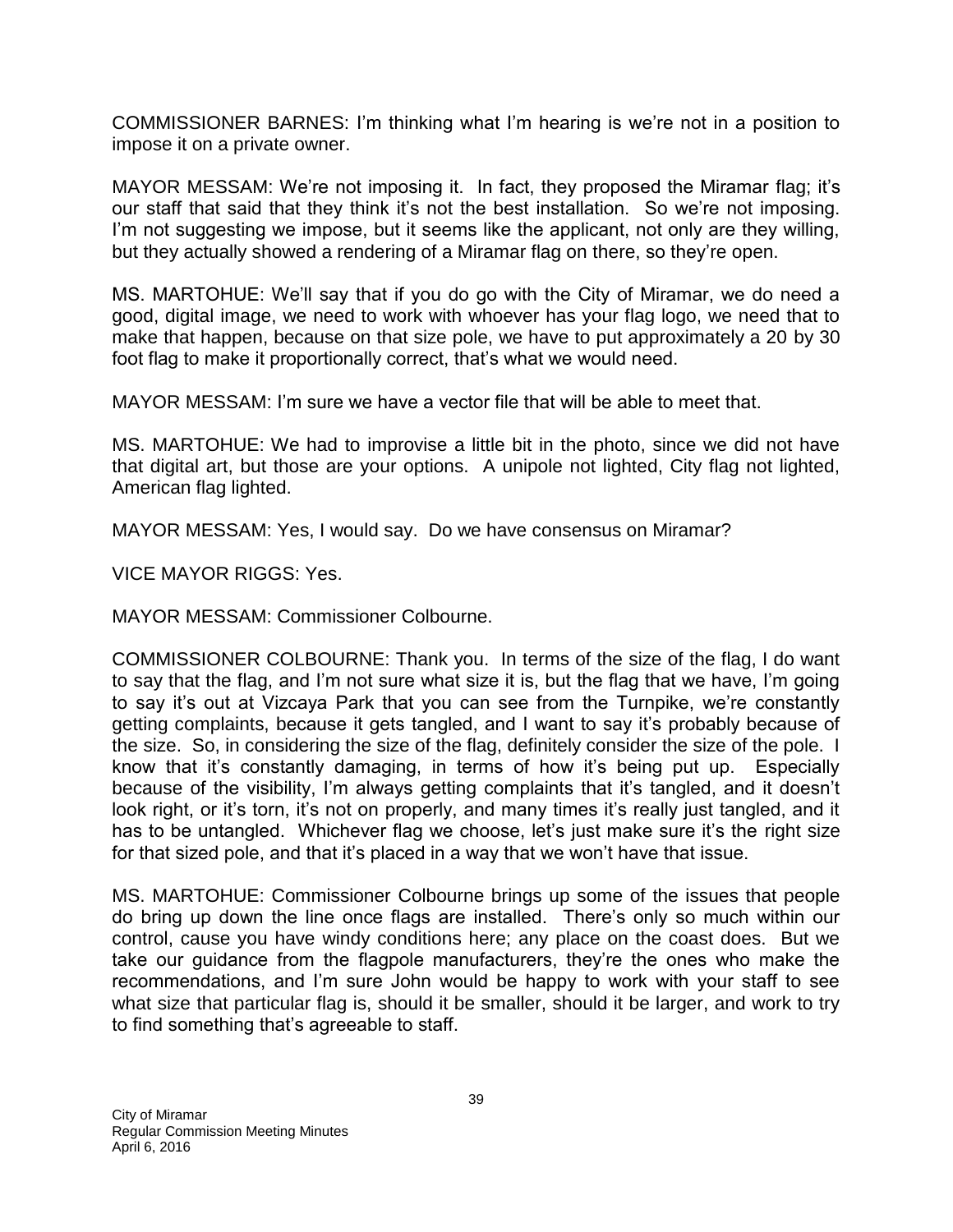COMMISSIONER BARNES: I'm thinking what I'm hearing is we're not in a position to impose it on a private owner.

MAYOR MESSAM: We're not imposing it. In fact, they proposed the Miramar flag; it's our staff that said that they think it's not the best installation. So we're not imposing. I'm not suggesting we impose, but it seems like the applicant, not only are they willing, but they actually showed a rendering of a Miramar flag on there, so they're open.

MS. MARTOHUE: We'll say that if you do go with the City of Miramar, we do need a good, digital image, we need to work with whoever has your flag logo, we need that to make that happen, because on that size pole, we have to put approximately a 20 by 30 foot flag to make it proportionally correct, that's what we would need.

MAYOR MESSAM: I'm sure we have a vector file that will be able to meet that.

MS. MARTOHUE: We had to improvise a little bit in the photo, since we did not have that digital art, but those are your options. A unipole not lighted, City flag not lighted, American flag lighted.

MAYOR MESSAM: Yes, I would say. Do we have consensus on Miramar?

VICE MAYOR RIGGS: Yes.

MAYOR MESSAM: Commissioner Colbourne.

COMMISSIONER COLBOURNE: Thank you. In terms of the size of the flag, I do want to say that the flag, and I'm not sure what size it is, but the flag that we have, I'm going to say it's out at Vizcaya Park that you can see from the Turnpike, we're constantly getting complaints, because it gets tangled, and I want to say it's probably because of the size. So, in considering the size of the flag, definitely consider the size of the pole. I know that it's constantly damaging, in terms of how it's being put up. Especially because of the visibility, I'm always getting complaints that it's tangled, and it doesn't look right, or it's torn, it's not on properly, and many times it's really just tangled, and it has to be untangled. Whichever flag we choose, let's just make sure it's the right size for that sized pole, and that it's placed in a way that we won't have that issue.

MS. MARTOHUE: Commissioner Colbourne brings up some of the issues that people do bring up down the line once flags are installed. There's only so much within our control, cause you have windy conditions here; any place on the coast does. But we take our guidance from the flagpole manufacturers, they're the ones who make the recommendations, and I'm sure John would be happy to work with your staff to see what size that particular flag is, should it be smaller, should it be larger, and work to try to find something that's agreeable to staff.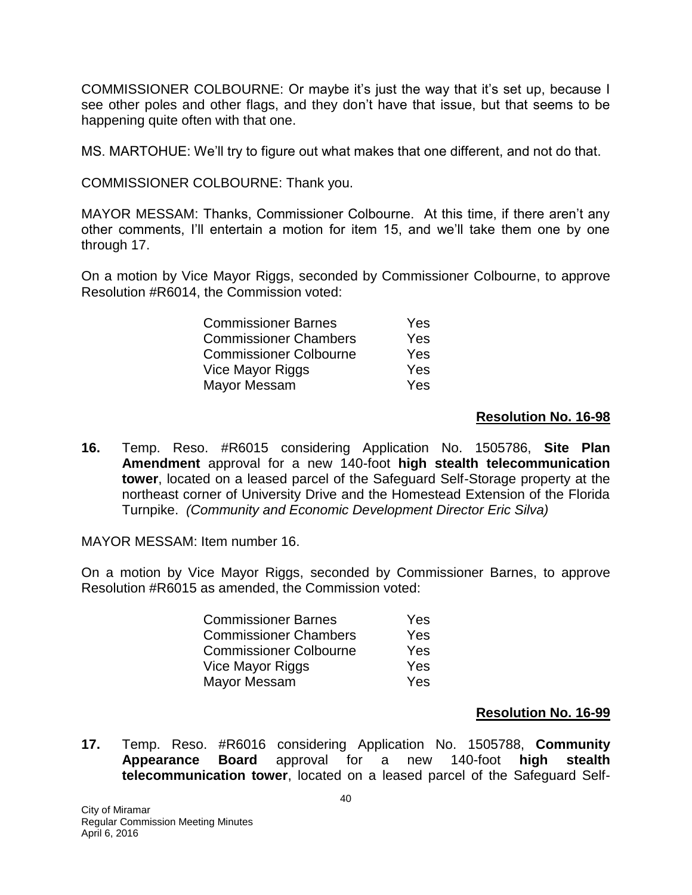COMMISSIONER COLBOURNE: Or maybe it's just the way that it's set up, because I see other poles and other flags, and they don't have that issue, but that seems to be happening quite often with that one.

MS. MARTOHUE: We'll try to figure out what makes that one different, and not do that.

COMMISSIONER COLBOURNE: Thank you.

MAYOR MESSAM: Thanks, Commissioner Colbourne. At this time, if there aren't any other comments, I'll entertain a motion for item 15, and we'll take them one by one through 17.

On a motion by Vice Mayor Riggs, seconded by Commissioner Colbourne, to approve Resolution #R6014, the Commission voted:

| | |
|---|---|
| Commissioner Barnes | Yes |
| Commissioner Chambers | Yes |
| Commissioner Colbourne | Yes |
| Vice Mayor Riggs | Yes |
| Mayor Messam | Yes |

**Resolution No. 16-98**

**16.** Temp. Reso. #R6015 considering Application No. 1505786, **Site Plan Amendment** approval for a new 140-foot **high stealth telecommunication tower**, located on a leased parcel of the Safeguard Self-Storage property at the northeast corner of University Drive and the Homestead Extension of the Florida Turnpike. *(Community and Economic Development Director Eric Silva)*

MAYOR MESSAM: Item number 16.

On a motion by Vice Mayor Riggs, seconded by Commissioner Barnes, to approve Resolution #R6015 as amended, the Commission voted:

| | |
|---|---|
| Commissioner Barnes | Yes |
| Commissioner Chambers | Yes |
| Commissioner Colbourne | Yes |
| Vice Mayor Riggs | Yes |
| Mayor Messam | Yes |

**Resolution No. 16-99**

**17.** Temp. Reso. #R6016 considering Application No. 1505788, **Community Appearance Board** approval for a new 140-foot **high stealth telecommunication tower**, located on a leased parcel of the Safeguard Self-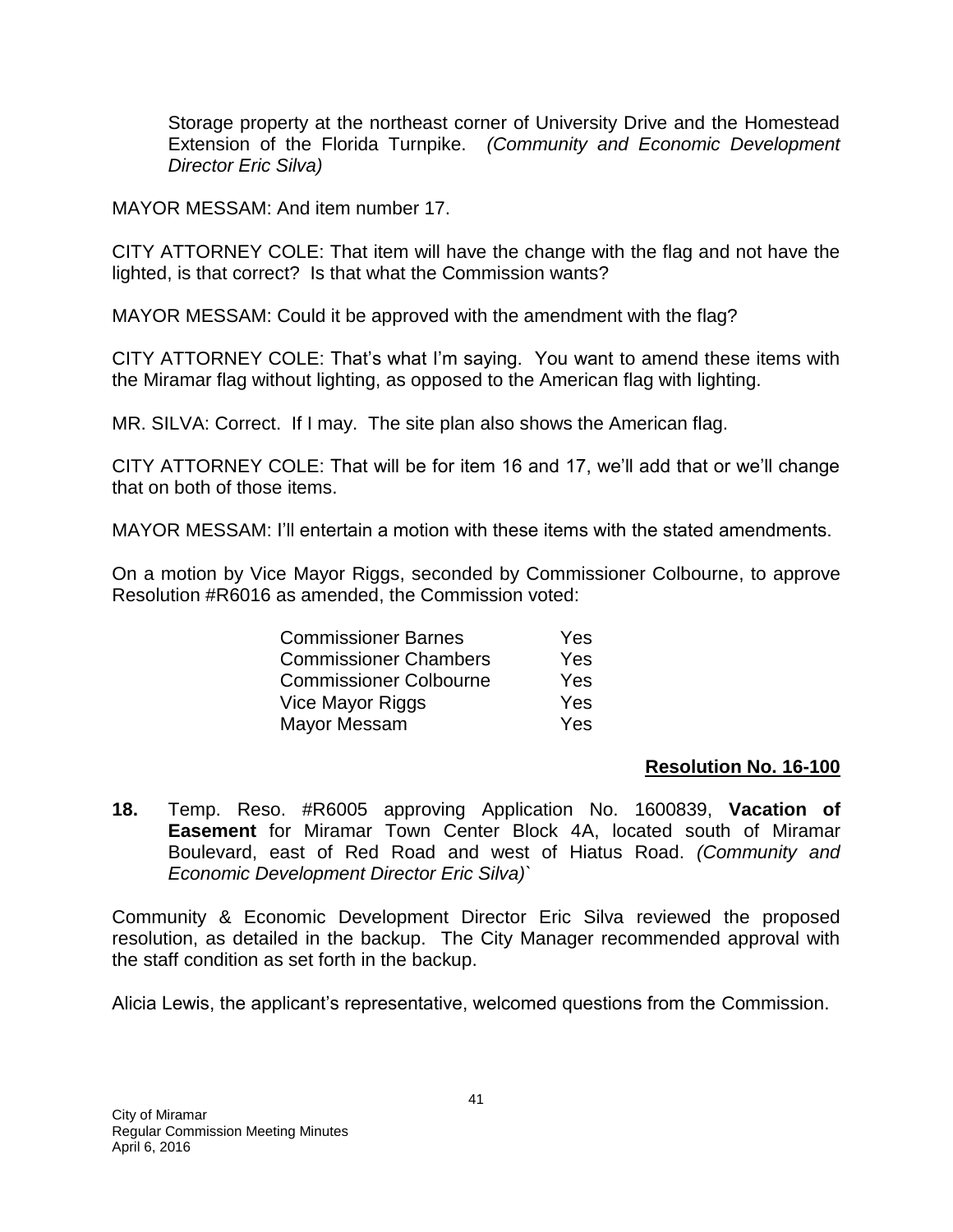Storage property at the northeast corner of University Drive and the Homestead Extension of the Florida Turnpike. *(Community and Economic Development Director Eric Silva)*

MAYOR MESSAM: And item number 17.

CITY ATTORNEY COLE: That item will have the change with the flag and not have the lighted, is that correct? Is that what the Commission wants?

MAYOR MESSAM: Could it be approved with the amendment with the flag?

CITY ATTORNEY COLE: That's what I'm saying. You want to amend these items with the Miramar flag without lighting, as opposed to the American flag with lighting.

MR. SILVA: Correct. If I may. The site plan also shows the American flag.

CITY ATTORNEY COLE: That will be for item 16 and 17, we'll add that or we'll change that on both of those items.

MAYOR MESSAM: I'll entertain a motion with these items with the stated amendments.

On a motion by Vice Mayor Riggs, seconded by Commissioner Colbourne, to approve Resolution #R6016 as amended, the Commission voted:

| | |
|---|---|
| Commissioner Barnes | Yes |
| Commissioner Chambers | Yes |
| Commissioner Colbourne | Yes |
| Vice Mayor Riggs | Yes |
| Mayor Messam | Yes |

**Resolution No. 16-100**

**18.** Temp. Reso. #R6005 approving Application No. 1600839, **Vacation of Easement** for Miramar Town Center Block 4A, located south of Miramar Boulevard, east of Red Road and west of Hiatus Road. *(Community and Economic Development Director Eric Silva)*`

Community & Economic Development Director Eric Silva reviewed the proposed resolution, as detailed in the backup. The City Manager recommended approval with the staff condition as set forth in the backup.

Alicia Lewis, the applicant's representative, welcomed questions from the Commission.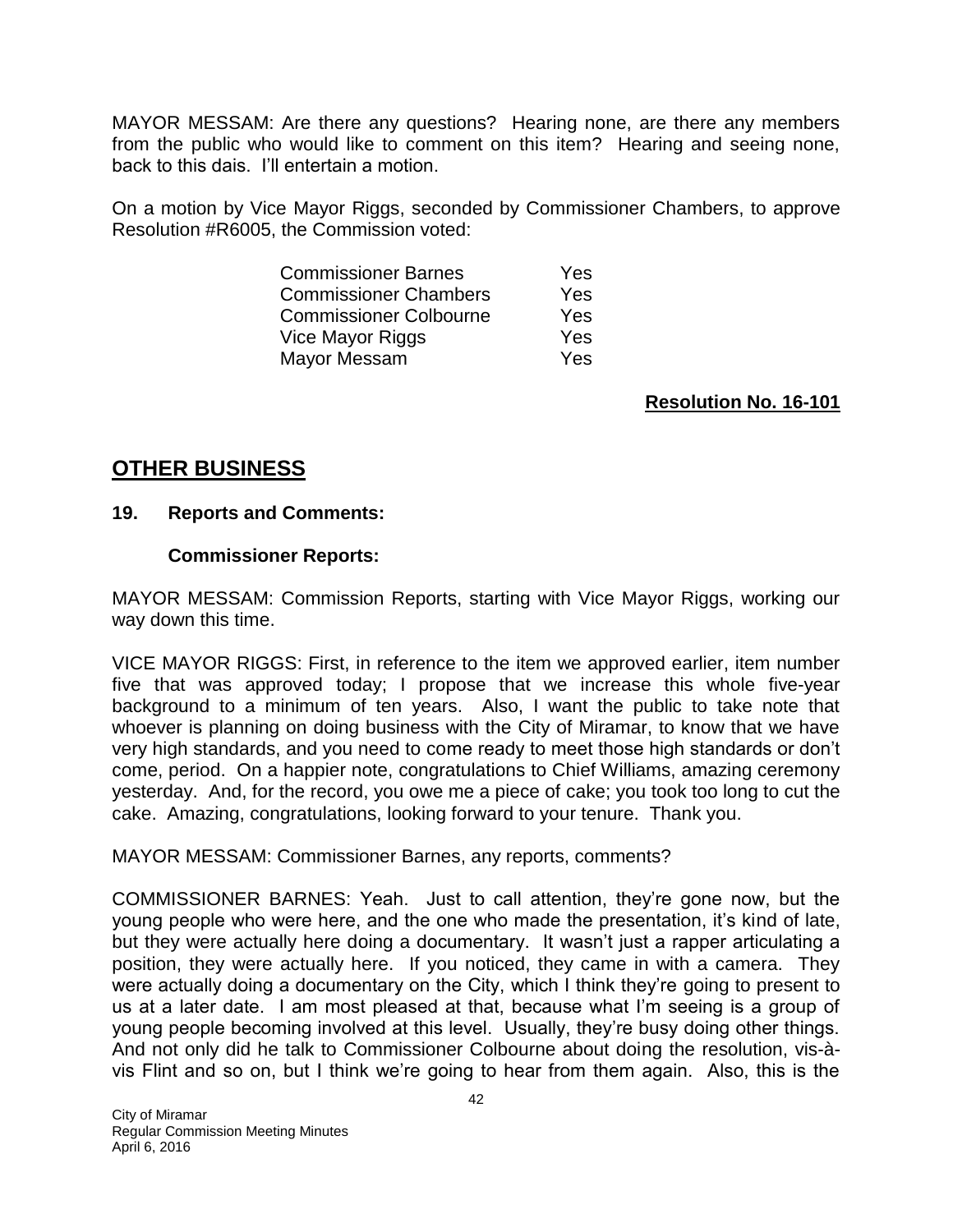MAYOR MESSAM: Are there any questions? Hearing none, are there any members from the public who would like to comment on this item? Hearing and seeing none, back to this dais. I'll entertain a motion.

On a motion by Vice Mayor Riggs, seconded by Commissioner Chambers, to approve Resolution #R6005, the Commission voted:

| | |
|---|---|
| Commissioner Barnes | Yes |
| Commissioner Chambers | Yes |
| Commissioner Colbourne | Yes |
| Vice Mayor Riggs | Yes |
| Mayor Messam | Yes |

**Resolution No. 16-101**

## OTHER BUSINESS

### 19. Reports and Comments:

#### Commissioner Reports:

MAYOR MESSAM: Commission Reports, starting with Vice Mayor Riggs, working our way down this time.

VICE MAYOR RIGGS: First, in reference to the item we approved earlier, item number five that was approved today; I propose that we increase this whole five-year background to a minimum of ten years. Also, I want the public to take note that whoever is planning on doing business with the City of Miramar, to know that we have very high standards, and you need to come ready to meet those high standards or don't come, period. On a happier note, congratulations to Chief Williams, amazing ceremony yesterday. And, for the record, you owe me a piece of cake; you took too long to cut the cake. Amazing, congratulations, looking forward to your tenure. Thank you.

MAYOR MESSAM: Commissioner Barnes, any reports, comments?

COMMISSIONER BARNES: Yeah. Just to call attention, they're gone now, but the young people who were here, and the one who made the presentation, it's kind of late, but they were actually here doing a documentary. It wasn't just a rapper articulating a position, they were actually here. If you noticed, they came in with a camera. They were actually doing a documentary on the City, which I think they're going to present to us at a later date. I am most pleased at that, because what I'm seeing is a group of young people becoming involved at this level. Usually, they're busy doing other things. And not only did he talk to Commissioner Colbourne about doing the resolution, vis-à-vis Flint and so on, but I think we're going to hear from them again. Also, this is the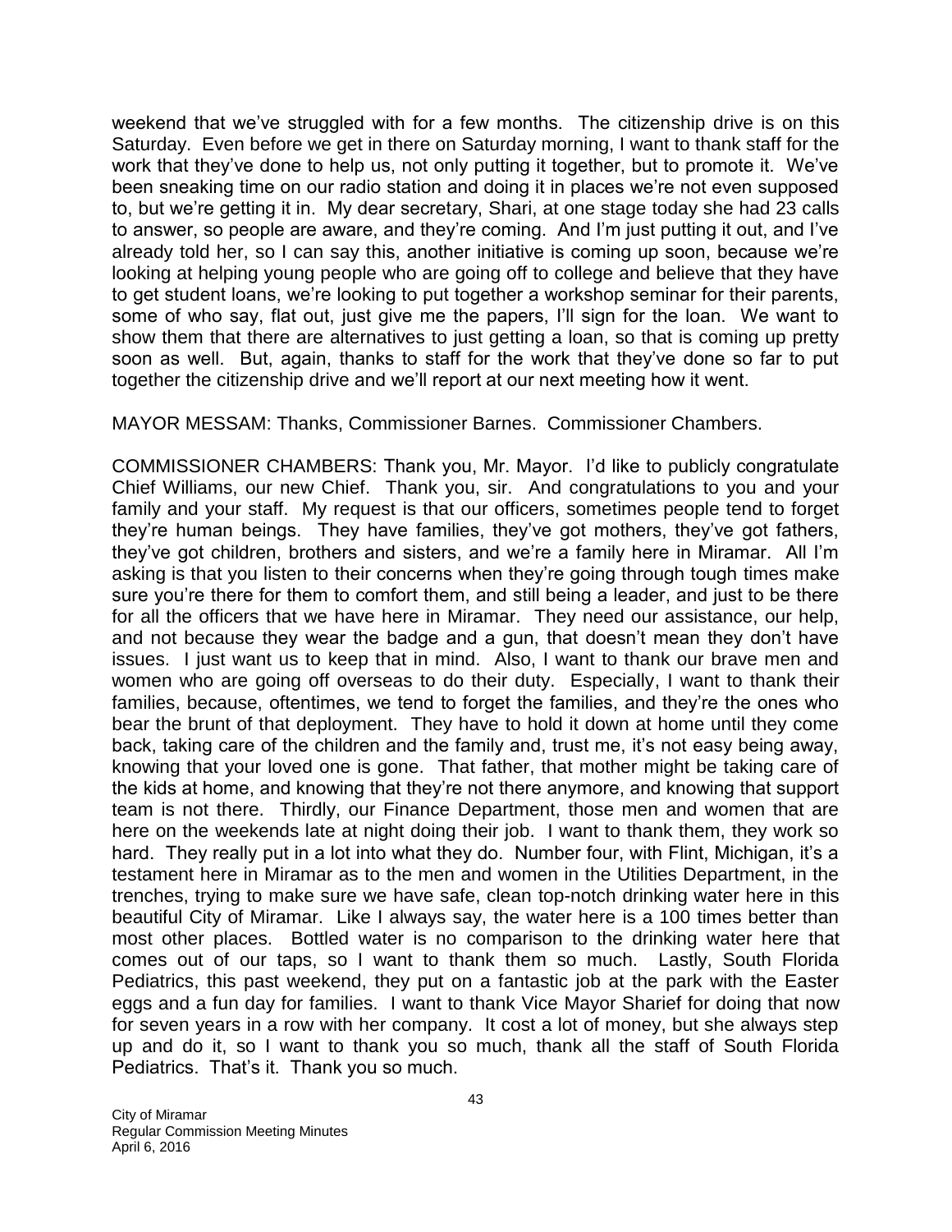weekend that we've struggled with for a few months. The citizenship drive is on this Saturday. Even before we get in there on Saturday morning, I want to thank staff for the work that they've done to help us, not only putting it together, but to promote it. We've been sneaking time on our radio station and doing it in places we're not even supposed to, but we're getting it in. My dear secretary, Shari, at one stage today she had 23 calls to answer, so people are aware, and they're coming. And I'm just putting it out, and I've already told her, so I can say this, another initiative is coming up soon, because we're looking at helping young people who are going off to college and believe that they have to get student loans, we're looking to put together a workshop seminar for their parents, some of who say, flat out, just give me the papers, I'll sign for the loan. We want to show them that there are alternatives to just getting a loan, so that is coming up pretty soon as well. But, again, thanks to staff for the work that they've done so far to put together the citizenship drive and we'll report at our next meeting how it went.

MAYOR MESSAM: Thanks, Commissioner Barnes. Commissioner Chambers.

COMMISSIONER CHAMBERS: Thank you, Mr. Mayor. I'd like to publicly congratulate Chief Williams, our new Chief. Thank you, sir. And congratulations to you and your family and your staff. My request is that our officers, sometimes people tend to forget they're human beings. They have families, they've got mothers, they've got fathers, they've got children, brothers and sisters, and we're a family here in Miramar. All I'm asking is that you listen to their concerns when they're going through tough times make sure you're there for them to comfort them, and still being a leader, and just to be there for all the officers that we have here in Miramar. They need our assistance, our help, and not because they wear the badge and a gun, that doesn't mean they don't have issues. I just want us to keep that in mind. Also, I want to thank our brave men and women who are going off overseas to do their duty. Especially, I want to thank their families, because, oftentimes, we tend to forget the families, and they're the ones who bear the brunt of that deployment. They have to hold it down at home until they come back, taking care of the children and the family and, trust me, it's not easy being away, knowing that your loved one is gone. That father, that mother might be taking care of the kids at home, and knowing that they're not there anymore, and knowing that support team is not there. Thirdly, our Finance Department, those men and women that are here on the weekends late at night doing their job. I want to thank them, they work so hard. They really put in a lot into what they do. Number four, with Flint, Michigan, it's a testament here in Miramar as to the men and women in the Utilities Department, in the trenches, trying to make sure we have safe, clean top-notch drinking water here in this beautiful City of Miramar. Like I always say, the water here is a 100 times better than most other places. Bottled water is no comparison to the drinking water here that comes out of our taps, so I want to thank them so much. Lastly, South Florida Pediatrics, this past weekend, they put on a fantastic job at the park with the Easter eggs and a fun day for families. I want to thank Vice Mayor Sharief for doing that now for seven years in a row with her company. It cost a lot of money, but she always step up and do it, so I want to thank you so much, thank all the staff of South Florida Pediatrics. That's it. Thank you so much.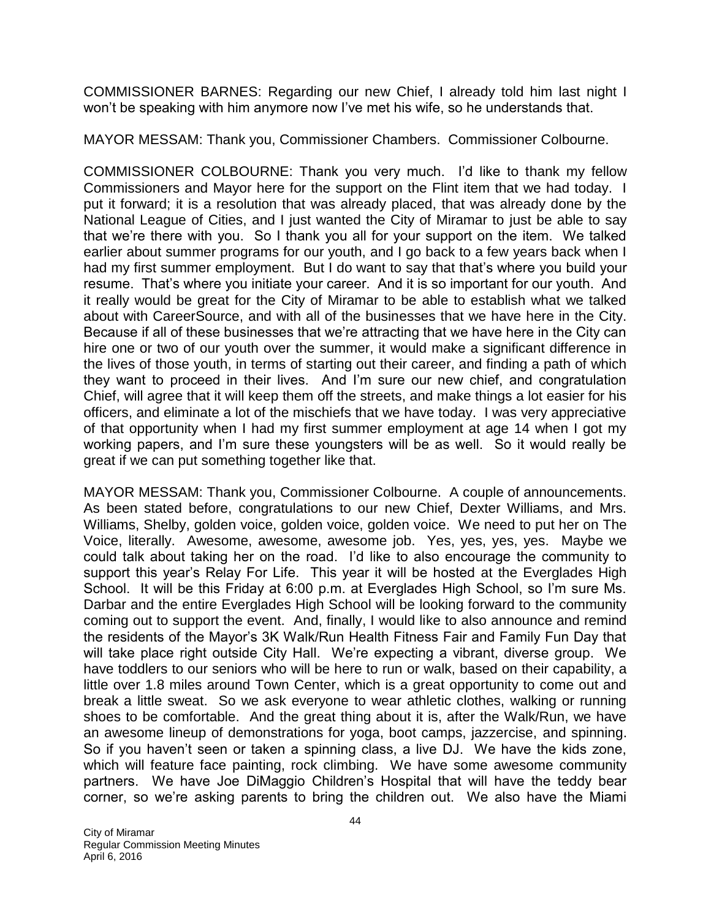COMMISSIONER BARNES: Regarding our new Chief, I already told him last night I won't be speaking with him anymore now I've met his wife, so he understands that.

MAYOR MESSAM: Thank you, Commissioner Chambers. Commissioner Colbourne.

COMMISSIONER COLBOURNE: Thank you very much. I'd like to thank my fellow Commissioners and Mayor here for the support on the Flint item that we had today. I put it forward; it is a resolution that was already placed, that was already done by the National League of Cities, and I just wanted the City of Miramar to just be able to say that we're there with you. So I thank you all for your support on the item. We talked earlier about summer programs for our youth, and I go back to a few years back when I had my first summer employment. But I do want to say that that's where you build your resume. That's where you initiate your career. And it is so important for our youth. And it really would be great for the City of Miramar to be able to establish what we talked about with CareerSource, and with all of the businesses that we have here in the City. Because if all of these businesses that we're attracting that we have here in the City can hire one or two of our youth over the summer, it would make a significant difference in the lives of those youth, in terms of starting out their career, and finding a path of which they want to proceed in their lives. And I'm sure our new chief, and congratulation Chief, will agree that it will keep them off the streets, and make things a lot easier for his officers, and eliminate a lot of the mischiefs that we have today. I was very appreciative of that opportunity when I had my first summer employment at age 14 when I got my working papers, and I'm sure these youngsters will be as well. So it would really be great if we can put something together like that.

MAYOR MESSAM: Thank you, Commissioner Colbourne. A couple of announcements. As been stated before, congratulations to our new Chief, Dexter Williams, and Mrs. Williams, Shelby, golden voice, golden voice, golden voice. We need to put her on The Voice, literally. Awesome, awesome, awesome job. Yes, yes, yes, yes. Maybe we could talk about taking her on the road. I'd like to also encourage the community to support this year's Relay For Life. This year it will be hosted at the Everglades High School. It will be this Friday at 6:00 p.m. at Everglades High School, so I'm sure Ms. Darbar and the entire Everglades High School will be looking forward to the community coming out to support the event. And, finally, I would like to also announce and remind the residents of the Mayor's 3K Walk/Run Health Fitness Fair and Family Fun Day that will take place right outside City Hall. We're expecting a vibrant, diverse group. We have toddlers to our seniors who will be here to run or walk, based on their capability, a little over 1.8 miles around Town Center, which is a great opportunity to come out and break a little sweat. So we ask everyone to wear athletic clothes, walking or running shoes to be comfortable. And the great thing about it is, after the Walk/Run, we have an awesome lineup of demonstrations for yoga, boot camps, jazzercise, and spinning. So if you haven't seen or taken a spinning class, a live DJ. We have the kids zone, which will feature face painting, rock climbing. We have some awesome community partners. We have Joe DiMaggio Children's Hospital that will have the teddy bear corner, so we're asking parents to bring the children out. We also have the Miami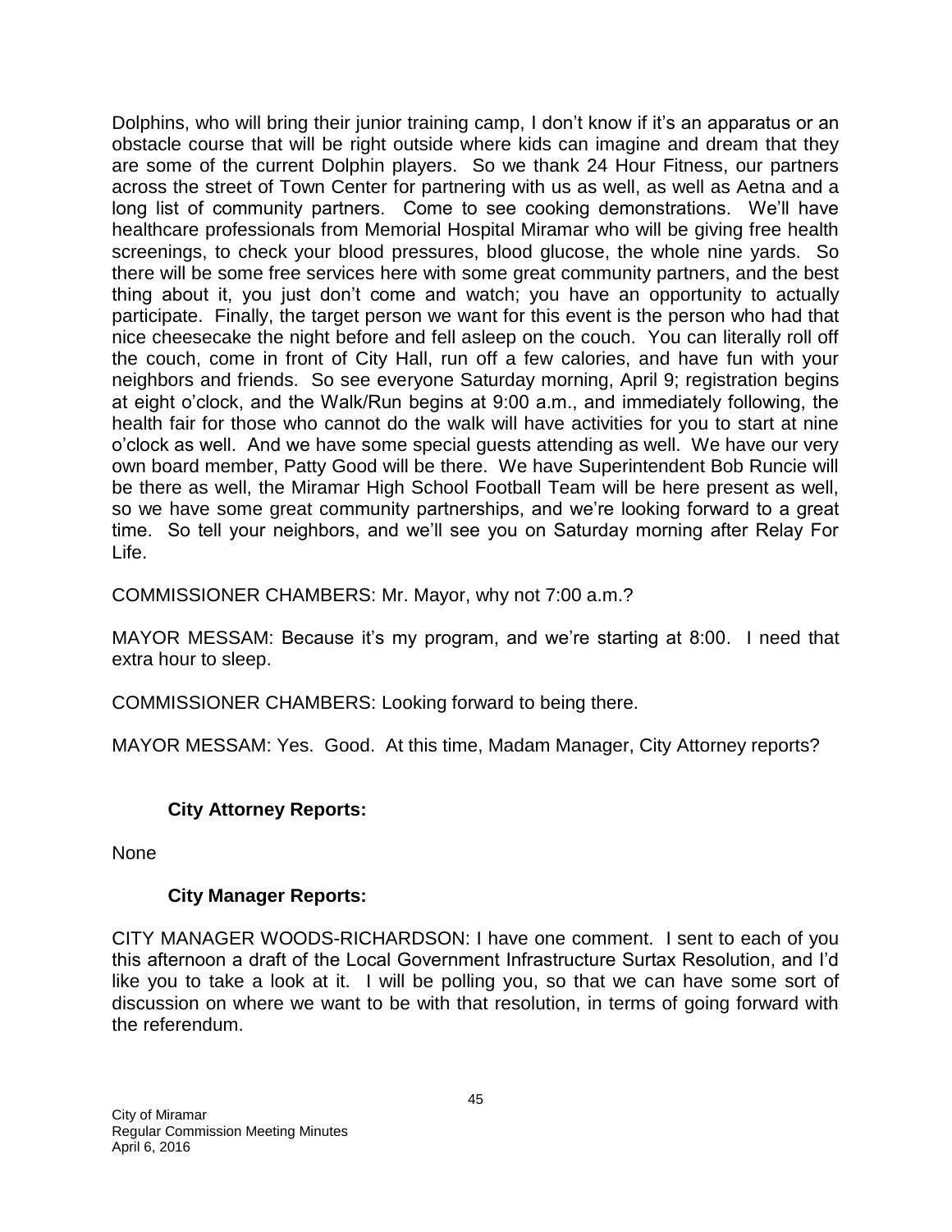Dolphins, who will bring their junior training camp, I don't know if it's an apparatus or an obstacle course that will be right outside where kids can imagine and dream that they are some of the current Dolphin players. So we thank 24 Hour Fitness, our partners across the street of Town Center for partnering with us as well, as well as Aetna and a long list of community partners. Come to see cooking demonstrations. We'll have healthcare professionals from Memorial Hospital Miramar who will be giving free health screenings, to check your blood pressures, blood glucose, the whole nine yards. So there will be some free services here with some great community partners, and the best thing about it, you just don't come and watch; you have an opportunity to actually participate. Finally, the target person we want for this event is the person who had that nice cheesecake the night before and fell asleep on the couch. You can literally roll off the couch, come in front of City Hall, run off a few calories, and have fun with your neighbors and friends. So see everyone Saturday morning, April 9; registration begins at eight o'clock, and the Walk/Run begins at 9:00 a.m., and immediately following, the health fair for those who cannot do the walk will have activities for you to start at nine o'clock as well. And we have some special guests attending as well. We have our very own board member, Patty Good will be there. We have Superintendent Bob Runcie will be there as well, the Miramar High School Football Team will be here present as well, so we have some great community partnerships, and we're looking forward to a great time. So tell your neighbors, and we'll see you on Saturday morning after Relay For Life.

COMMISSIONER CHAMBERS: Mr. Mayor, why not 7:00 a.m.?

MAYOR MESSAM: Because it's my program, and we're starting at 8:00. I need that extra hour to sleep.

COMMISSIONER CHAMBERS: Looking forward to being there.

MAYOR MESSAM: Yes. Good. At this time, Madam Manager, City Attorney reports?

**City Attorney Reports:**

None

**City Manager Reports:**

CITY MANAGER WOODS-RICHARDSON: I have one comment. I sent to each of you this afternoon a draft of the Local Government Infrastructure Surtax Resolution, and I'd like you to take a look at it. I will be polling you, so that we can have some sort of discussion on where we want to be with that resolution, in terms of going forward with the referendum.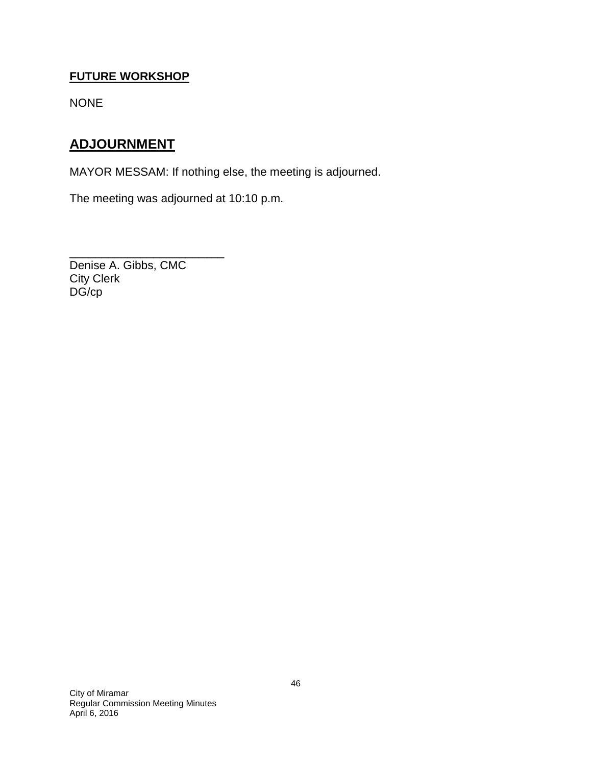**FUTURE WORKSHOP**

NONE

## ADJOURNMENT

MAYOR MESSAM: If nothing else, the meeting is adjourned.

The meeting was adjourned at 10:10 p.m.

________________________
Denise A. Gibbs, CMC
City Clerk
DG/cp